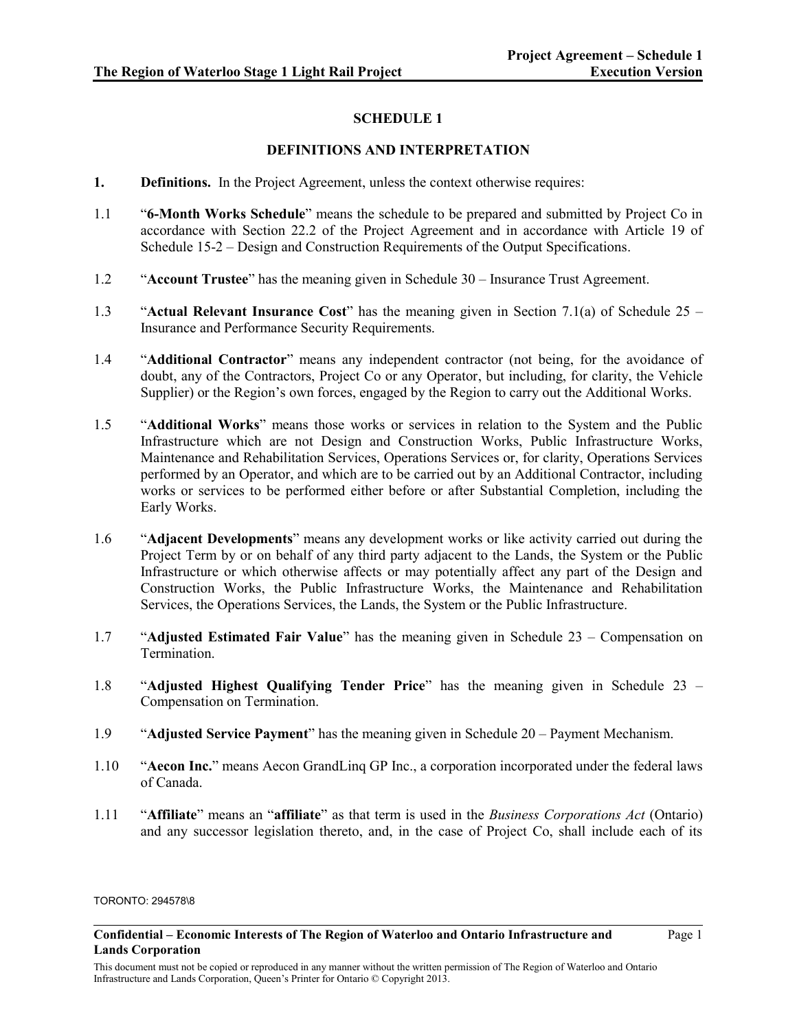## SCHEDULE 1

## DEFINITIONS AND INTERPRETATION

**1. Definitions.** In the Project Agreement, unless the context otherwise requires:

1.1 "**6-Month Works Schedule**" means the schedule to be prepared and submitted by Project Co in accordance with Section 22.2 of the Project Agreement and in accordance with Article 19 of Schedule 15-2 – Design and Construction Requirements of the Output Specifications.

1.2 "**Account Trustee**" has the meaning given in Schedule 30 – Insurance Trust Agreement.

1.3 "**Actual Relevant Insurance Cost**" has the meaning given in Section 7.1(a) of Schedule 25 – Insurance and Performance Security Requirements.

1.4 "**Additional Contractor**" means any independent contractor (not being, for the avoidance of doubt, any of the Contractors, Project Co or any Operator, but including, for clarity, the Vehicle Supplier) or the Region's own forces, engaged by the Region to carry out the Additional Works.

1.5 "**Additional Works**" means those works or services in relation to the System and the Public Infrastructure which are not Design and Construction Works, Public Infrastructure Works, Maintenance and Rehabilitation Services, Operations Services or, for clarity, Operations Services performed by an Operator, and which are to be carried out by an Additional Contractor, including works or services to be performed either before or after Substantial Completion, including the Early Works.

1.6 "**Adjacent Developments**" means any development works or like activity carried out during the Project Term by or on behalf of any third party adjacent to the Lands, the System or the Public Infrastructure or which otherwise affects or may potentially affect any part of the Design and Construction Works, the Public Infrastructure Works, the Maintenance and Rehabilitation Services, the Operations Services, the Lands, the System or the Public Infrastructure.

1.7 "**Adjusted Estimated Fair Value**" has the meaning given in Schedule 23 – Compensation on Termination.

1.8 "**Adjusted Highest Qualifying Tender Price**" has the meaning given in Schedule 23 – Compensation on Termination.

1.9 "**Adjusted Service Payment**" has the meaning given in Schedule 20 – Payment Mechanism.

1.10 "**Aecon Inc.**" means Aecon GrandLinq GP Inc., a corporation incorporated under the federal laws of Canada.

1.11 "**Affiliate**" means an "**affiliate**" as that term is used in the *Business Corporations Act* (Ontario) and any successor legislation thereto, and, in the case of Project Co, shall include each of its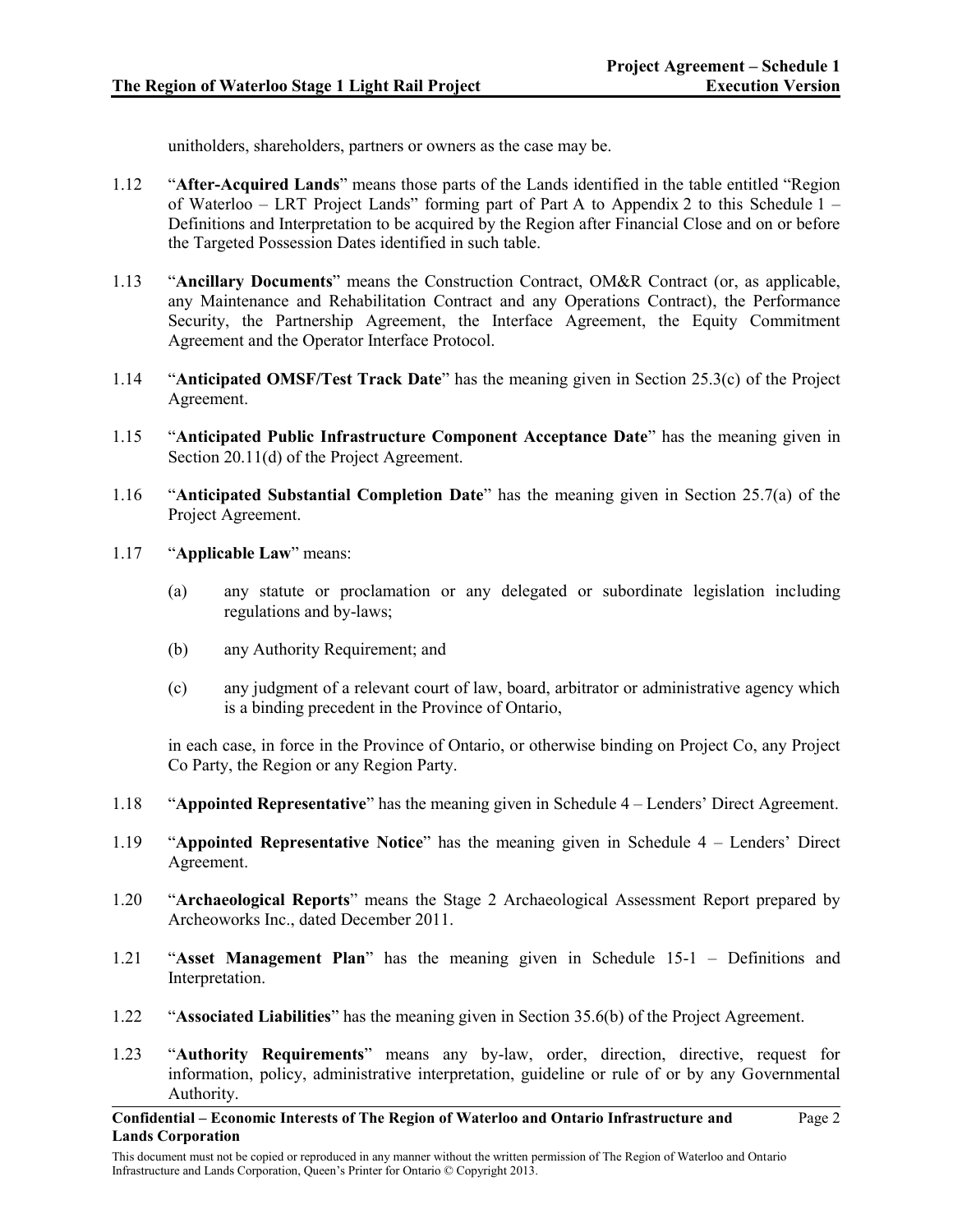unitholders, shareholders, partners or owners as the case may be.

1.12 "**After-Acquired Lands**" means those parts of the Lands identified in the table entitled "Region of Waterloo – LRT Project Lands" forming part of Part A to Appendix 2 to this Schedule 1 – Definitions and Interpretation to be acquired by the Region after Financial Close and on or before the Targeted Possession Dates identified in such table.

1.13 "**Ancillary Documents**" means the Construction Contract, OM&R Contract (or, as applicable, any Maintenance and Rehabilitation Contract and any Operations Contract), the Performance Security, the Partnership Agreement, the Interface Agreement, the Equity Commitment Agreement and the Operator Interface Protocol.

1.14 "**Anticipated OMSF/Test Track Date**" has the meaning given in Section 25.3(c) of the Project Agreement.

1.15 "**Anticipated Public Infrastructure Component Acceptance Date**" has the meaning given in Section 20.11(d) of the Project Agreement.

1.16 "**Anticipated Substantial Completion Date**" has the meaning given in Section 25.7(a) of the Project Agreement.

1.17 "**Applicable Law**" means:

(a) any statute or proclamation or any delegated or subordinate legislation including regulations and by-laws;

(b) any Authority Requirement; and

(c) any judgment of a relevant court of law, board, arbitrator or administrative agency which is a binding precedent in the Province of Ontario,

in each case, in force in the Province of Ontario, or otherwise binding on Project Co, any Project Co Party, the Region or any Region Party.

1.18 "**Appointed Representative**" has the meaning given in Schedule 4 – Lenders' Direct Agreement.

1.19 "**Appointed Representative Notice**" has the meaning given in Schedule 4 – Lenders' Direct Agreement.

1.20 "**Archaeological Reports**" means the Stage 2 Archaeological Assessment Report prepared by Archeoworks Inc., dated December 2011.

1.21 "**Asset Management Plan**" has the meaning given in Schedule 15-1 – Definitions and Interpretation.

1.22 "**Associated Liabilities**" has the meaning given in Section 35.6(b) of the Project Agreement.

1.23 "**Authority Requirements**" means any by-law, order, direction, directive, request for information, policy, administrative interpretation, guideline or rule of or by any Governmental Authority.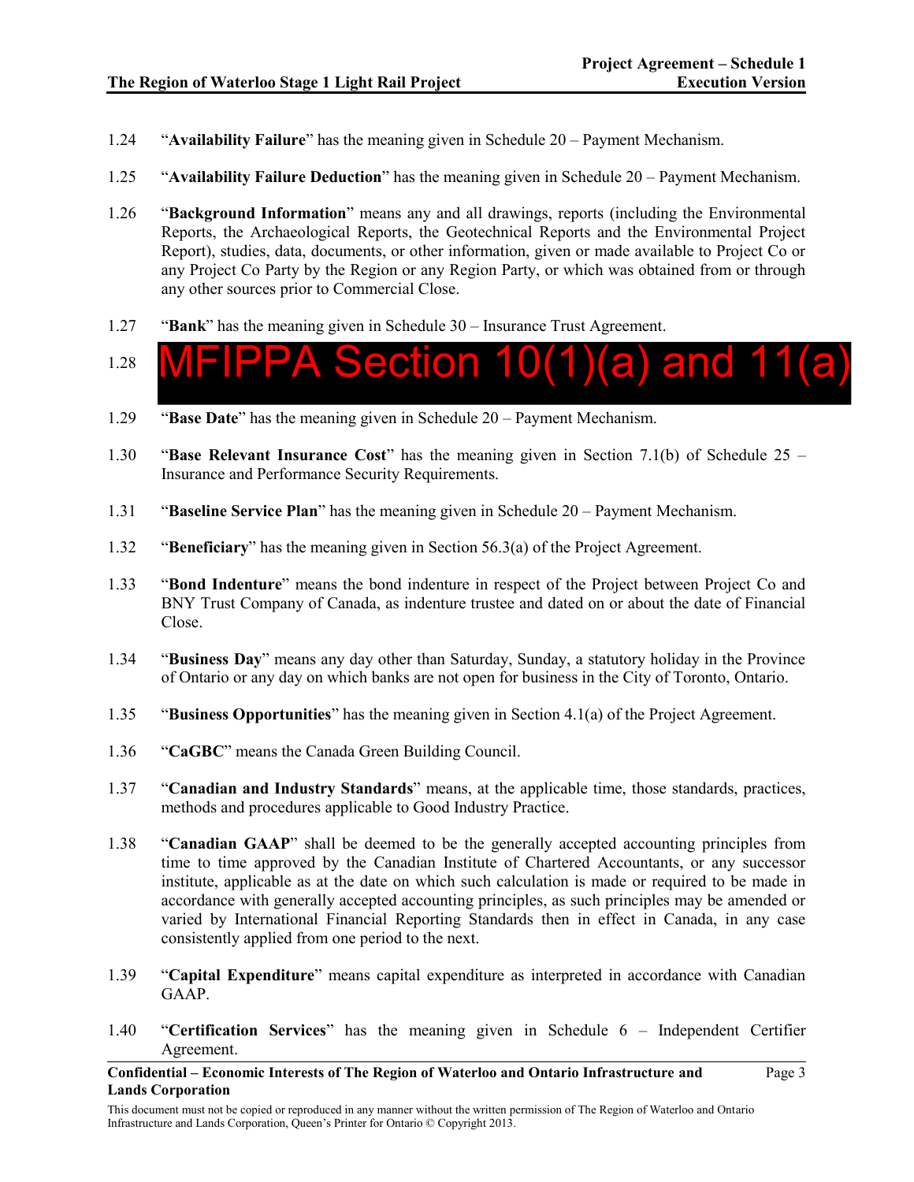1.24 "**Availability Failure**" has the meaning given in Schedule 20 – Payment Mechanism.

1.25 "**Availability Failure Deduction**" has the meaning given in Schedule 20 – Payment Mechanism.

1.26 "**Background Information**" means any and all drawings, reports (including the Environmental Reports, the Archaeological Reports, the Geotechnical Reports and the Environmental Project Report), studies, data, documents, or other information, given or made available to Project Co or any Project Co Party by the Region or any Region Party, or which was obtained from or through any other sources prior to Commercial Close.

1.27 "**Bank**" has the meaning given in Schedule 30 – Insurance Trust Agreement.

1.28 MFIPPA Section 10(1)(a) and 11(a)

1.29 "**Base Date**" has the meaning given in Schedule 20 – Payment Mechanism.

1.30 "**Base Relevant Insurance Cost**" has the meaning given in Section 7.1(b) of Schedule 25 – Insurance and Performance Security Requirements.

1.31 "**Baseline Service Plan**" has the meaning given in Schedule 20 – Payment Mechanism.

1.32 "**Beneficiary**" has the meaning given in Section 56.3(a) of the Project Agreement.

1.33 "**Bond Indenture**" means the bond indenture in respect of the Project between Project Co and BNY Trust Company of Canada, as indenture trustee and dated on or about the date of Financial Close.

1.34 "**Business Day**" means any day other than Saturday, Sunday, a statutory holiday in the Province of Ontario or any day on which banks are not open for business in the City of Toronto, Ontario.

1.35 "**Business Opportunities**" has the meaning given in Section 4.1(a) of the Project Agreement.

1.36 "**CaGBC**" means the Canada Green Building Council.

1.37 "**Canadian and Industry Standards**" means, at the applicable time, those standards, practices, methods and procedures applicable to Good Industry Practice.

1.38 "**Canadian GAAP**" shall be deemed to be the generally accepted accounting principles from time to time approved by the Canadian Institute of Chartered Accountants, or any successor institute, applicable as at the date on which such calculation is made or required to be made in accordance with generally accepted accounting principles, as such principles may be amended or varied by International Financial Reporting Standards then in effect in Canada, in any case consistently applied from one period to the next.

1.39 "**Capital Expenditure**" means capital expenditure as interpreted in accordance with Canadian GAAP.

1.40 "**Certification Services**" has the meaning given in Schedule 6 – Independent Certifier Agreement.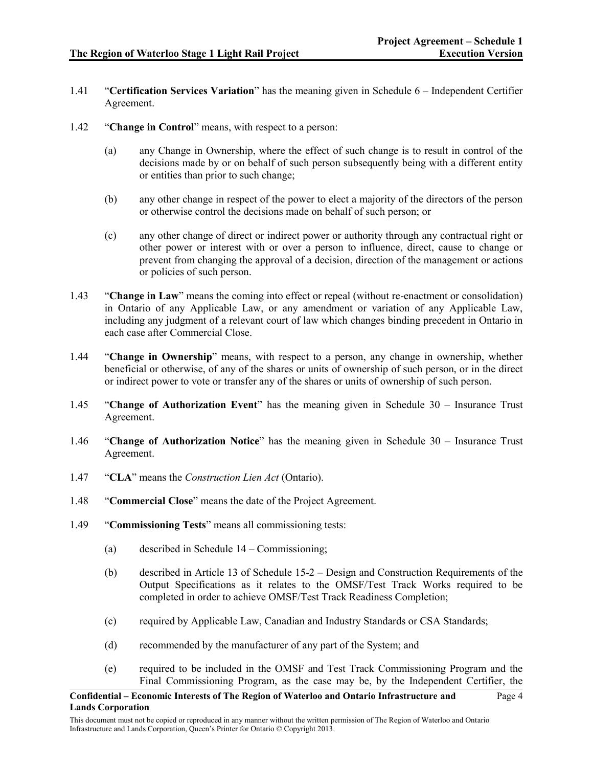1.41 "**Certification Services Variation**" has the meaning given in Schedule 6 – Independent Certifier Agreement.

1.42 "**Change in Control**" means, with respect to a person:

(a) any Change in Ownership, where the effect of such change is to result in control of the decisions made by or on behalf of such person subsequently being with a different entity or entities than prior to such change;

(b) any other change in respect of the power to elect a majority of the directors of the person or otherwise control the decisions made on behalf of such person; or

(c) any other change of direct or indirect power or authority through any contractual right or other power or interest with or over a person to influence, direct, cause to change or prevent from changing the approval of a decision, direction of the management or actions or policies of such person.

1.43 "**Change in Law**" means the coming into effect or repeal (without re-enactment or consolidation) in Ontario of any Applicable Law, or any amendment or variation of any Applicable Law, including any judgment of a relevant court of law which changes binding precedent in Ontario in each case after Commercial Close.

1.44 "**Change in Ownership**" means, with respect to a person, any change in ownership, whether beneficial or otherwise, of any of the shares or units of ownership of such person, or in the direct or indirect power to vote or transfer any of the shares or units of ownership of such person.

1.45 "**Change of Authorization Event**" has the meaning given in Schedule 30 – Insurance Trust Agreement.

1.46 "**Change of Authorization Notice**" has the meaning given in Schedule 30 – Insurance Trust Agreement.

1.47 "**CLA**" means the *Construction Lien Act* (Ontario).

1.48 "**Commercial Close**" means the date of the Project Agreement.

1.49 "**Commissioning Tests**" means all commissioning tests:

(a) described in Schedule 14 – Commissioning;

(b) described in Article 13 of Schedule 15-2 – Design and Construction Requirements of the Output Specifications as it relates to the OMSF/Test Track Works required to be completed in order to achieve OMSF/Test Track Readiness Completion;

(c) required by Applicable Law, Canadian and Industry Standards or CSA Standards;

(d) recommended by the manufacturer of any part of the System; and

(e) required to be included in the OMSF and Test Track Commissioning Program and the Final Commissioning Program, as the case may be, by the Independent Certifier, the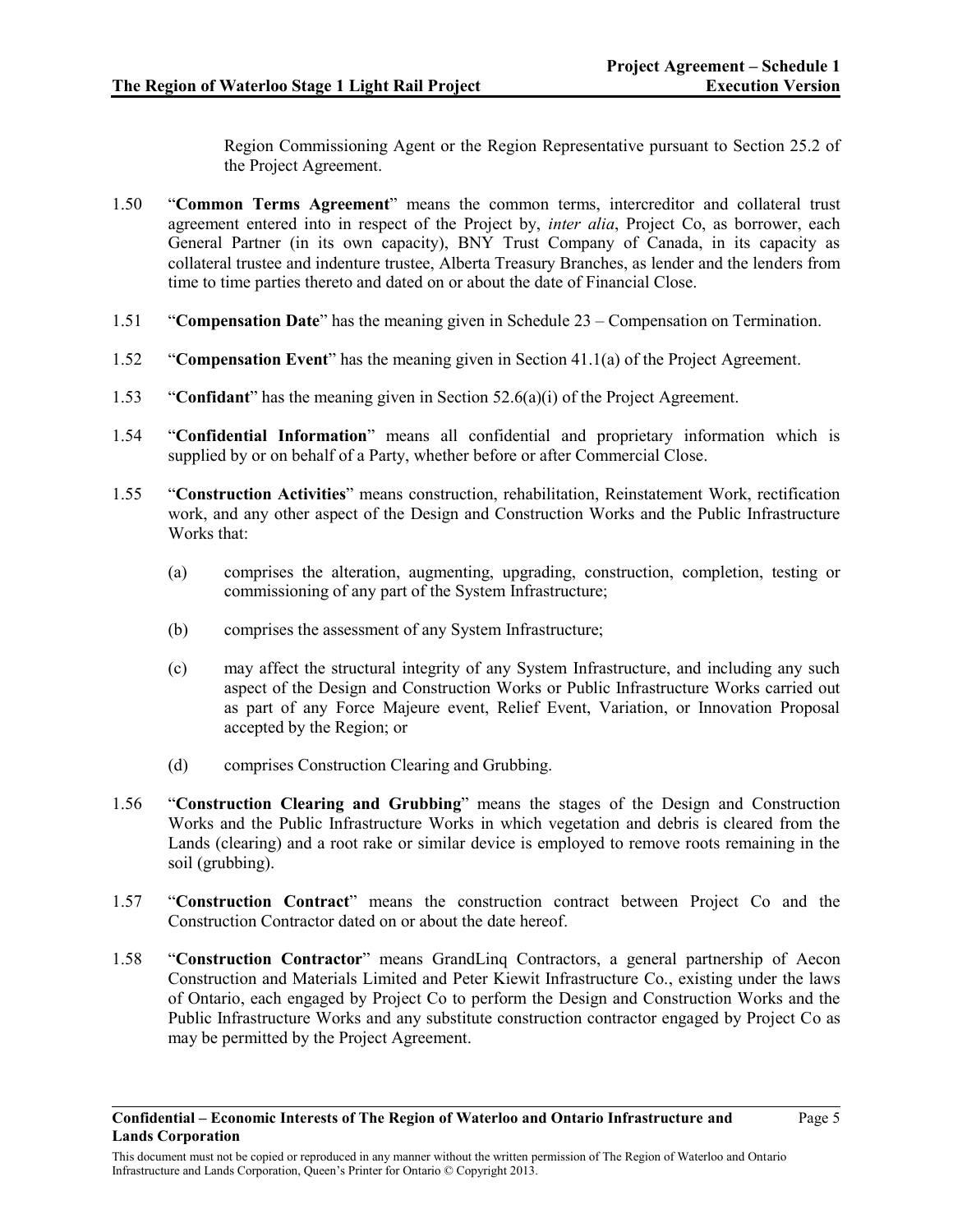Region Commissioning Agent or the Region Representative pursuant to Section 25.2 of the Project Agreement.

1.50 "**Common Terms Agreement**" means the common terms, intercreditor and collateral trust agreement entered into in respect of the Project by, *inter alia*, Project Co, as borrower, each General Partner (in its own capacity), BNY Trust Company of Canada, in its capacity as collateral trustee and indenture trustee, Alberta Treasury Branches, as lender and the lenders from time to time parties thereto and dated on or about the date of Financial Close.

1.51 "**Compensation Date**" has the meaning given in Schedule 23 – Compensation on Termination.

1.52 "**Compensation Event**" has the meaning given in Section 41.1(a) of the Project Agreement.

1.53 "**Confidant**" has the meaning given in Section 52.6(a)(i) of the Project Agreement.

1.54 "**Confidential Information**" means all confidential and proprietary information which is supplied by or on behalf of a Party, whether before or after Commercial Close.

1.55 "**Construction Activities**" means construction, rehabilitation, Reinstatement Work, rectification work, and any other aspect of the Design and Construction Works and the Public Infrastructure Works that:

(a) comprises the alteration, augmenting, upgrading, construction, completion, testing or commissioning of any part of the System Infrastructure;

(b) comprises the assessment of any System Infrastructure;

(c) may affect the structural integrity of any System Infrastructure, and including any such aspect of the Design and Construction Works or Public Infrastructure Works carried out as part of any Force Majeure event, Relief Event, Variation, or Innovation Proposal accepted by the Region; or

(d) comprises Construction Clearing and Grubbing.

1.56 "**Construction Clearing and Grubbing**" means the stages of the Design and Construction Works and the Public Infrastructure Works in which vegetation and debris is cleared from the Lands (clearing) and a root rake or similar device is employed to remove roots remaining in the soil (grubbing).

1.57 "**Construction Contract**" means the construction contract between Project Co and the Construction Contractor dated on or about the date hereof.

1.58 "**Construction Contractor**" means GrandLinq Contractors, a general partnership of Aecon Construction and Materials Limited and Peter Kiewit Infrastructure Co., existing under the laws of Ontario, each engaged by Project Co to perform the Design and Construction Works and the Public Infrastructure Works and any substitute construction contractor engaged by Project Co as may be permitted by the Project Agreement.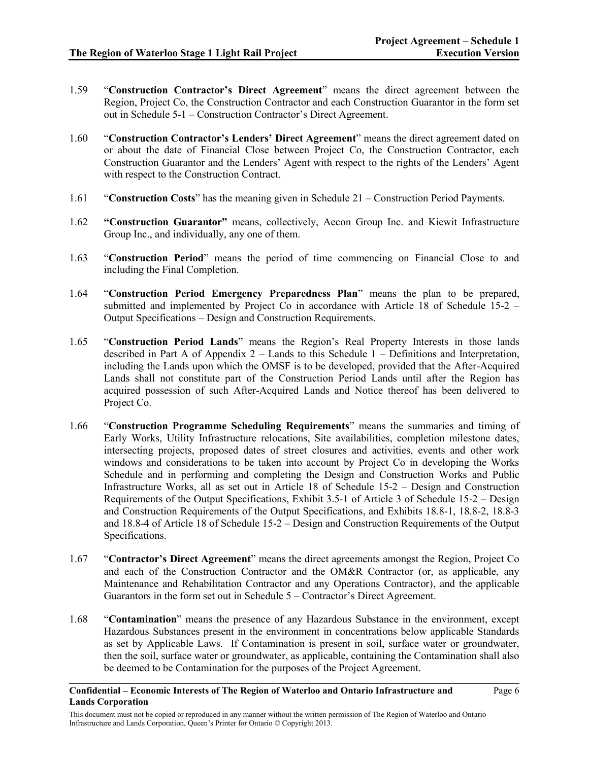1.59 "**Construction Contractor's Direct Agreement**" means the direct agreement between the Region, Project Co, the Construction Contractor and each Construction Guarantor in the form set out in Schedule 5-1 – Construction Contractor's Direct Agreement.

1.60 "**Construction Contractor's Lenders' Direct Agreement**" means the direct agreement dated on or about the date of Financial Close between Project Co, the Construction Contractor, each Construction Guarantor and the Lenders' Agent with respect to the rights of the Lenders' Agent with respect to the Construction Contract.

1.61 "**Construction Costs**" has the meaning given in Schedule 21 – Construction Period Payments.

1.62 **"Construction Guarantor"** means, collectively, Aecon Group Inc. and Kiewit Infrastructure Group Inc., and individually, any one of them.

1.63 "**Construction Period**" means the period of time commencing on Financial Close to and including the Final Completion.

1.64 "**Construction Period Emergency Preparedness Plan**" means the plan to be prepared, submitted and implemented by Project Co in accordance with Article 18 of Schedule 15-2 – Output Specifications – Design and Construction Requirements.

1.65 "**Construction Period Lands**" means the Region's Real Property Interests in those lands described in Part A of Appendix 2 – Lands to this Schedule 1 – Definitions and Interpretation, including the Lands upon which the OMSF is to be developed, provided that the After-Acquired Lands shall not constitute part of the Construction Period Lands until after the Region has acquired possession of such After-Acquired Lands and Notice thereof has been delivered to Project Co.

1.66 "**Construction Programme Scheduling Requirements**" means the summaries and timing of Early Works, Utility Infrastructure relocations, Site availabilities, completion milestone dates, intersecting projects, proposed dates of street closures and activities, events and other work windows and considerations to be taken into account by Project Co in developing the Works Schedule and in performing and completing the Design and Construction Works and Public Infrastructure Works, all as set out in Article 18 of Schedule 15-2 – Design and Construction Requirements of the Output Specifications, Exhibit 3.5-1 of Article 3 of Schedule 15-2 – Design and Construction Requirements of the Output Specifications, and Exhibits 18.8-1, 18.8-2, 18.8-3 and 18.8-4 of Article 18 of Schedule 15-2 – Design and Construction Requirements of the Output Specifications.

1.67 "**Contractor's Direct Agreement**" means the direct agreements amongst the Region, Project Co and each of the Construction Contractor and the OM&R Contractor (or, as applicable, any Maintenance and Rehabilitation Contractor and any Operations Contractor), and the applicable Guarantors in the form set out in Schedule 5 – Contractor's Direct Agreement.

1.68 "**Contamination**" means the presence of any Hazardous Substance in the environment, except Hazardous Substances present in the environment in concentrations below applicable Standards as set by Applicable Laws. If Contamination is present in soil, surface water or groundwater, then the soil, surface water or groundwater, as applicable, containing the Contamination shall also be deemed to be Contamination for the purposes of the Project Agreement.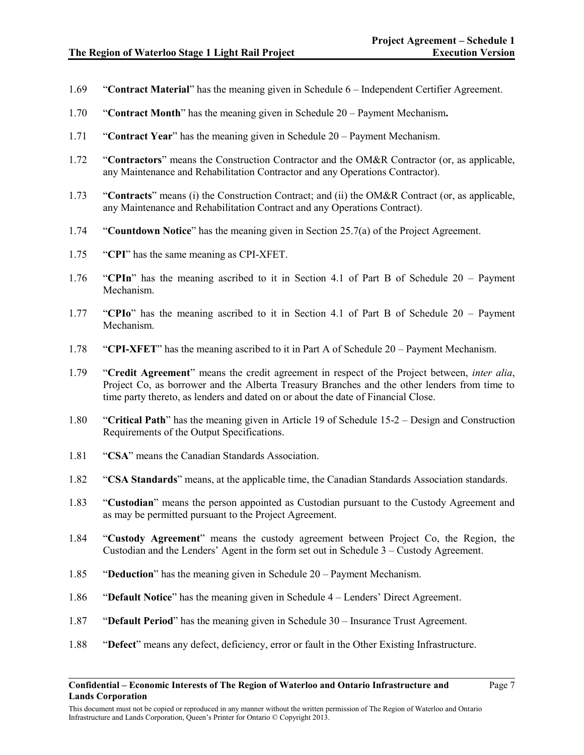1.69 “**Contract Material**” has the meaning given in Schedule 6 – Independent Certifier Agreement.

1.70 “**Contract Month**” has the meaning given in Schedule 20 – Payment Mechanism**.**

1.71 “**Contract Year**” has the meaning given in Schedule 20 – Payment Mechanism.

1.72 “**Contractors**” means the Construction Contractor and the OM&R Contractor (or, as applicable, any Maintenance and Rehabilitation Contractor and any Operations Contractor).

1.73 “**Contracts**” means (i) the Construction Contract; and (ii) the OM&R Contract (or, as applicable, any Maintenance and Rehabilitation Contract and any Operations Contract).

1.74 “**Countdown Notice**” has the meaning given in Section 25.7(a) of the Project Agreement.

1.75 “**CPI**” has the same meaning as CPI-XFET.

1.76 “**CPIn**” has the meaning ascribed to it in Section 4.1 of Part B of Schedule 20 – Payment Mechanism.

1.77 “**CPIo**” has the meaning ascribed to it in Section 4.1 of Part B of Schedule 20 – Payment Mechanism.

1.78 “**CPI-XFET**” has the meaning ascribed to it in Part A of Schedule 20 – Payment Mechanism.

1.79 “**Credit Agreement**” means the credit agreement in respect of the Project between, *inter alia*, Project Co, as borrower and the Alberta Treasury Branches and the other lenders from time to time party thereto, as lenders and dated on or about the date of Financial Close.

1.80 “**Critical Path**” has the meaning given in Article 19 of Schedule 15-2 – Design and Construction Requirements of the Output Specifications.

1.81 “**CSA**” means the Canadian Standards Association.

1.82 “**CSA Standards**” means, at the applicable time, the Canadian Standards Association standards.

1.83 “**Custodian**” means the person appointed as Custodian pursuant to the Custody Agreement and as may be permitted pursuant to the Project Agreement.

1.84 “**Custody Agreement**” means the custody agreement between Project Co, the Region, the Custodian and the Lenders’ Agent in the form set out in Schedule 3 – Custody Agreement.

1.85 “**Deduction**” has the meaning given in Schedule 20 – Payment Mechanism.

1.86 “**Default Notice**” has the meaning given in Schedule 4 – Lenders’ Direct Agreement.

1.87 “**Default Period**” has the meaning given in Schedule 30 – Insurance Trust Agreement.

1.88 “**Defect**” means any defect, deficiency, error or fault in the Other Existing Infrastructure.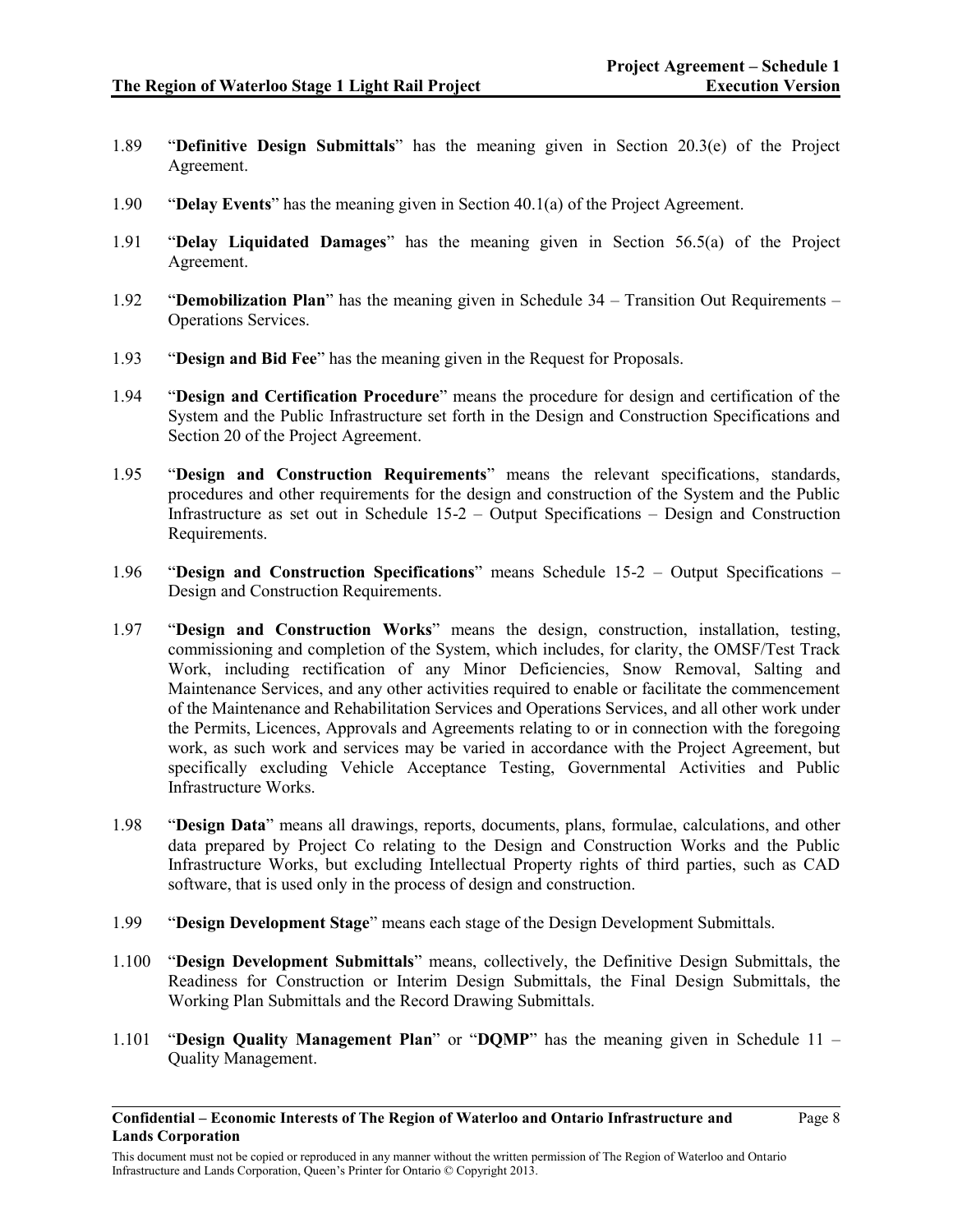1.89 "**Definitive Design Submittals**" has the meaning given in Section 20.3(e) of the Project Agreement.

1.90 "**Delay Events**" has the meaning given in Section 40.1(a) of the Project Agreement.

1.91 "**Delay Liquidated Damages**" has the meaning given in Section 56.5(a) of the Project Agreement.

1.92 "**Demobilization Plan**" has the meaning given in Schedule 34 – Transition Out Requirements – Operations Services.

1.93 "**Design and Bid Fee**" has the meaning given in the Request for Proposals.

1.94 "**Design and Certification Procedure**" means the procedure for design and certification of the System and the Public Infrastructure set forth in the Design and Construction Specifications and Section 20 of the Project Agreement.

1.95 "**Design and Construction Requirements**" means the relevant specifications, standards, procedures and other requirements for the design and construction of the System and the Public Infrastructure as set out in Schedule 15-2 – Output Specifications – Design and Construction Requirements.

1.96 "**Design and Construction Specifications**" means Schedule 15-2 – Output Specifications – Design and Construction Requirements.

1.97 "**Design and Construction Works**" means the design, construction, installation, testing, commissioning and completion of the System, which includes, for clarity, the OMSF/Test Track Work, including rectification of any Minor Deficiencies, Snow Removal, Salting and Maintenance Services, and any other activities required to enable or facilitate the commencement of the Maintenance and Rehabilitation Services and Operations Services, and all other work under the Permits, Licences, Approvals and Agreements relating to or in connection with the foregoing work, as such work and services may be varied in accordance with the Project Agreement, but specifically excluding Vehicle Acceptance Testing, Governmental Activities and Public Infrastructure Works.

1.98 "**Design Data**" means all drawings, reports, documents, plans, formulae, calculations, and other data prepared by Project Co relating to the Design and Construction Works and the Public Infrastructure Works, but excluding Intellectual Property rights of third parties, such as CAD software, that is used only in the process of design and construction.

1.99 "**Design Development Stage**" means each stage of the Design Development Submittals.

1.100 "**Design Development Submittals**" means, collectively, the Definitive Design Submittals, the Readiness for Construction or Interim Design Submittals, the Final Design Submittals, the Working Plan Submittals and the Record Drawing Submittals.

1.101 "**Design Quality Management Plan**" or "**DQMP**" has the meaning given in Schedule 11 – Quality Management.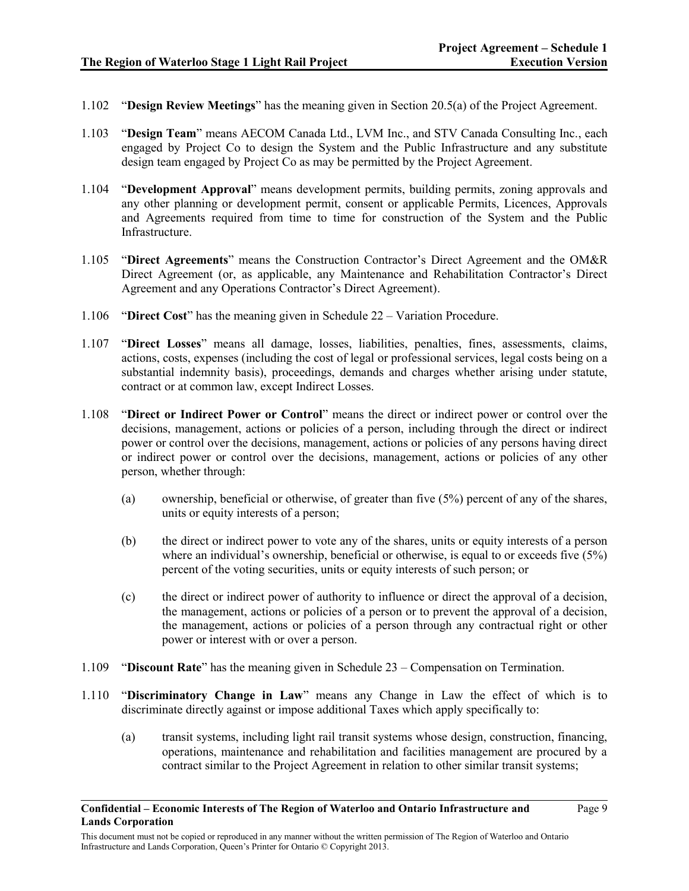1.102 "**Design Review Meetings**" has the meaning given in Section 20.5(a) of the Project Agreement.

1.103 "**Design Team**" means AECOM Canada Ltd., LVM Inc., and STV Canada Consulting Inc., each engaged by Project Co to design the System and the Public Infrastructure and any substitute design team engaged by Project Co as may be permitted by the Project Agreement.

1.104 "**Development Approval**" means development permits, building permits, zoning approvals and any other planning or development permit, consent or applicable Permits, Licences, Approvals and Agreements required from time to time for construction of the System and the Public Infrastructure.

1.105 "**Direct Agreements**" means the Construction Contractor's Direct Agreement and the OM&R Direct Agreement (or, as applicable, any Maintenance and Rehabilitation Contractor's Direct Agreement and any Operations Contractor's Direct Agreement).

1.106 "**Direct Cost**" has the meaning given in Schedule 22 – Variation Procedure.

1.107 "**Direct Losses**" means all damage, losses, liabilities, penalties, fines, assessments, claims, actions, costs, expenses (including the cost of legal or professional services, legal costs being on a substantial indemnity basis), proceedings, demands and charges whether arising under statute, contract or at common law, except Indirect Losses.

1.108 "**Direct or Indirect Power or Control**" means the direct or indirect power or control over the decisions, management, actions or policies of a person, including through the direct or indirect power or control over the decisions, management, actions or policies of any persons having direct or indirect power or control over the decisions, management, actions or policies of any other person, whether through:

(a) ownership, beneficial or otherwise, of greater than five (5%) percent of any of the shares, units or equity interests of a person;

(b) the direct or indirect power to vote any of the shares, units or equity interests of a person where an individual's ownership, beneficial or otherwise, is equal to or exceeds five (5%) percent of the voting securities, units or equity interests of such person; or

(c) the direct or indirect power of authority to influence or direct the approval of a decision, the management, actions or policies of a person or to prevent the approval of a decision, the management, actions or policies of a person through any contractual right or other power or interest with or over a person.

1.109 "**Discount Rate**" has the meaning given in Schedule 23 – Compensation on Termination.

1.110 "**Discriminatory Change in Law**" means any Change in Law the effect of which is to discriminate directly against or impose additional Taxes which apply specifically to:

(a) transit systems, including light rail transit systems whose design, construction, financing, operations, maintenance and rehabilitation and facilities management are procured by a contract similar to the Project Agreement in relation to other similar transit systems;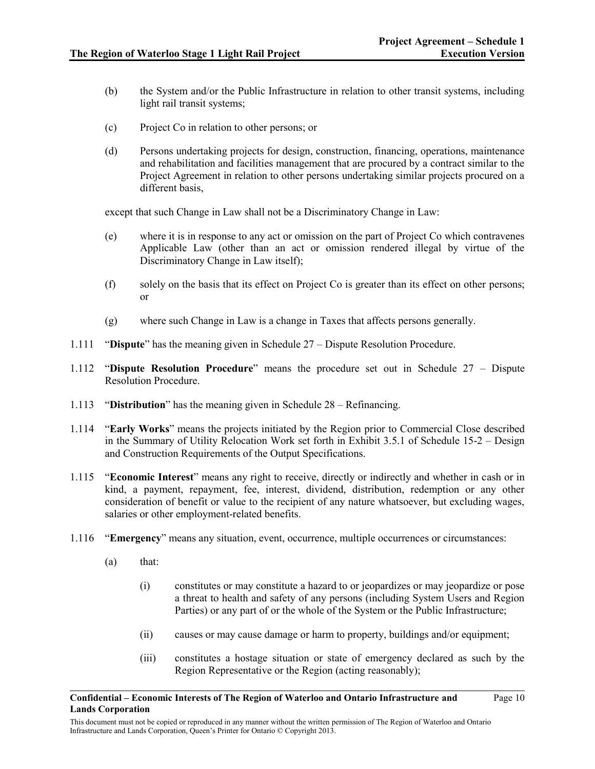(b) the System and/or the Public Infrastructure in relation to other transit systems, including light rail transit systems;

(c) Project Co in relation to other persons; or

(d) Persons undertaking projects for design, construction, financing, operations, maintenance and rehabilitation and facilities management that are procured by a contract similar to the Project Agreement in relation to other persons undertaking similar projects procured on a different basis,

except that such Change in Law shall not be a Discriminatory Change in Law:

(e) where it is in response to any act or omission on the part of Project Co which contravenes Applicable Law (other than an act or omission rendered illegal by virtue of the Discriminatory Change in Law itself);

(f) solely on the basis that its effect on Project Co is greater than its effect on other persons; or

(g) where such Change in Law is a change in Taxes that affects persons generally.

1.111 "**Dispute**" has the meaning given in Schedule 27 – Dispute Resolution Procedure.

1.112 "**Dispute Resolution Procedure**" means the procedure set out in Schedule 27 – Dispute Resolution Procedure.

1.113 "**Distribution**" has the meaning given in Schedule 28 – Refinancing.

1.114 "**Early Works**" means the projects initiated by the Region prior to Commercial Close described in the Summary of Utility Relocation Work set forth in Exhibit 3.5.1 of Schedule 15-2 – Design and Construction Requirements of the Output Specifications.

1.115 "**Economic Interest**" means any right to receive, directly or indirectly and whether in cash or in kind, a payment, repayment, fee, interest, dividend, distribution, redemption or any other consideration of benefit or value to the recipient of any nature whatsoever, but excluding wages, salaries or other employment-related benefits.

1.116 "**Emergency**" means any situation, event, occurrence, multiple occurrences or circumstances:

(a) that:

(i) constitutes or may constitute a hazard to or jeopardizes or may jeopardize or pose a threat to health and safety of any persons (including System Users and Region Parties) or any part of or the whole of the System or the Public Infrastructure;

(ii) causes or may cause damage or harm to property, buildings and/or equipment;

(iii) constitutes a hostage situation or state of emergency declared as such by the Region Representative or the Region (acting reasonably);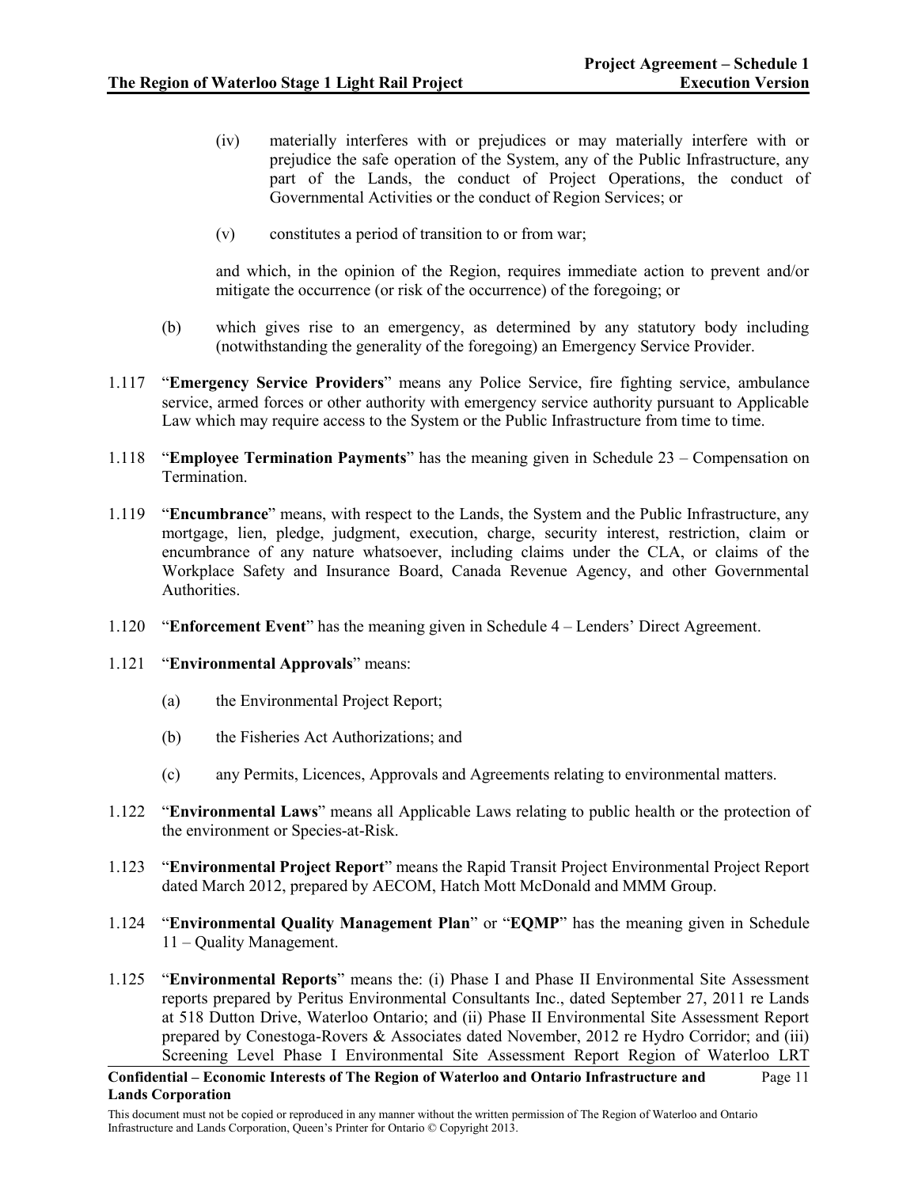(iv) materially interferes with or prejudices or may materially interfere with or prejudice the safe operation of the System, any of the Public Infrastructure, any part of the Lands, the conduct of Project Operations, the conduct of Governmental Activities or the conduct of Region Services; or

(v) constitutes a period of transition to or from war;

and which, in the opinion of the Region, requires immediate action to prevent and/or mitigate the occurrence (or risk of the occurrence) of the foregoing; or

(b) which gives rise to an emergency, as determined by any statutory body including (notwithstanding the generality of the foregoing) an Emergency Service Provider.

1.117 "**Emergency Service Providers**" means any Police Service, fire fighting service, ambulance service, armed forces or other authority with emergency service authority pursuant to Applicable Law which may require access to the System or the Public Infrastructure from time to time.

1.118 "**Employee Termination Payments**" has the meaning given in Schedule 23 – Compensation on Termination.

1.119 "**Encumbrance**" means, with respect to the Lands, the System and the Public Infrastructure, any mortgage, lien, pledge, judgment, execution, charge, security interest, restriction, claim or encumbrance of any nature whatsoever, including claims under the CLA, or claims of the Workplace Safety and Insurance Board, Canada Revenue Agency, and other Governmental Authorities.

1.120 "**Enforcement Event**" has the meaning given in Schedule 4 – Lenders' Direct Agreement.

1.121 "**Environmental Approvals**" means:

(a) the Environmental Project Report;

(b) the Fisheries Act Authorizations; and

(c) any Permits, Licences, Approvals and Agreements relating to environmental matters.

1.122 "**Environmental Laws**" means all Applicable Laws relating to public health or the protection of the environment or Species-at-Risk.

1.123 "**Environmental Project Report**" means the Rapid Transit Project Environmental Project Report dated March 2012, prepared by AECOM, Hatch Mott McDonald and MMM Group.

1.124 "**Environmental Quality Management Plan**" or "**EQMP**" has the meaning given in Schedule 11 – Quality Management.

1.125 "**Environmental Reports**" means the: (i) Phase I and Phase II Environmental Site Assessment reports prepared by Peritus Environmental Consultants Inc., dated September 27, 2011 re Lands at 518 Dutton Drive, Waterloo Ontario; and (ii) Phase II Environmental Site Assessment Report prepared by Conestoga-Rovers & Associates dated November, 2012 re Hydro Corridor; and (iii) Screening Level Phase I Environmental Site Assessment Report Region of Waterloo LRT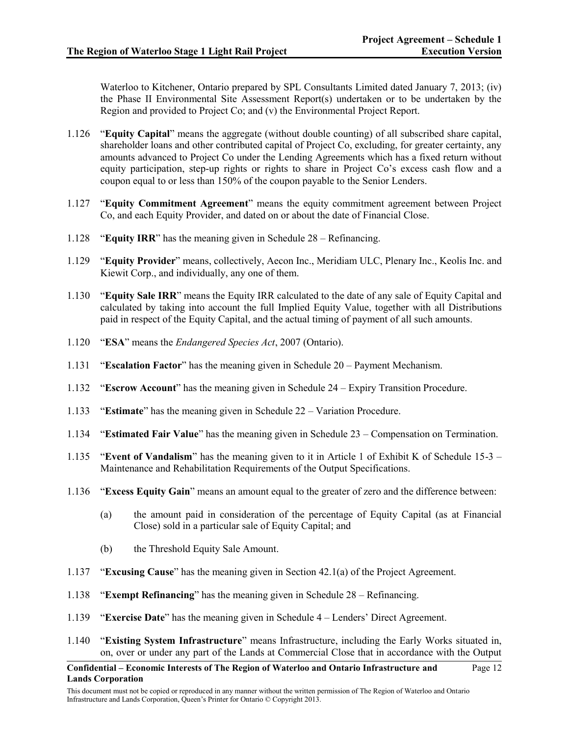Waterloo to Kitchener, Ontario prepared by SPL Consultants Limited dated January 7, 2013; (iv) the Phase II Environmental Site Assessment Report(s) undertaken or to be undertaken by the Region and provided to Project Co; and (v) the Environmental Project Report.

1.126 "**Equity Capital**" means the aggregate (without double counting) of all subscribed share capital, shareholder loans and other contributed capital of Project Co, excluding, for greater certainty, any amounts advanced to Project Co under the Lending Agreements which has a fixed return without equity participation, step-up rights or rights to share in Project Co's excess cash flow and a coupon equal to or less than 150% of the coupon payable to the Senior Lenders.

1.127 "**Equity Commitment Agreement**" means the equity commitment agreement between Project Co, and each Equity Provider, and dated on or about the date of Financial Close.

1.128 "**Equity IRR**" has the meaning given in Schedule 28 – Refinancing.

1.129 "**Equity Provider**" means, collectively, Aecon Inc., Meridiam ULC, Plenary Inc., Keolis Inc. and Kiewit Corp., and individually, any one of them.

1.130 "**Equity Sale IRR**" means the Equity IRR calculated to the date of any sale of Equity Capital and calculated by taking into account the full Implied Equity Value, together with all Distributions paid in respect of the Equity Capital, and the actual timing of payment of all such amounts.

1.120 "**ESA**" means the *Endangered Species Act*, 2007 (Ontario).

1.131 "**Escalation Factor**" has the meaning given in Schedule 20 – Payment Mechanism.

1.132 "**Escrow Account**" has the meaning given in Schedule 24 – Expiry Transition Procedure.

1.133 "**Estimate**" has the meaning given in Schedule 22 – Variation Procedure.

1.134 "**Estimated Fair Value**" has the meaning given in Schedule 23 – Compensation on Termination.

1.135 "**Event of Vandalism**" has the meaning given to it in Article 1 of Exhibit K of Schedule 15-3 – Maintenance and Rehabilitation Requirements of the Output Specifications.

1.136 "**Excess Equity Gain**" means an amount equal to the greater of zero and the difference between:

(a) the amount paid in consideration of the percentage of Equity Capital (as at Financial Close) sold in a particular sale of Equity Capital; and

(b) the Threshold Equity Sale Amount.

1.137 "**Excusing Cause**" has the meaning given in Section 42.1(a) of the Project Agreement.

1.138 "**Exempt Refinancing**" has the meaning given in Schedule 28 – Refinancing.

1.139 "**Exercise Date**" has the meaning given in Schedule 4 – Lenders' Direct Agreement.

1.140 "**Existing System Infrastructure**" means Infrastructure, including the Early Works situated in, on, over or under any part of the Lands at Commercial Close that in accordance with the Output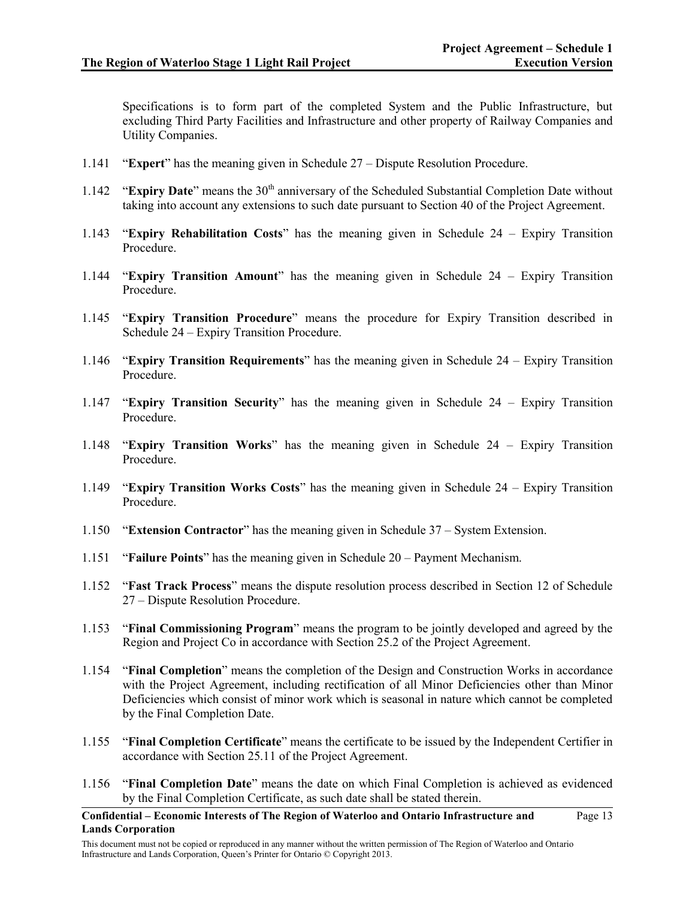Specifications is to form part of the completed System and the Public Infrastructure, but excluding Third Party Facilities and Infrastructure and other property of Railway Companies and Utility Companies.

1.141 "**Expert**" has the meaning given in Schedule 27 – Dispute Resolution Procedure.

1.142 "**Expiry Date**" means the 30th anniversary of the Scheduled Substantial Completion Date without taking into account any extensions to such date pursuant to Section 40 of the Project Agreement.

1.143 "**Expiry Rehabilitation Costs**" has the meaning given in Schedule 24 – Expiry Transition Procedure.

1.144 "**Expiry Transition Amount**" has the meaning given in Schedule 24 – Expiry Transition Procedure.

1.145 "**Expiry Transition Procedure**" means the procedure for Expiry Transition described in Schedule 24 – Expiry Transition Procedure.

1.146 "**Expiry Transition Requirements**" has the meaning given in Schedule 24 – Expiry Transition Procedure.

1.147 "**Expiry Transition Security**" has the meaning given in Schedule 24 – Expiry Transition Procedure.

1.148 "**Expiry Transition Works**" has the meaning given in Schedule 24 – Expiry Transition Procedure.

1.149 "**Expiry Transition Works Costs**" has the meaning given in Schedule 24 – Expiry Transition Procedure.

1.150 "**Extension Contractor**" has the meaning given in Schedule 37 – System Extension.

1.151 "**Failure Points**" has the meaning given in Schedule 20 – Payment Mechanism.

1.152 "**Fast Track Process**" means the dispute resolution process described in Section 12 of Schedule 27 – Dispute Resolution Procedure.

1.153 "**Final Commissioning Program**" means the program to be jointly developed and agreed by the Region and Project Co in accordance with Section 25.2 of the Project Agreement.

1.154 "**Final Completion**" means the completion of the Design and Construction Works in accordance with the Project Agreement, including rectification of all Minor Deficiencies other than Minor Deficiencies which consist of minor work which is seasonal in nature which cannot be completed by the Final Completion Date.

1.155 "**Final Completion Certificate**" means the certificate to be issued by the Independent Certifier in accordance with Section 25.11 of the Project Agreement.

1.156 "**Final Completion Date**" means the date on which Final Completion is achieved as evidenced by the Final Completion Certificate, as such date shall be stated therein.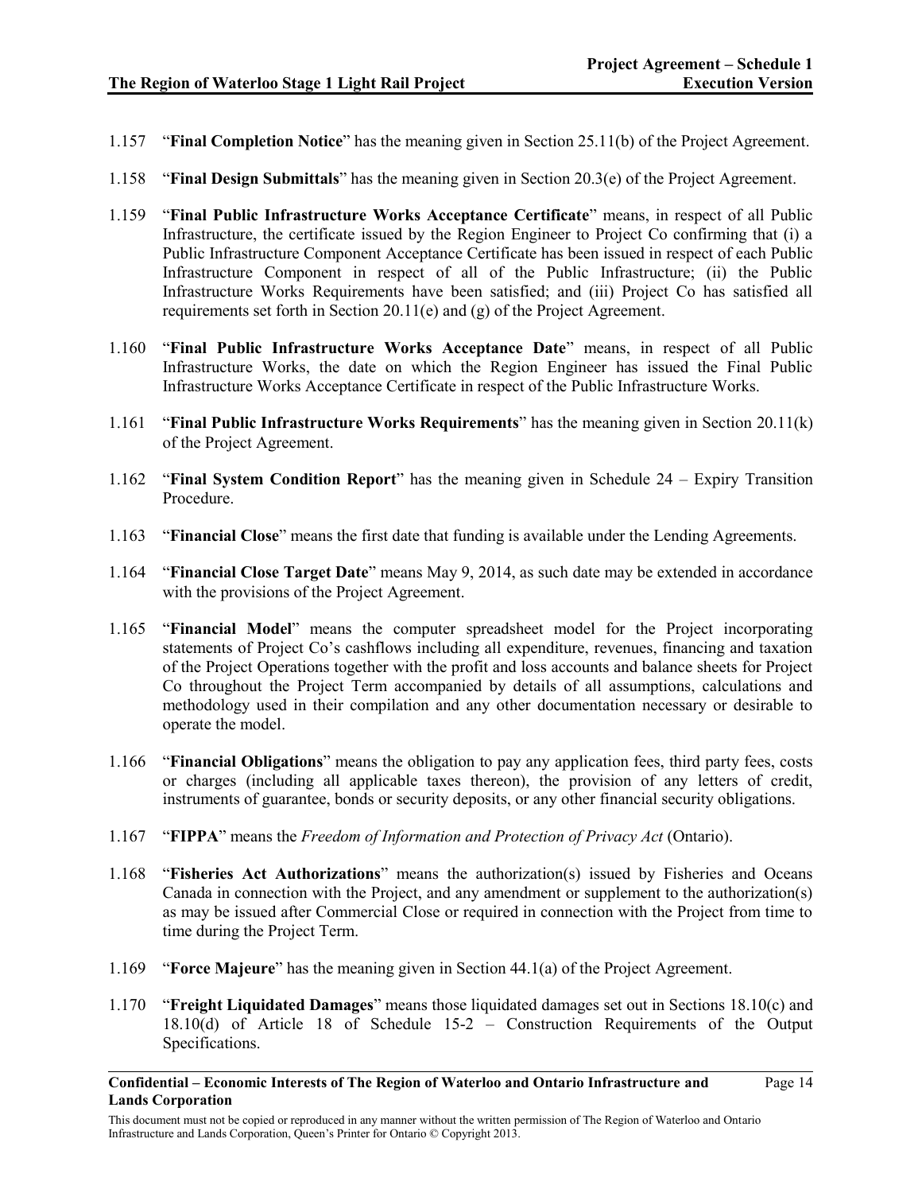1.157 "**Final Completion Notice**" has the meaning given in Section 25.11(b) of the Project Agreement.

1.158 "**Final Design Submittals**" has the meaning given in Section 20.3(e) of the Project Agreement.

1.159 "**Final Public Infrastructure Works Acceptance Certificate**" means, in respect of all Public Infrastructure, the certificate issued by the Region Engineer to Project Co confirming that (i) a Public Infrastructure Component Acceptance Certificate has been issued in respect of each Public Infrastructure Component in respect of all of the Public Infrastructure; (ii) the Public Infrastructure Works Requirements have been satisfied; and (iii) Project Co has satisfied all requirements set forth in Section 20.11(e) and (g) of the Project Agreement.

1.160 "**Final Public Infrastructure Works Acceptance Date**" means, in respect of all Public Infrastructure Works, the date on which the Region Engineer has issued the Final Public Infrastructure Works Acceptance Certificate in respect of the Public Infrastructure Works.

1.161 "**Final Public Infrastructure Works Requirements**" has the meaning given in Section 20.11(k) of the Project Agreement.

1.162 "**Final System Condition Report**" has the meaning given in Schedule 24 – Expiry Transition Procedure.

1.163 "**Financial Close**" means the first date that funding is available under the Lending Agreements.

1.164 "**Financial Close Target Date**" means May 9, 2014, as such date may be extended in accordance with the provisions of the Project Agreement.

1.165 "**Financial Model**" means the computer spreadsheet model for the Project incorporating statements of Project Co's cashflows including all expenditure, revenues, financing and taxation of the Project Operations together with the profit and loss accounts and balance sheets for Project Co throughout the Project Term accompanied by details of all assumptions, calculations and methodology used in their compilation and any other documentation necessary or desirable to operate the model.

1.166 "**Financial Obligations**" means the obligation to pay any application fees, third party fees, costs or charges (including all applicable taxes thereon), the provision of any letters of credit, instruments of guarantee, bonds or security deposits, or any other financial security obligations.

1.167 "**FIPPA**" means the *Freedom of Information and Protection of Privacy Act* (Ontario).

1.168 "**Fisheries Act Authorizations**" means the authorization(s) issued by Fisheries and Oceans Canada in connection with the Project, and any amendment or supplement to the authorization(s) as may be issued after Commercial Close or required in connection with the Project from time to time during the Project Term.

1.169 "**Force Majeure**" has the meaning given in Section 44.1(a) of the Project Agreement.

1.170 "**Freight Liquidated Damages**" means those liquidated damages set out in Sections 18.10(c) and 18.10(d) of Article 18 of Schedule 15-2 – Construction Requirements of the Output Specifications.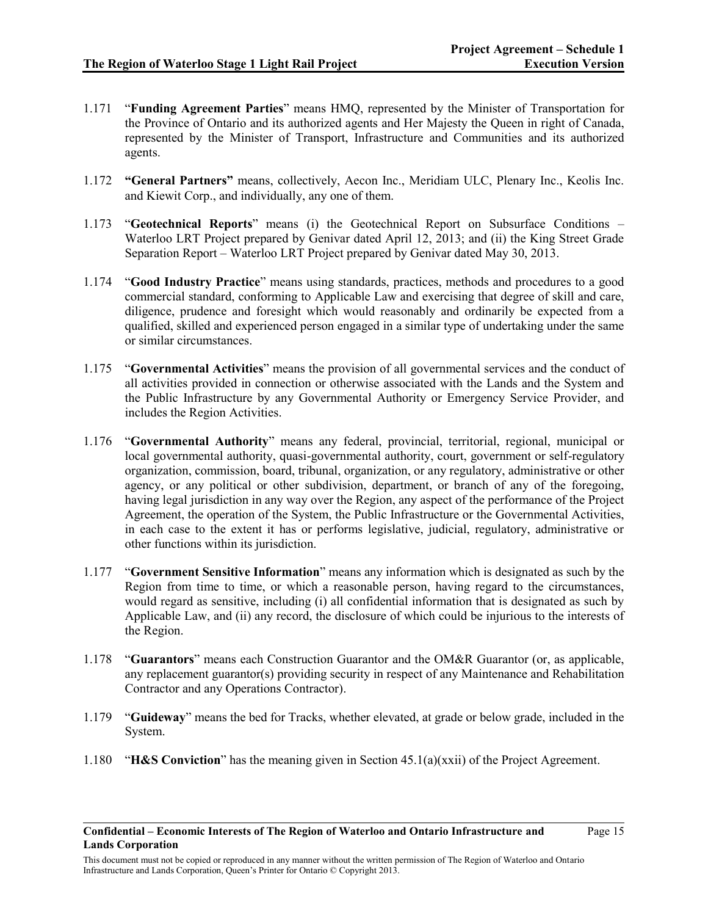1.171 "**Funding Agreement Parties**" means HMQ, represented by the Minister of Transportation for the Province of Ontario and its authorized agents and Her Majesty the Queen in right of Canada, represented by the Minister of Transport, Infrastructure and Communities and its authorized agents.

1.172 **"General Partners"** means, collectively, Aecon Inc., Meridiam ULC, Plenary Inc., Keolis Inc. and Kiewit Corp., and individually, any one of them.

1.173 "**Geotechnical Reports**" means (i) the Geotechnical Report on Subsurface Conditions – Waterloo LRT Project prepared by Genivar dated April 12, 2013; and (ii) the King Street Grade Separation Report – Waterloo LRT Project prepared by Genivar dated May 30, 2013.

1.174 "**Good Industry Practice**" means using standards, practices, methods and procedures to a good commercial standard, conforming to Applicable Law and exercising that degree of skill and care, diligence, prudence and foresight which would reasonably and ordinarily be expected from a qualified, skilled and experienced person engaged in a similar type of undertaking under the same or similar circumstances.

1.175 "**Governmental Activities**" means the provision of all governmental services and the conduct of all activities provided in connection or otherwise associated with the Lands and the System and the Public Infrastructure by any Governmental Authority or Emergency Service Provider, and includes the Region Activities.

1.176 "**Governmental Authority**" means any federal, provincial, territorial, regional, municipal or local governmental authority, quasi-governmental authority, court, government or self-regulatory organization, commission, board, tribunal, organization, or any regulatory, administrative or other agency, or any political or other subdivision, department, or branch of any of the foregoing, having legal jurisdiction in any way over the Region, any aspect of the performance of the Project Agreement, the operation of the System, the Public Infrastructure or the Governmental Activities, in each case to the extent it has or performs legislative, judicial, regulatory, administrative or other functions within its jurisdiction.

1.177 "**Government Sensitive Information**" means any information which is designated as such by the Region from time to time, or which a reasonable person, having regard to the circumstances, would regard as sensitive, including (i) all confidential information that is designated as such by Applicable Law, and (ii) any record, the disclosure of which could be injurious to the interests of the Region.

1.178 "**Guarantors**" means each Construction Guarantor and the OM&R Guarantor (or, as applicable, any replacement guarantor(s) providing security in respect of any Maintenance and Rehabilitation Contractor and any Operations Contractor).

1.179 "**Guideway**" means the bed for Tracks, whether elevated, at grade or below grade, included in the System.

1.180 "**H&S Conviction**" has the meaning given in Section 45.1(a)(xxii) of the Project Agreement.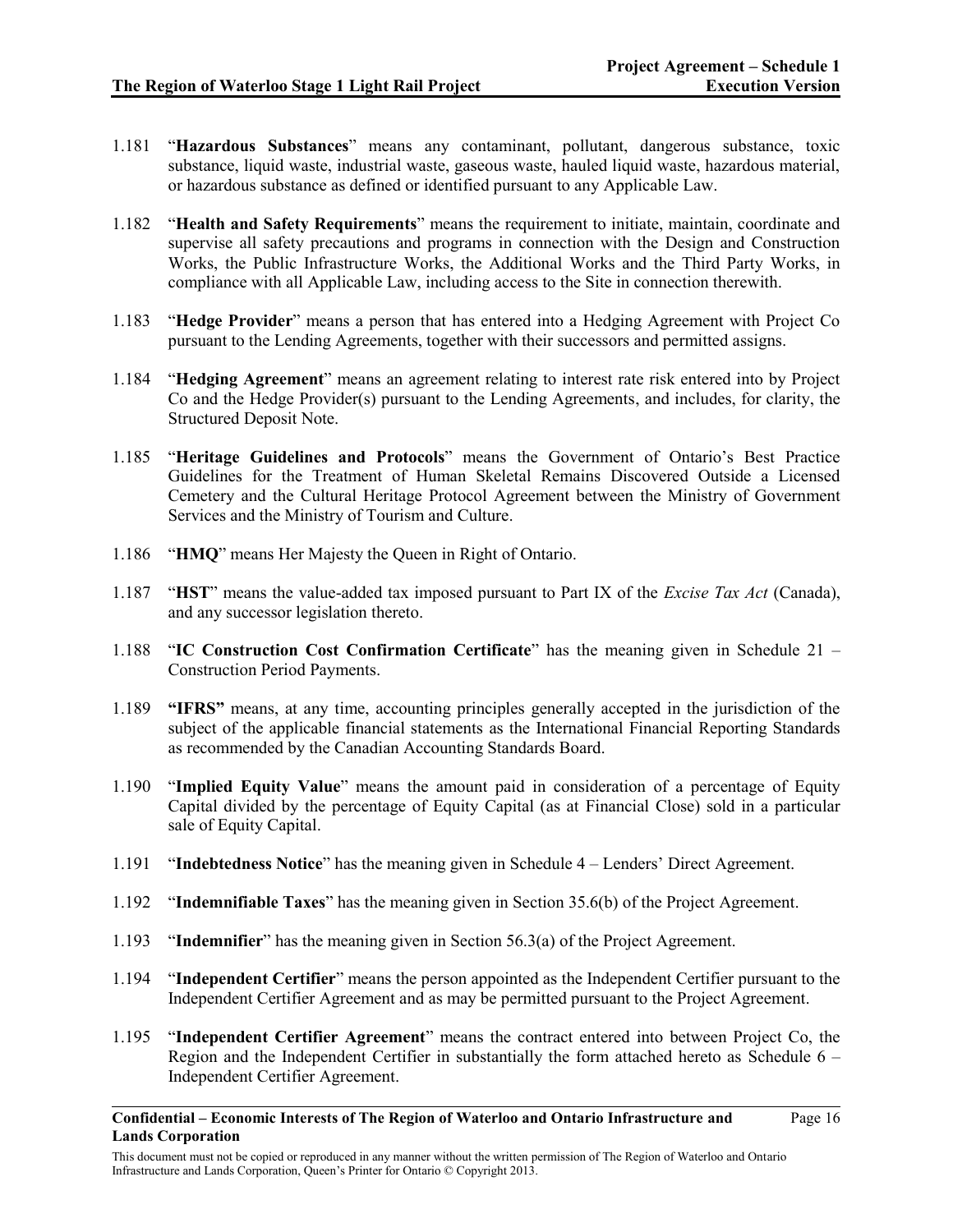1.181 "**Hazardous Substances**" means any contaminant, pollutant, dangerous substance, toxic substance, liquid waste, industrial waste, gaseous waste, hauled liquid waste, hazardous material, or hazardous substance as defined or identified pursuant to any Applicable Law.

1.182 "**Health and Safety Requirements**" means the requirement to initiate, maintain, coordinate and supervise all safety precautions and programs in connection with the Design and Construction Works, the Public Infrastructure Works, the Additional Works and the Third Party Works, in compliance with all Applicable Law, including access to the Site in connection therewith.

1.183 "**Hedge Provider**" means a person that has entered into a Hedging Agreement with Project Co pursuant to the Lending Agreements, together with their successors and permitted assigns.

1.184 "**Hedging Agreement**" means an agreement relating to interest rate risk entered into by Project Co and the Hedge Provider(s) pursuant to the Lending Agreements, and includes, for clarity, the Structured Deposit Note.

1.185 "**Heritage Guidelines and Protocols**" means the Government of Ontario's Best Practice Guidelines for the Treatment of Human Skeletal Remains Discovered Outside a Licensed Cemetery and the Cultural Heritage Protocol Agreement between the Ministry of Government Services and the Ministry of Tourism and Culture.

1.186 "**HMQ**" means Her Majesty the Queen in Right of Ontario.

1.187 "**HST**" means the value-added tax imposed pursuant to Part IX of the *Excise Tax Act* (Canada), and any successor legislation thereto.

1.188 "**IC Construction Cost Confirmation Certificate**" has the meaning given in Schedule 21 – Construction Period Payments.

1.189 **"IFRS"** means, at any time, accounting principles generally accepted in the jurisdiction of the subject of the applicable financial statements as the International Financial Reporting Standards as recommended by the Canadian Accounting Standards Board.

1.190 "**Implied Equity Value**" means the amount paid in consideration of a percentage of Equity Capital divided by the percentage of Equity Capital (as at Financial Close) sold in a particular sale of Equity Capital.

1.191 "**Indebtedness Notice**" has the meaning given in Schedule 4 – Lenders' Direct Agreement.

1.192 "**Indemnifiable Taxes**" has the meaning given in Section 35.6(b) of the Project Agreement.

1.193 "**Indemnifier**" has the meaning given in Section 56.3(a) of the Project Agreement.

1.194 "**Independent Certifier**" means the person appointed as the Independent Certifier pursuant to the Independent Certifier Agreement and as may be permitted pursuant to the Project Agreement.

1.195 "**Independent Certifier Agreement**" means the contract entered into between Project Co, the Region and the Independent Certifier in substantially the form attached hereto as Schedule 6 – Independent Certifier Agreement.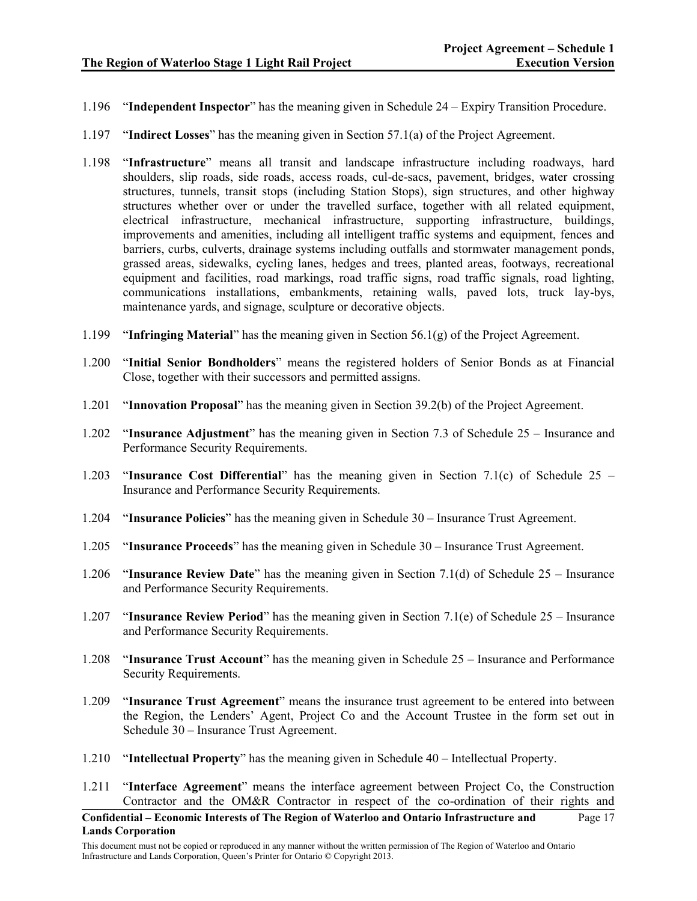1.196 "**Independent Inspector**" has the meaning given in Schedule 24 – Expiry Transition Procedure.

1.197 "**Indirect Losses**" has the meaning given in Section 57.1(a) of the Project Agreement.

1.198 "**Infrastructure**" means all transit and landscape infrastructure including roadways, hard shoulders, slip roads, side roads, access roads, cul-de-sacs, pavement, bridges, water crossing structures, tunnels, transit stops (including Station Stops), sign structures, and other highway structures whether over or under the travelled surface, together with all related equipment, electrical infrastructure, mechanical infrastructure, supporting infrastructure, buildings, improvements and amenities, including all intelligent traffic systems and equipment, fences and barriers, curbs, culverts, drainage systems including outfalls and stormwater management ponds, grassed areas, sidewalks, cycling lanes, hedges and trees, planted areas, footways, recreational equipment and facilities, road markings, road traffic signs, road traffic signals, road lighting, communications installations, embankments, retaining walls, paved lots, truck lay-bys, maintenance yards, and signage, sculpture or decorative objects.

1.199 "**Infringing Material**" has the meaning given in Section 56.1(g) of the Project Agreement.

1.200 "**Initial Senior Bondholders**" means the registered holders of Senior Bonds as at Financial Close, together with their successors and permitted assigns.

1.201 "**Innovation Proposal**" has the meaning given in Section 39.2(b) of the Project Agreement.

1.202 "**Insurance Adjustment**" has the meaning given in Section 7.3 of Schedule 25 – Insurance and Performance Security Requirements.

1.203 "**Insurance Cost Differential**" has the meaning given in Section 7.1(c) of Schedule 25 – Insurance and Performance Security Requirements.

1.204 "**Insurance Policies**" has the meaning given in Schedule 30 – Insurance Trust Agreement.

1.205 "**Insurance Proceeds**" has the meaning given in Schedule 30 – Insurance Trust Agreement.

1.206 "**Insurance Review Date**" has the meaning given in Section 7.1(d) of Schedule 25 – Insurance and Performance Security Requirements.

1.207 "**Insurance Review Period**" has the meaning given in Section 7.1(e) of Schedule 25 – Insurance and Performance Security Requirements.

1.208 "**Insurance Trust Account**" has the meaning given in Schedule 25 – Insurance and Performance Security Requirements.

1.209 "**Insurance Trust Agreement**" means the insurance trust agreement to be entered into between the Region, the Lenders' Agent, Project Co and the Account Trustee in the form set out in Schedule 30 – Insurance Trust Agreement.

1.210 "**Intellectual Property**" has the meaning given in Schedule 40 – Intellectual Property.

1.211 "**Interface Agreement**" means the interface agreement between Project Co, the Construction Contractor and the OM&R Contractor in respect of the co-ordination of their rights and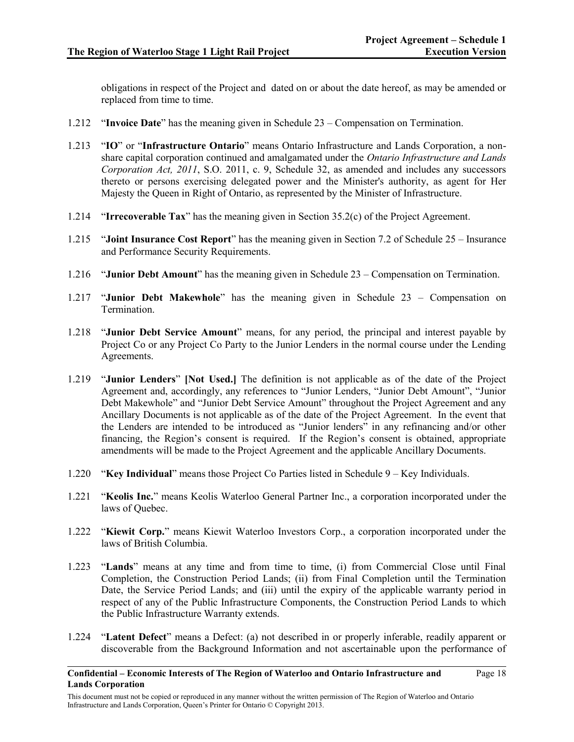obligations in respect of the Project and dated on or about the date hereof, as may be amended or replaced from time to time.

1.212 "**Invoice Date**" has the meaning given in Schedule 23 – Compensation on Termination.

1.213 "**IO**" or "**Infrastructure Ontario**" means Ontario Infrastructure and Lands Corporation, a non-share capital corporation continued and amalgamated under the *Ontario Infrastructure and Lands Corporation Act, 2011*, S.O. 2011, c. 9, Schedule 32, as amended and includes any successors thereto or persons exercising delegated power and the Minister's authority, as agent for Her Majesty the Queen in Right of Ontario, as represented by the Minister of Infrastructure.

1.214 "**Irrecoverable Tax**" has the meaning given in Section 35.2(c) of the Project Agreement.

1.215 "**Joint Insurance Cost Report**" has the meaning given in Section 7.2 of Schedule 25 – Insurance and Performance Security Requirements.

1.216 "**Junior Debt Amount**" has the meaning given in Schedule 23 – Compensation on Termination.

1.217 "**Junior Debt Makewhole**" has the meaning given in Schedule 23 – Compensation on Termination.

1.218 "**Junior Debt Service Amount**" means, for any period, the principal and interest payable by Project Co or any Project Co Party to the Junior Lenders in the normal course under the Lending Agreements.

1.219 "**Junior Lenders**" **[Not Used.]** The definition is not applicable as of the date of the Project Agreement and, accordingly, any references to "Junior Lenders, "Junior Debt Amount", "Junior Debt Makewhole" and "Junior Debt Service Amount" throughout the Project Agreement and any Ancillary Documents is not applicable as of the date of the Project Agreement. In the event that the Lenders are intended to be introduced as "Junior lenders" in any refinancing and/or other financing, the Region's consent is required. If the Region's consent is obtained, appropriate amendments will be made to the Project Agreement and the applicable Ancillary Documents.

1.220 "**Key Individual**" means those Project Co Parties listed in Schedule 9 – Key Individuals.

1.221 "**Keolis Inc.**" means Keolis Waterloo General Partner Inc., a corporation incorporated under the laws of Quebec.

1.222 "**Kiewit Corp.**" means Kiewit Waterloo Investors Corp., a corporation incorporated under the laws of British Columbia.

1.223 "**Lands**" means at any time and from time to time, (i) from Commercial Close until Final Completion, the Construction Period Lands; (ii) from Final Completion until the Termination Date, the Service Period Lands; and (iii) until the expiry of the applicable warranty period in respect of any of the Public Infrastructure Components, the Construction Period Lands to which the Public Infrastructure Warranty extends.

1.224 "**Latent Defect**" means a Defect: (a) not described in or properly inferable, readily apparent or discoverable from the Background Information and not ascertainable upon the performance of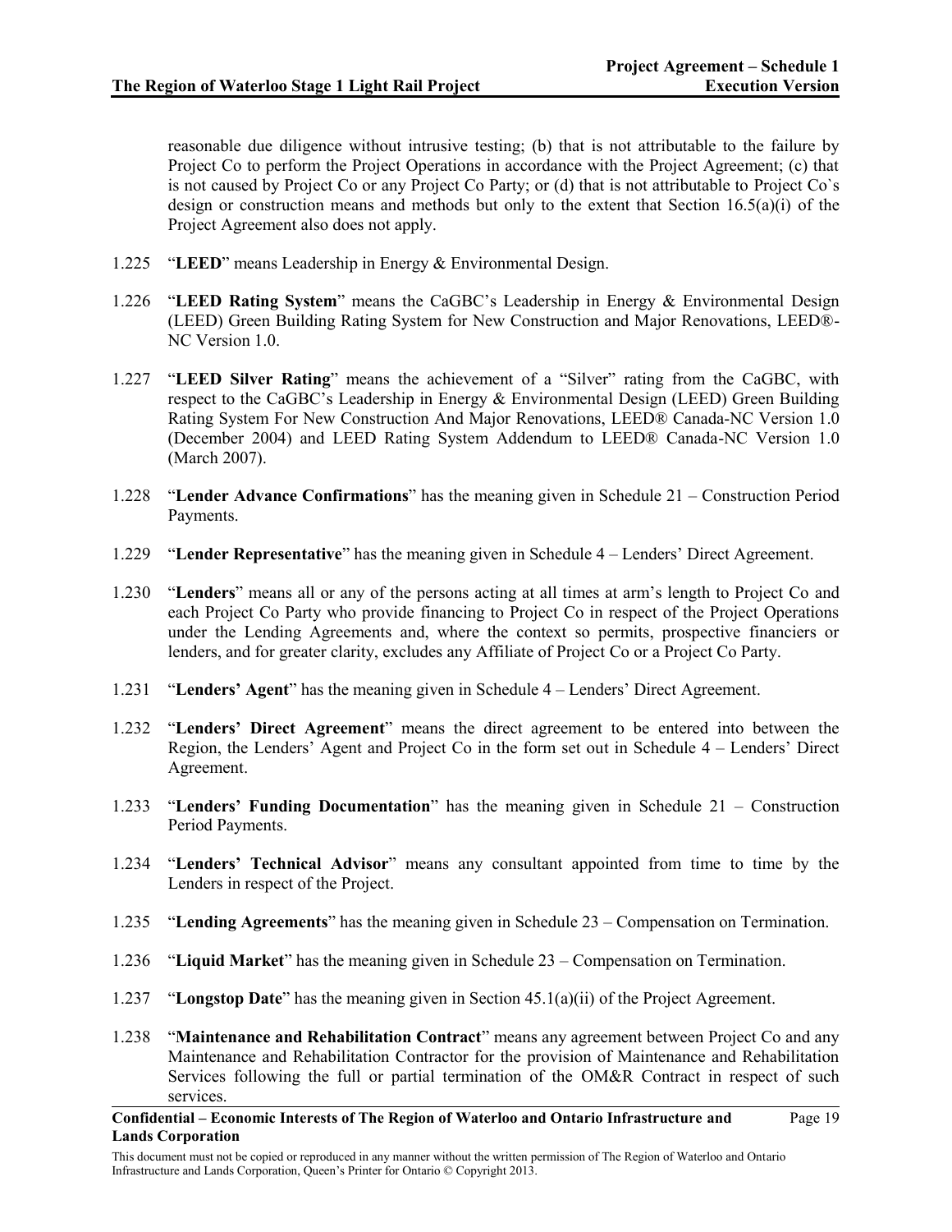reasonable due diligence without intrusive testing; (b) that is not attributable to the failure by Project Co to perform the Project Operations in accordance with the Project Agreement; (c) that is not caused by Project Co or any Project Co Party; or (d) that is not attributable to Project Co`s design or construction means and methods but only to the extent that Section 16.5(a)(i) of the Project Agreement also does not apply.

1.225 "**LEED**" means Leadership in Energy & Environmental Design.

1.226 "**LEED Rating System**" means the CaGBC's Leadership in Energy & Environmental Design (LEED) Green Building Rating System for New Construction and Major Renovations, LEED®-NC Version 1.0.

1.227 "**LEED Silver Rating**" means the achievement of a "Silver" rating from the CaGBC, with respect to the CaGBC's Leadership in Energy & Environmental Design (LEED) Green Building Rating System For New Construction And Major Renovations, LEED® Canada-NC Version 1.0 (December 2004) and LEED Rating System Addendum to LEED® Canada-NC Version 1.0 (March 2007).

1.228 "**Lender Advance Confirmations**" has the meaning given in Schedule 21 – Construction Period Payments.

1.229 "**Lender Representative**" has the meaning given in Schedule 4 – Lenders' Direct Agreement.

1.230 "**Lenders**" means all or any of the persons acting at all times at arm's length to Project Co and each Project Co Party who provide financing to Project Co in respect of the Project Operations under the Lending Agreements and, where the context so permits, prospective financiers or lenders, and for greater clarity, excludes any Affiliate of Project Co or a Project Co Party.

1.231 "**Lenders' Agent**" has the meaning given in Schedule 4 – Lenders' Direct Agreement.

1.232 "**Lenders' Direct Agreement**" means the direct agreement to be entered into between the Region, the Lenders' Agent and Project Co in the form set out in Schedule 4 – Lenders' Direct Agreement.

1.233 "**Lenders' Funding Documentation**" has the meaning given in Schedule 21 – Construction Period Payments.

1.234 "**Lenders' Technical Advisor**" means any consultant appointed from time to time by the Lenders in respect of the Project.

1.235 "**Lending Agreements**" has the meaning given in Schedule 23 – Compensation on Termination.

1.236 "**Liquid Market**" has the meaning given in Schedule 23 – Compensation on Termination.

1.237 "**Longstop Date**" has the meaning given in Section 45.1(a)(ii) of the Project Agreement.

1.238 "**Maintenance and Rehabilitation Contract**" means any agreement between Project Co and any Maintenance and Rehabilitation Contractor for the provision of Maintenance and Rehabilitation Services following the full or partial termination of the OM&R Contract in respect of such services.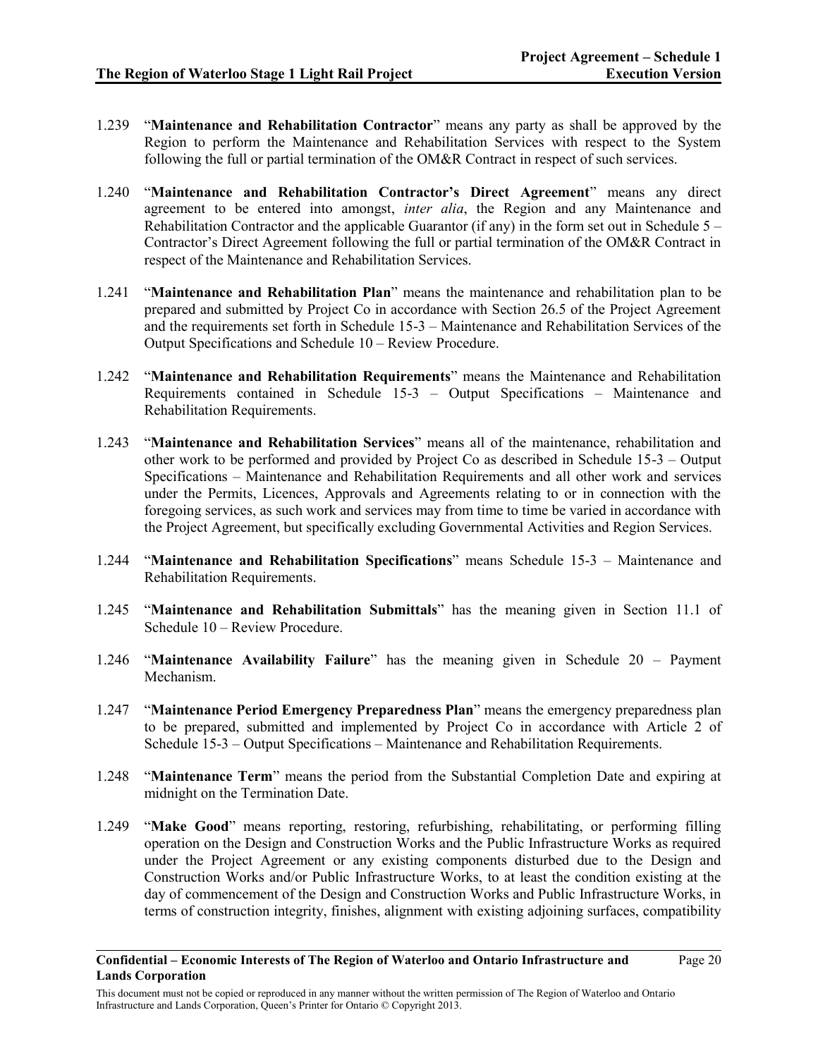1.239 "**Maintenance and Rehabilitation Contractor**" means any party as shall be approved by the Region to perform the Maintenance and Rehabilitation Services with respect to the System following the full or partial termination of the OM&R Contract in respect of such services.

1.240 "**Maintenance and Rehabilitation Contractor's Direct Agreement**" means any direct agreement to be entered into amongst, *inter alia*, the Region and any Maintenance and Rehabilitation Contractor and the applicable Guarantor (if any) in the form set out in Schedule 5 – Contractor's Direct Agreement following the full or partial termination of the OM&R Contract in respect of the Maintenance and Rehabilitation Services.

1.241 "**Maintenance and Rehabilitation Plan**" means the maintenance and rehabilitation plan to be prepared and submitted by Project Co in accordance with Section 26.5 of the Project Agreement and the requirements set forth in Schedule 15-3 – Maintenance and Rehabilitation Services of the Output Specifications and Schedule 10 – Review Procedure.

1.242 "**Maintenance and Rehabilitation Requirements**" means the Maintenance and Rehabilitation Requirements contained in Schedule 15-3 – Output Specifications – Maintenance and Rehabilitation Requirements.

1.243 "**Maintenance and Rehabilitation Services**" means all of the maintenance, rehabilitation and other work to be performed and provided by Project Co as described in Schedule 15-3 – Output Specifications – Maintenance and Rehabilitation Requirements and all other work and services under the Permits, Licences, Approvals and Agreements relating to or in connection with the foregoing services, as such work and services may from time to time be varied in accordance with the Project Agreement, but specifically excluding Governmental Activities and Region Services.

1.244 "**Maintenance and Rehabilitation Specifications**" means Schedule 15-3 – Maintenance and Rehabilitation Requirements.

1.245 "**Maintenance and Rehabilitation Submittals**" has the meaning given in Section 11.1 of Schedule 10 – Review Procedure.

1.246 "**Maintenance Availability Failure**" has the meaning given in Schedule 20 – Payment Mechanism.

1.247 "**Maintenance Period Emergency Preparedness Plan**" means the emergency preparedness plan to be prepared, submitted and implemented by Project Co in accordance with Article 2 of Schedule 15-3 – Output Specifications – Maintenance and Rehabilitation Requirements.

1.248 "**Maintenance Term**" means the period from the Substantial Completion Date and expiring at midnight on the Termination Date.

1.249 "**Make Good**" means reporting, restoring, refurbishing, rehabilitating, or performing filling operation on the Design and Construction Works and the Public Infrastructure Works as required under the Project Agreement or any existing components disturbed due to the Design and Construction Works and/or Public Infrastructure Works, to at least the condition existing at the day of commencement of the Design and Construction Works and Public Infrastructure Works, in terms of construction integrity, finishes, alignment with existing adjoining surfaces, compatibility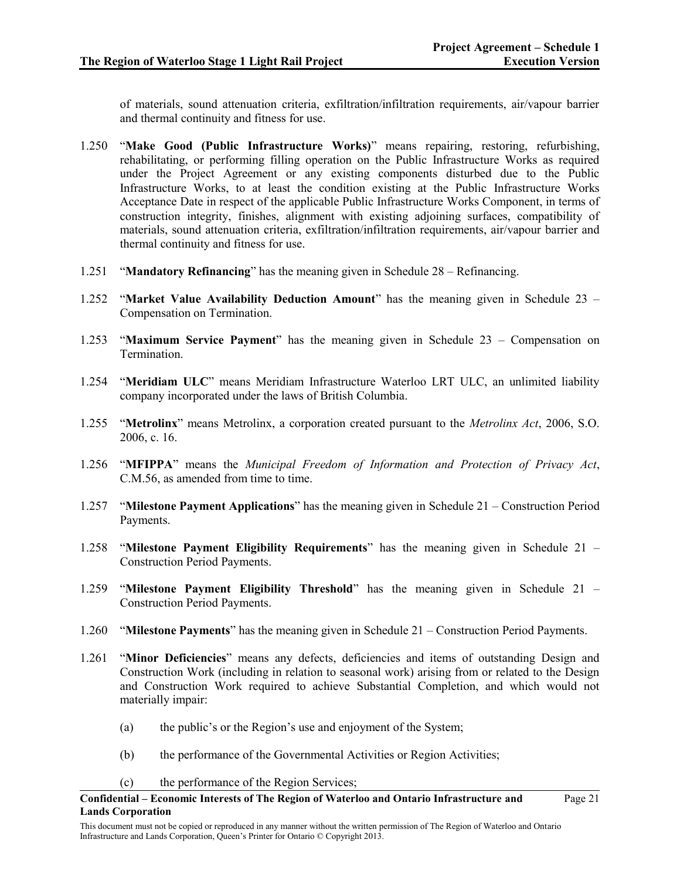of materials, sound attenuation criteria, exfiltration/infiltration requirements, air/vapour barrier and thermal continuity and fitness for use.

1.250 "**Make Good (Public Infrastructure Works)**" means repairing, restoring, refurbishing, rehabilitating, or performing filling operation on the Public Infrastructure Works as required under the Project Agreement or any existing components disturbed due to the Public Infrastructure Works, to at least the condition existing at the Public Infrastructure Works Acceptance Date in respect of the applicable Public Infrastructure Works Component, in terms of construction integrity, finishes, alignment with existing adjoining surfaces, compatibility of materials, sound attenuation criteria, exfiltration/infiltration requirements, air/vapour barrier and thermal continuity and fitness for use.

1.251 "**Mandatory Refinancing**" has the meaning given in Schedule 28 – Refinancing.

1.252 "**Market Value Availability Deduction Amount**" has the meaning given in Schedule 23 – Compensation on Termination.

1.253 "**Maximum Service Payment**" has the meaning given in Schedule 23 – Compensation on Termination.

1.254 "**Meridiam ULC**" means Meridiam Infrastructure Waterloo LRT ULC, an unlimited liability company incorporated under the laws of British Columbia.

1.255 "**Metrolinx**" means Metrolinx, a corporation created pursuant to the *Metrolinx Act*, 2006, S.O. 2006, c. 16.

1.256 "**MFIPPA**" means the *Municipal Freedom of Information and Protection of Privacy Act*, C.M.56, as amended from time to time.

1.257 "**Milestone Payment Applications**" has the meaning given in Schedule 21 – Construction Period Payments.

1.258 "**Milestone Payment Eligibility Requirements**" has the meaning given in Schedule 21 – Construction Period Payments.

1.259 "**Milestone Payment Eligibility Threshold**" has the meaning given in Schedule 21 – Construction Period Payments.

1.260 "**Milestone Payments**" has the meaning given in Schedule 21 – Construction Period Payments.

1.261 "**Minor Deficiencies**" means any defects, deficiencies and items of outstanding Design and Construction Work (including in relation to seasonal work) arising from or related to the Design and Construction Work required to achieve Substantial Completion, and which would not materially impair:

(a) the public's or the Region's use and enjoyment of the System;

(b) the performance of the Governmental Activities or Region Activities;

(c) the performance of the Region Services;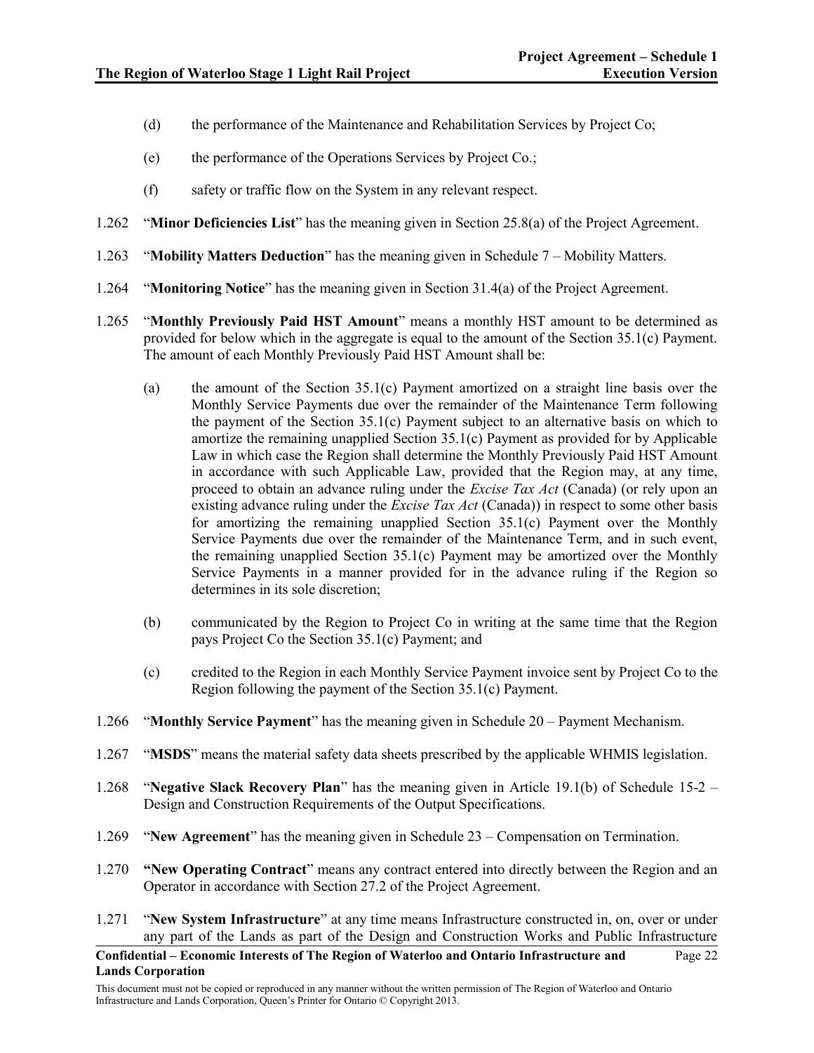(d) the performance of the Maintenance and Rehabilitation Services by Project Co;

(e) the performance of the Operations Services by Project Co.;

(f) safety or traffic flow on the System in any relevant respect.

1.262 "**Minor Deficiencies List**" has the meaning given in Section 25.8(a) of the Project Agreement.

1.263 "**Mobility Matters Deduction**" has the meaning given in Schedule 7 – Mobility Matters.

1.264 "**Monitoring Notice**" has the meaning given in Section 31.4(a) of the Project Agreement.

1.265 "**Monthly Previously Paid HST Amount**" means a monthly HST amount to be determined as provided for below which in the aggregate is equal to the amount of the Section 35.1(c) Payment. The amount of each Monthly Previously Paid HST Amount shall be:

(a) the amount of the Section 35.1(c) Payment amortized on a straight line basis over the Monthly Service Payments due over the remainder of the Maintenance Term following the payment of the Section 35.1(c) Payment subject to an alternative basis on which to amortize the remaining unapplied Section 35.1(c) Payment as provided for by Applicable Law in which case the Region shall determine the Monthly Previously Paid HST Amount in accordance with such Applicable Law, provided that the Region may, at any time, proceed to obtain an advance ruling under the *Excise Tax Act* (Canada) (or rely upon an existing advance ruling under the *Excise Tax Act* (Canada)) in respect to some other basis for amortizing the remaining unapplied Section 35.1(c) Payment over the Monthly Service Payments due over the remainder of the Maintenance Term, and in such event, the remaining unapplied Section 35.1(c) Payment may be amortized over the Monthly Service Payments in a manner provided for in the advance ruling if the Region so determines in its sole discretion;

(b) communicated by the Region to Project Co in writing at the same time that the Region pays Project Co the Section 35.1(c) Payment; and

(c) credited to the Region in each Monthly Service Payment invoice sent by Project Co to the Region following the payment of the Section 35.1(c) Payment.

1.266 "**Monthly Service Payment**" has the meaning given in Schedule 20 – Payment Mechanism.

1.267 "**MSDS**" means the material safety data sheets prescribed by the applicable WHMIS legislation.

1.268 "**Negative Slack Recovery Plan**" has the meaning given in Article 19.1(b) of Schedule 15-2 – Design and Construction Requirements of the Output Specifications.

1.269 "**New Agreement**" has the meaning given in Schedule 23 – Compensation on Termination.

1.270 "**New Operating Contract**" means any contract entered into directly between the Region and an Operator in accordance with Section 27.2 of the Project Agreement.

1.271 "**New System Infrastructure**" at any time means Infrastructure constructed in, on, over or under any part of the Lands as part of the Design and Construction Works and Public Infrastructure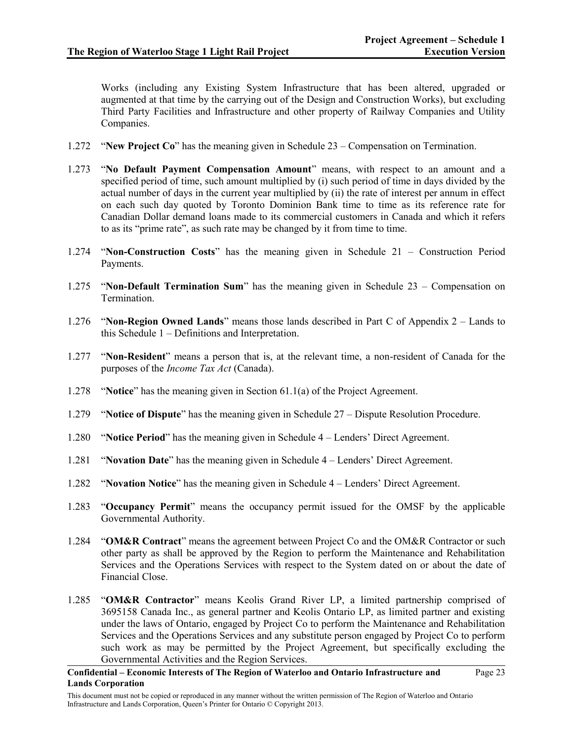Works (including any Existing System Infrastructure that has been altered, upgraded or augmented at that time by the carrying out of the Design and Construction Works), but excluding Third Party Facilities and Infrastructure and other property of Railway Companies and Utility Companies.

1.272 "**New Project Co**" has the meaning given in Schedule 23 – Compensation on Termination.

1.273 "**No Default Payment Compensation Amount**" means, with respect to an amount and a specified period of time, such amount multiplied by (i) such period of time in days divided by the actual number of days in the current year multiplied by (ii) the rate of interest per annum in effect on each such day quoted by Toronto Dominion Bank time to time as its reference rate for Canadian Dollar demand loans made to its commercial customers in Canada and which it refers to as its "prime rate", as such rate may be changed by it from time to time.

1.274 "**Non-Construction Costs**" has the meaning given in Schedule 21 – Construction Period Payments.

1.275 "**Non-Default Termination Sum**" has the meaning given in Schedule 23 – Compensation on Termination.

1.276 "**Non-Region Owned Lands**" means those lands described in Part C of Appendix 2 – Lands to this Schedule 1 – Definitions and Interpretation.

1.277 "**Non-Resident**" means a person that is, at the relevant time, a non-resident of Canada for the purposes of the *Income Tax Act* (Canada).

1.278 "**Notice**" has the meaning given in Section 61.1(a) of the Project Agreement.

1.279 "**Notice of Dispute**" has the meaning given in Schedule 27 – Dispute Resolution Procedure.

1.280 "**Notice Period**" has the meaning given in Schedule 4 – Lenders' Direct Agreement.

1.281 "**Novation Date**" has the meaning given in Schedule 4 – Lenders' Direct Agreement.

1.282 "**Novation Notice**" has the meaning given in Schedule 4 – Lenders' Direct Agreement.

1.283 "**Occupancy Permit**" means the occupancy permit issued for the OMSF by the applicable Governmental Authority.

1.284 "**OM&R Contract**" means the agreement between Project Co and the OM&R Contractor or such other party as shall be approved by the Region to perform the Maintenance and Rehabilitation Services and the Operations Services with respect to the System dated on or about the date of Financial Close.

1.285 "**OM&R Contractor**" means Keolis Grand River LP, a limited partnership comprised of 3695158 Canada Inc., as general partner and Keolis Ontario LP, as limited partner and existing under the laws of Ontario, engaged by Project Co to perform the Maintenance and Rehabilitation Services and the Operations Services and any substitute person engaged by Project Co to perform such work as may be permitted by the Project Agreement, but specifically excluding the Governmental Activities and the Region Services.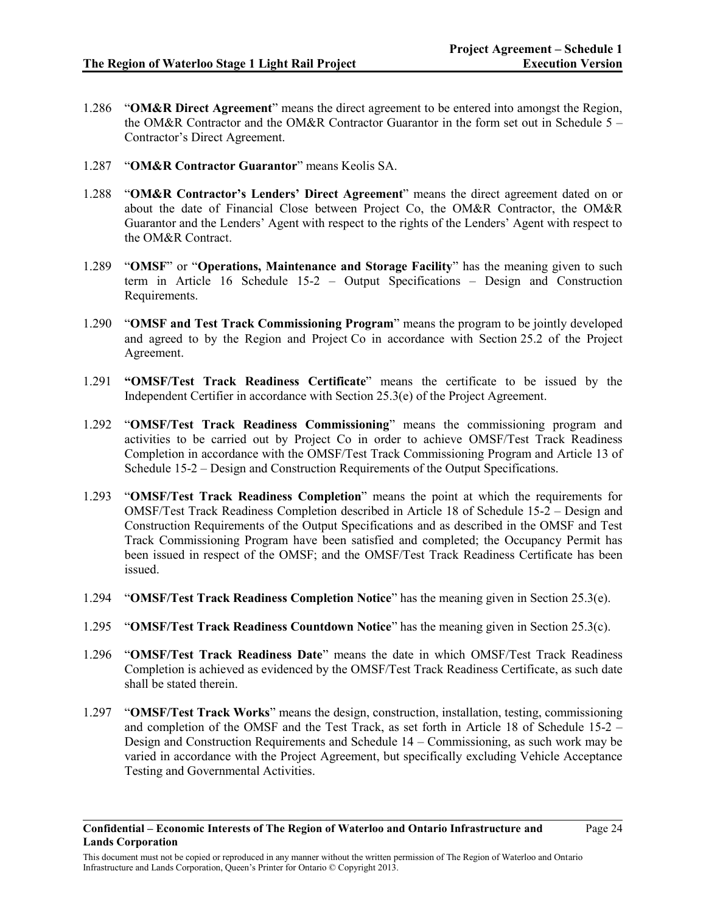1.286 "**OM&R Direct Agreement**" means the direct agreement to be entered into amongst the Region, the OM&R Contractor and the OM&R Contractor Guarantor in the form set out in Schedule 5 – Contractor's Direct Agreement.

1.287 "**OM&R Contractor Guarantor**" means Keolis SA.

1.288 "**OM&R Contractor's Lenders' Direct Agreement**" means the direct agreement dated on or about the date of Financial Close between Project Co, the OM&R Contractor, the OM&R Guarantor and the Lenders' Agent with respect to the rights of the Lenders' Agent with respect to the OM&R Contract.

1.289 "**OMSF**" or "**Operations, Maintenance and Storage Facility**" has the meaning given to such term in Article 16 Schedule 15-2 – Output Specifications – Design and Construction Requirements.

1.290 "**OMSF and Test Track Commissioning Program**" means the program to be jointly developed and agreed to by the Region and Project Co in accordance with Section 25.2 of the Project Agreement.

1.291 **"OMSF/Test Track Readiness Certificate**" means the certificate to be issued by the Independent Certifier in accordance with Section 25.3(e) of the Project Agreement.

1.292 "**OMSF/Test Track Readiness Commissioning**" means the commissioning program and activities to be carried out by Project Co in order to achieve OMSF/Test Track Readiness Completion in accordance with the OMSF/Test Track Commissioning Program and Article 13 of Schedule 15-2 – Design and Construction Requirements of the Output Specifications.

1.293 "**OMSF/Test Track Readiness Completion**" means the point at which the requirements for OMSF/Test Track Readiness Completion described in Article 18 of Schedule 15-2 – Design and Construction Requirements of the Output Specifications and as described in the OMSF and Test Track Commissioning Program have been satisfied and completed; the Occupancy Permit has been issued in respect of the OMSF; and the OMSF/Test Track Readiness Certificate has been issued.

1.294 "**OMSF/Test Track Readiness Completion Notice**" has the meaning given in Section 25.3(e).

1.295 "**OMSF/Test Track Readiness Countdown Notice**" has the meaning given in Section 25.3(c).

1.296 "**OMSF/Test Track Readiness Date**" means the date in which OMSF/Test Track Readiness Completion is achieved as evidenced by the OMSF/Test Track Readiness Certificate, as such date shall be stated therein.

1.297 "**OMSF/Test Track Works**" means the design, construction, installation, testing, commissioning and completion of the OMSF and the Test Track, as set forth in Article 18 of Schedule 15-2 – Design and Construction Requirements and Schedule 14 – Commissioning, as such work may be varied in accordance with the Project Agreement, but specifically excluding Vehicle Acceptance Testing and Governmental Activities.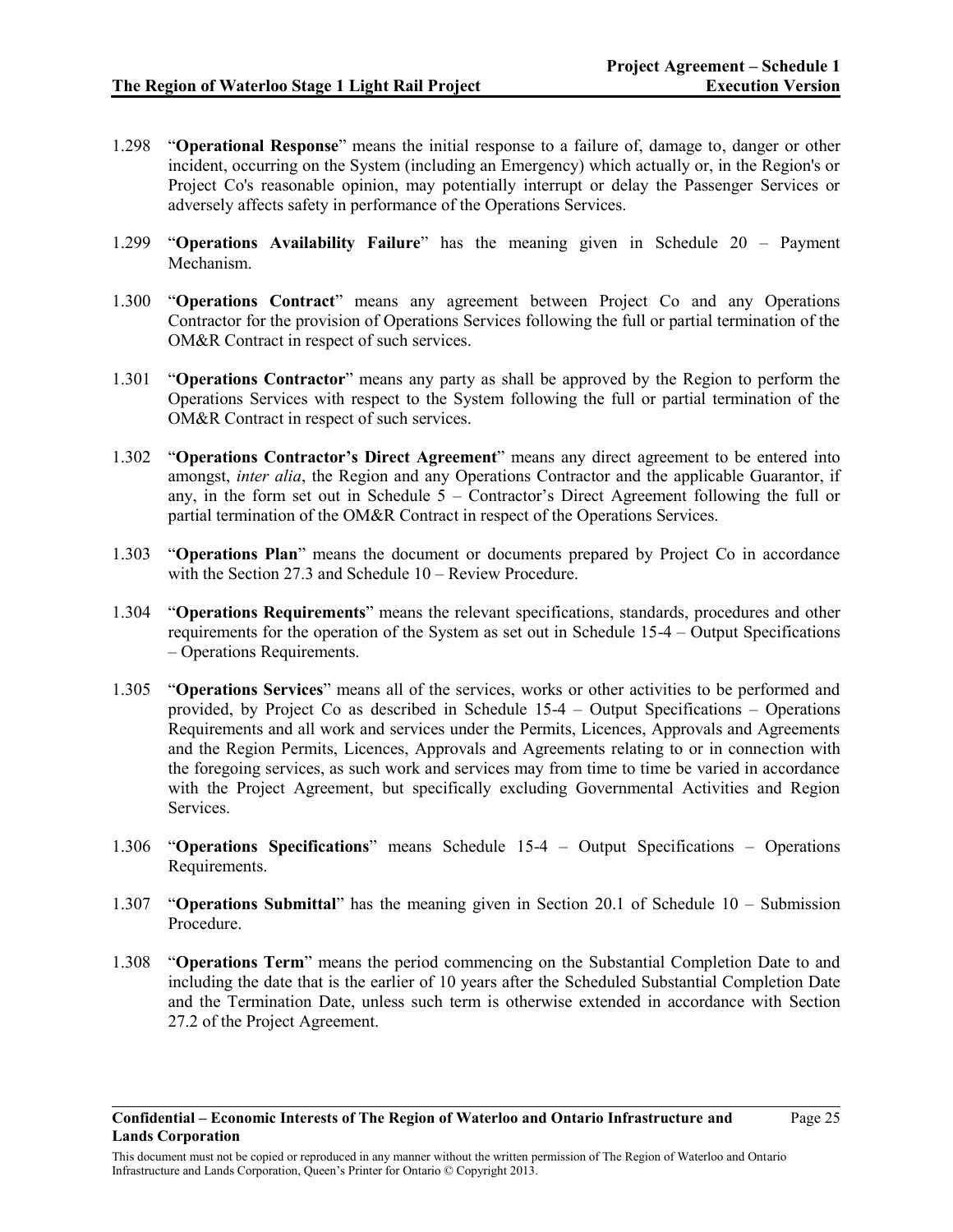1.298 "**Operational Response**" means the initial response to a failure of, damage to, danger or other incident, occurring on the System (including an Emergency) which actually or, in the Region's or Project Co's reasonable opinion, may potentially interrupt or delay the Passenger Services or adversely affects safety in performance of the Operations Services.

1.299 "**Operations Availability Failure**" has the meaning given in Schedule 20 – Payment Mechanism.

1.300 "**Operations Contract**" means any agreement between Project Co and any Operations Contractor for the provision of Operations Services following the full or partial termination of the OM&R Contract in respect of such services.

1.301 "**Operations Contractor**" means any party as shall be approved by the Region to perform the Operations Services with respect to the System following the full or partial termination of the OM&R Contract in respect of such services.

1.302 "**Operations Contractor's Direct Agreement**" means any direct agreement to be entered into amongst, *inter alia*, the Region and any Operations Contractor and the applicable Guarantor, if any, in the form set out in Schedule 5 – Contractor's Direct Agreement following the full or partial termination of the OM&R Contract in respect of the Operations Services.

1.303 "**Operations Plan**" means the document or documents prepared by Project Co in accordance with the Section 27.3 and Schedule 10 – Review Procedure.

1.304 "**Operations Requirements**" means the relevant specifications, standards, procedures and other requirements for the operation of the System as set out in Schedule 15-4 – Output Specifications – Operations Requirements.

1.305 "**Operations Services**" means all of the services, works or other activities to be performed and provided, by Project Co as described in Schedule 15-4 – Output Specifications – Operations Requirements and all work and services under the Permits, Licences, Approvals and Agreements and the Region Permits, Licences, Approvals and Agreements relating to or in connection with the foregoing services, as such work and services may from time to time be varied in accordance with the Project Agreement, but specifically excluding Governmental Activities and Region Services.

1.306 "**Operations Specifications**" means Schedule 15-4 – Output Specifications – Operations Requirements.

1.307 "**Operations Submittal**" has the meaning given in Section 20.1 of Schedule 10 – Submission Procedure.

1.308 "**Operations Term**" means the period commencing on the Substantial Completion Date to and including the date that is the earlier of 10 years after the Scheduled Substantial Completion Date and the Termination Date, unless such term is otherwise extended in accordance with Section 27.2 of the Project Agreement.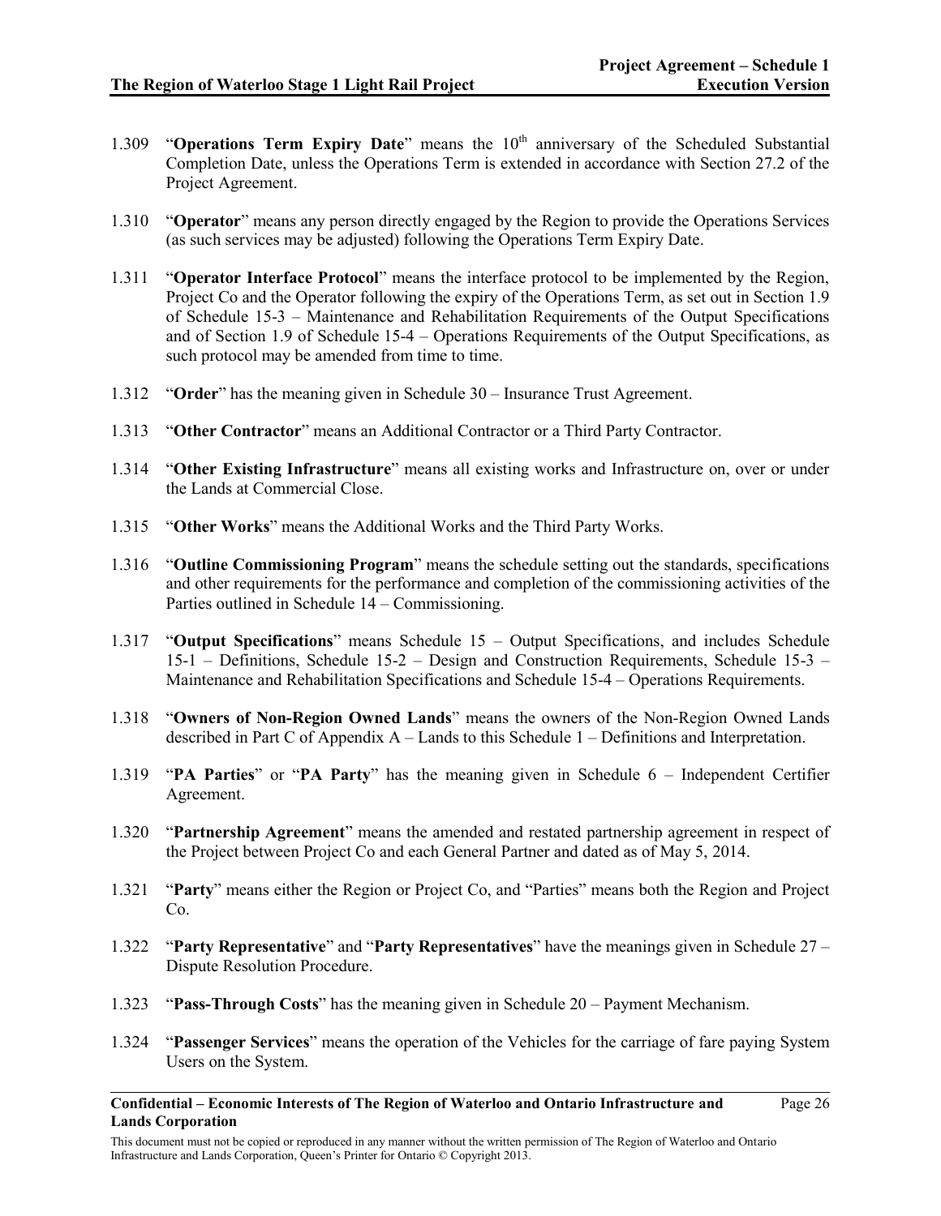1.309 "**Operations Term Expiry Date**" means the 10th anniversary of the Scheduled Substantial Completion Date, unless the Operations Term is extended in accordance with Section 27.2 of the Project Agreement.

1.310 "**Operator**" means any person directly engaged by the Region to provide the Operations Services (as such services may be adjusted) following the Operations Term Expiry Date.

1.311 "**Operator Interface Protocol**" means the interface protocol to be implemented by the Region, Project Co and the Operator following the expiry of the Operations Term, as set out in Section 1.9 of Schedule 15-3 – Maintenance and Rehabilitation Requirements of the Output Specifications and of Section 1.9 of Schedule 15-4 – Operations Requirements of the Output Specifications, as such protocol may be amended from time to time.

1.312 "**Order**" has the meaning given in Schedule 30 – Insurance Trust Agreement.

1.313 "**Other Contractor**" means an Additional Contractor or a Third Party Contractor.

1.314 "**Other Existing Infrastructure**" means all existing works and Infrastructure on, over or under the Lands at Commercial Close.

1.315 "**Other Works**" means the Additional Works and the Third Party Works.

1.316 "**Outline Commissioning Program**" means the schedule setting out the standards, specifications and other requirements for the performance and completion of the commissioning activities of the Parties outlined in Schedule 14 – Commissioning.

1.317 "**Output Specifications**" means Schedule 15 – Output Specifications, and includes Schedule 15-1 – Definitions, Schedule 15-2 – Design and Construction Requirements, Schedule 15-3 – Maintenance and Rehabilitation Specifications and Schedule 15-4 – Operations Requirements.

1.318 "**Owners of Non-Region Owned Lands**" means the owners of the Non-Region Owned Lands described in Part C of Appendix A – Lands to this Schedule 1 – Definitions and Interpretation.

1.319 "**PA Parties**" or "**PA Party**" has the meaning given in Schedule 6 – Independent Certifier Agreement.

1.320 "**Partnership Agreement**" means the amended and restated partnership agreement in respect of the Project between Project Co and each General Partner and dated as of May 5, 2014.

1.321 "**Party**" means either the Region or Project Co, and "Parties" means both the Region and Project Co.

1.322 "**Party Representative**" and "**Party Representatives**" have the meanings given in Schedule 27 – Dispute Resolution Procedure.

1.323 "**Pass-Through Costs**" has the meaning given in Schedule 20 – Payment Mechanism.

1.324 "**Passenger Services**" means the operation of the Vehicles for the carriage of fare paying System Users on the System.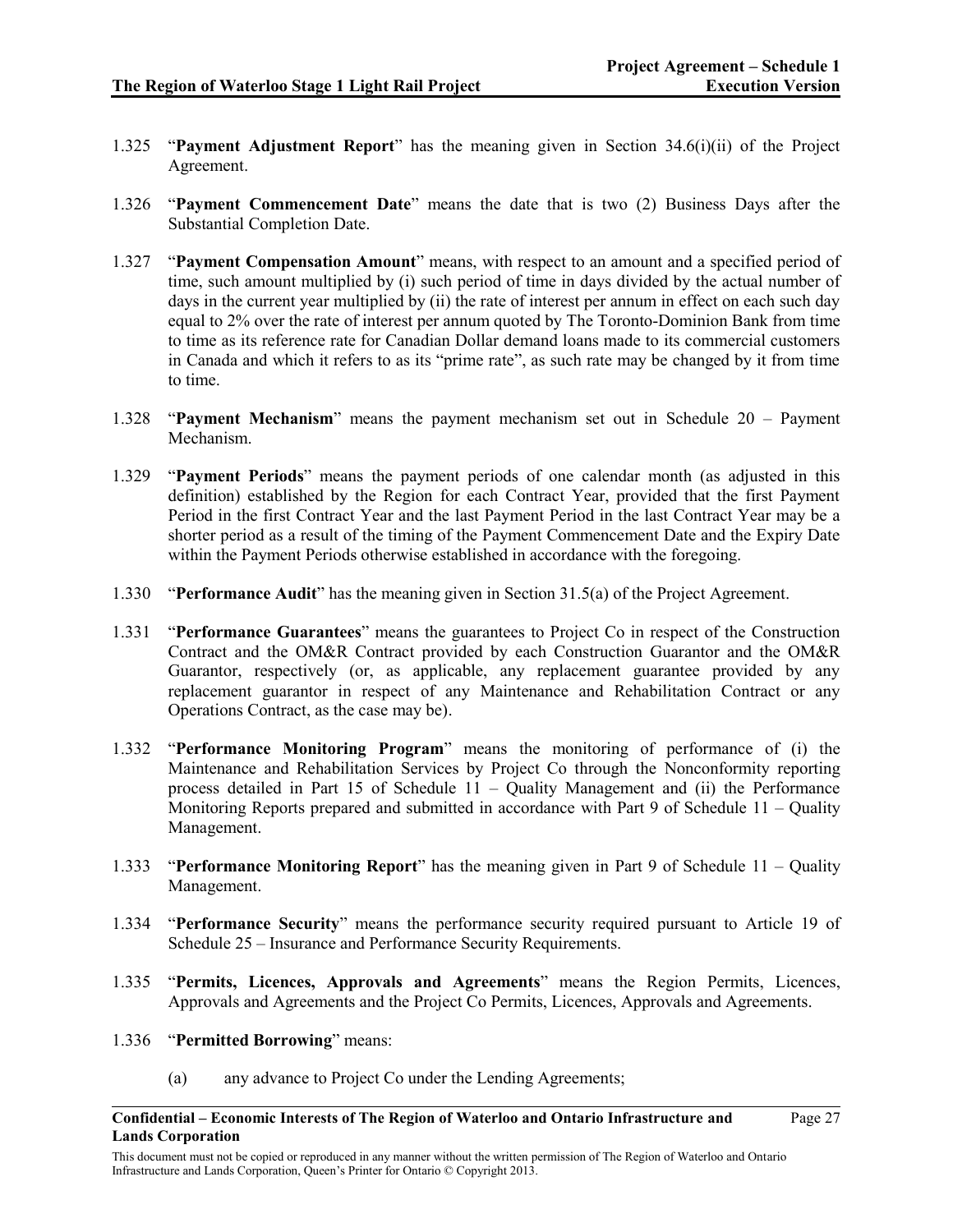1.325 "**Payment Adjustment Report**" has the meaning given in Section 34.6(i)(ii) of the Project Agreement.

1.326 "**Payment Commencement Date**" means the date that is two (2) Business Days after the Substantial Completion Date.

1.327 "**Payment Compensation Amount**" means, with respect to an amount and a specified period of time, such amount multiplied by (i) such period of time in days divided by the actual number of days in the current year multiplied by (ii) the rate of interest per annum in effect on each such day equal to 2% over the rate of interest per annum quoted by The Toronto-Dominion Bank from time to time as its reference rate for Canadian Dollar demand loans made to its commercial customers in Canada and which it refers to as its "prime rate", as such rate may be changed by it from time to time.

1.328 "**Payment Mechanism**" means the payment mechanism set out in Schedule 20 – Payment Mechanism.

1.329 "**Payment Periods**" means the payment periods of one calendar month (as adjusted in this definition) established by the Region for each Contract Year, provided that the first Payment Period in the first Contract Year and the last Payment Period in the last Contract Year may be a shorter period as a result of the timing of the Payment Commencement Date and the Expiry Date within the Payment Periods otherwise established in accordance with the foregoing.

1.330 "**Performance Audit**" has the meaning given in Section 31.5(a) of the Project Agreement.

1.331 "**Performance Guarantees**" means the guarantees to Project Co in respect of the Construction Contract and the OM&R Contract provided by each Construction Guarantor and the OM&R Guarantor, respectively (or, as applicable, any replacement guarantee provided by any replacement guarantor in respect of any Maintenance and Rehabilitation Contract or any Operations Contract, as the case may be).

1.332 "**Performance Monitoring Program**" means the monitoring of performance of (i) the Maintenance and Rehabilitation Services by Project Co through the Nonconformity reporting process detailed in Part 15 of Schedule 11 – Quality Management and (ii) the Performance Monitoring Reports prepared and submitted in accordance with Part 9 of Schedule 11 – Quality Management.

1.333 "**Performance Monitoring Report**" has the meaning given in Part 9 of Schedule 11 – Quality Management.

1.334 "**Performance Security**" means the performance security required pursuant to Article 19 of Schedule 25 – Insurance and Performance Security Requirements.

1.335 "**Permits, Licences, Approvals and Agreements**" means the Region Permits, Licences, Approvals and Agreements and the Project Co Permits, Licences, Approvals and Agreements.

1.336 "**Permitted Borrowing**" means:

(a) any advance to Project Co under the Lending Agreements;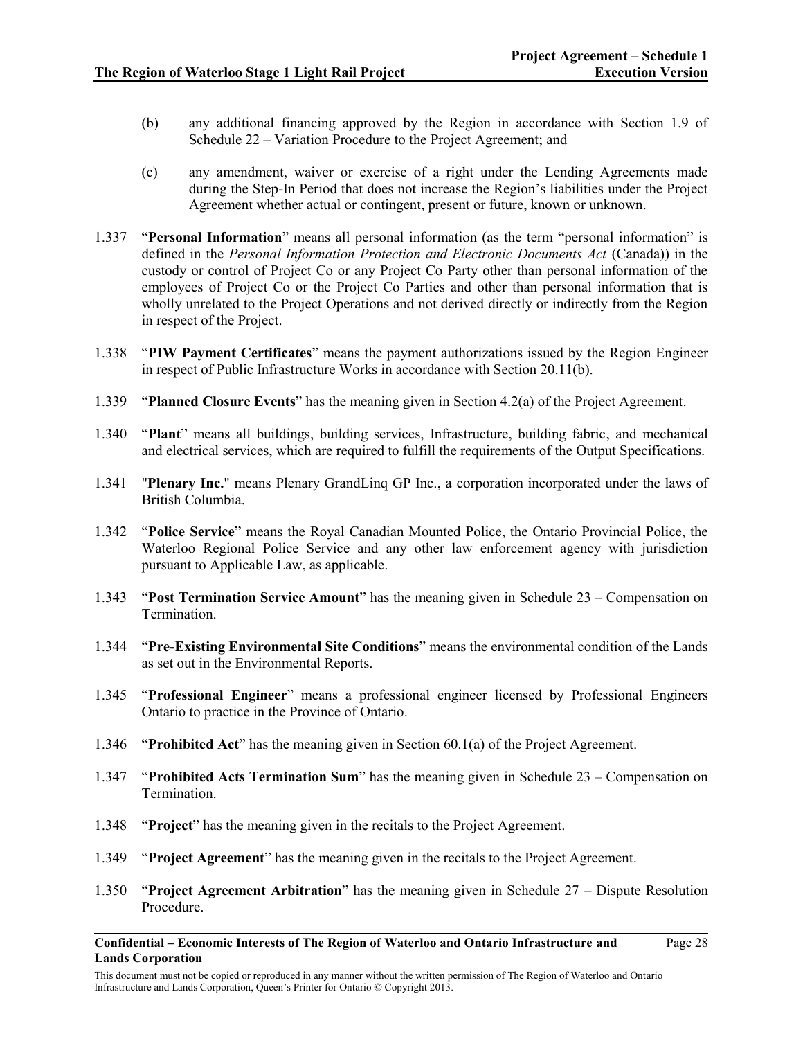(b) any additional financing approved by the Region in accordance with Section 1.9 of Schedule 22 – Variation Procedure to the Project Agreement; and

(c) any amendment, waiver or exercise of a right under the Lending Agreements made during the Step-In Period that does not increase the Region's liabilities under the Project Agreement whether actual or contingent, present or future, known or unknown.

1.337 "**Personal Information**" means all personal information (as the term "personal information" is defined in the *Personal Information Protection and Electronic Documents Act* (Canada)) in the custody or control of Project Co or any Project Co Party other than personal information of the employees of Project Co or the Project Co Parties and other than personal information that is wholly unrelated to the Project Operations and not derived directly or indirectly from the Region in respect of the Project.

1.338 "**PIW Payment Certificates**" means the payment authorizations issued by the Region Engineer in respect of Public Infrastructure Works in accordance with Section 20.11(b).

1.339 "**Planned Closure Events**" has the meaning given in Section 4.2(a) of the Project Agreement.

1.340 "**Plant**" means all buildings, building services, Infrastructure, building fabric, and mechanical and electrical services, which are required to fulfill the requirements of the Output Specifications.

1.341 "**Plenary Inc.**" means Plenary GrandLinq GP Inc., a corporation incorporated under the laws of British Columbia.

1.342 "**Police Service**" means the Royal Canadian Mounted Police, the Ontario Provincial Police, the Waterloo Regional Police Service and any other law enforcement agency with jurisdiction pursuant to Applicable Law, as applicable.

1.343 "**Post Termination Service Amount**" has the meaning given in Schedule 23 – Compensation on Termination.

1.344 "**Pre-Existing Environmental Site Conditions**" means the environmental condition of the Lands as set out in the Environmental Reports.

1.345 "**Professional Engineer**" means a professional engineer licensed by Professional Engineers Ontario to practice in the Province of Ontario.

1.346 "**Prohibited Act**" has the meaning given in Section 60.1(a) of the Project Agreement.

1.347 "**Prohibited Acts Termination Sum**" has the meaning given in Schedule 23 – Compensation on Termination.

1.348 "**Project**" has the meaning given in the recitals to the Project Agreement.

1.349 "**Project Agreement**" has the meaning given in the recitals to the Project Agreement.

1.350 "**Project Agreement Arbitration**" has the meaning given in Schedule 27 – Dispute Resolution Procedure.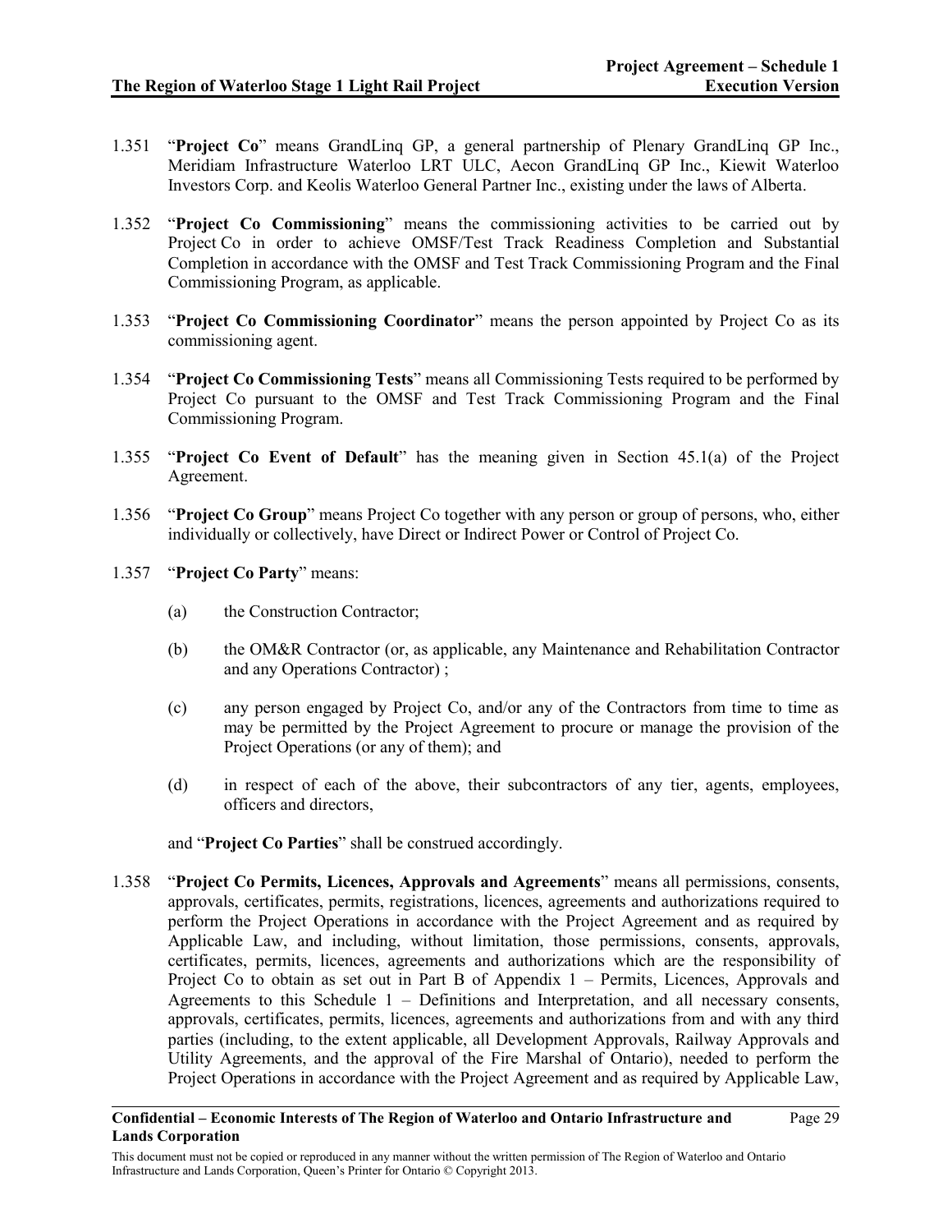1.351 "**Project Co**" means GrandLinq GP, a general partnership of Plenary GrandLinq GP Inc., Meridiam Infrastructure Waterloo LRT ULC, Aecon GrandLinq GP Inc., Kiewit Waterloo Investors Corp. and Keolis Waterloo General Partner Inc., existing under the laws of Alberta.

1.352 "**Project Co Commissioning**" means the commissioning activities to be carried out by Project Co in order to achieve OMSF/Test Track Readiness Completion and Substantial Completion in accordance with the OMSF and Test Track Commissioning Program and the Final Commissioning Program, as applicable.

1.353 "**Project Co Commissioning Coordinator**" means the person appointed by Project Co as its commissioning agent.

1.354 "**Project Co Commissioning Tests**" means all Commissioning Tests required to be performed by Project Co pursuant to the OMSF and Test Track Commissioning Program and the Final Commissioning Program.

1.355 "**Project Co Event of Default**" has the meaning given in Section 45.1(a) of the Project Agreement.

1.356 "**Project Co Group**" means Project Co together with any person or group of persons, who, either individually or collectively, have Direct or Indirect Power or Control of Project Co.

1.357 "**Project Co Party**" means:

(a) the Construction Contractor;

(b) the OM&R Contractor (or, as applicable, any Maintenance and Rehabilitation Contractor and any Operations Contractor) ;

(c) any person engaged by Project Co, and/or any of the Contractors from time to time as may be permitted by the Project Agreement to procure or manage the provision of the Project Operations (or any of them); and

(d) in respect of each of the above, their subcontractors of any tier, agents, employees, officers and directors,

and "**Project Co Parties**" shall be construed accordingly.

1.358 "**Project Co Permits, Licences, Approvals and Agreements**" means all permissions, consents, approvals, certificates, permits, registrations, licences, agreements and authorizations required to perform the Project Operations in accordance with the Project Agreement and as required by Applicable Law, and including, without limitation, those permissions, consents, approvals, certificates, permits, licences, agreements and authorizations which are the responsibility of Project Co to obtain as set out in Part B of Appendix 1 – Permits, Licences, Approvals and Agreements to this Schedule 1 – Definitions and Interpretation, and all necessary consents, approvals, certificates, permits, licences, agreements and authorizations from and with any third parties (including, to the extent applicable, all Development Approvals, Railway Approvals and Utility Agreements, and the approval of the Fire Marshal of Ontario), needed to perform the Project Operations in accordance with the Project Agreement and as required by Applicable Law,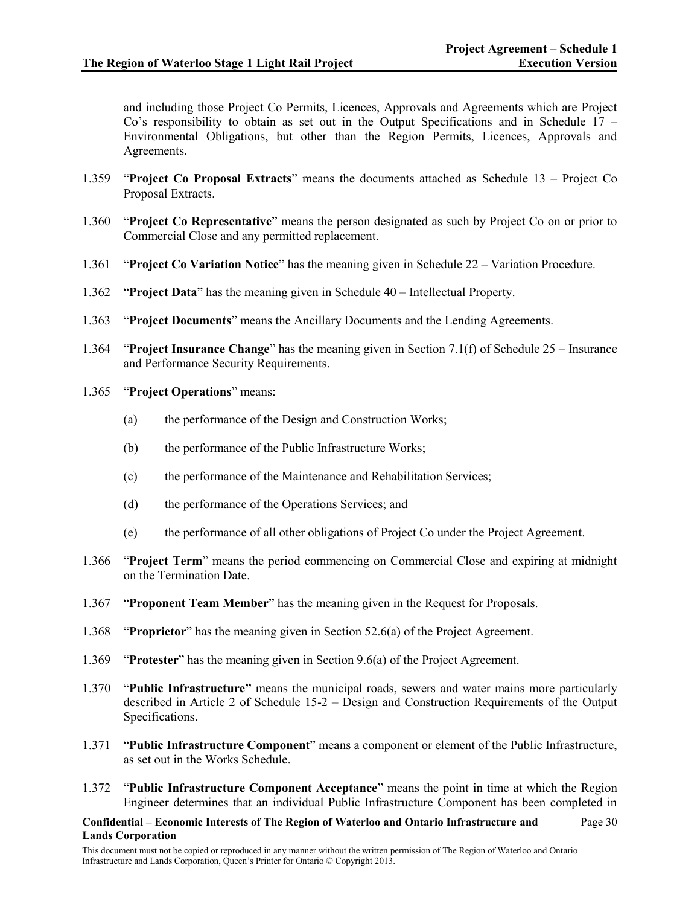and including those Project Co Permits, Licences, Approvals and Agreements which are Project Co's responsibility to obtain as set out in the Output Specifications and in Schedule 17 – Environmental Obligations, but other than the Region Permits, Licences, Approvals and Agreements.

1.359 "**Project Co Proposal Extracts**" means the documents attached as Schedule 13 – Project Co Proposal Extracts.

1.360 "**Project Co Representative**" means the person designated as such by Project Co on or prior to Commercial Close and any permitted replacement.

1.361 "**Project Co Variation Notice**" has the meaning given in Schedule 22 – Variation Procedure.

1.362 "**Project Data**" has the meaning given in Schedule 40 – Intellectual Property.

1.363 "**Project Documents**" means the Ancillary Documents and the Lending Agreements.

1.364 "**Project Insurance Change**" has the meaning given in Section 7.1(f) of Schedule 25 – Insurance and Performance Security Requirements.

1.365 "**Project Operations**" means:

(a) the performance of the Design and Construction Works;

(b) the performance of the Public Infrastructure Works;

(c) the performance of the Maintenance and Rehabilitation Services;

(d) the performance of the Operations Services; and

(e) the performance of all other obligations of Project Co under the Project Agreement.

1.366 "**Project Term**" means the period commencing on Commercial Close and expiring at midnight on the Termination Date.

1.367 "**Proponent Team Member**" has the meaning given in the Request for Proposals.

1.368 "**Proprietor**" has the meaning given in Section 52.6(a) of the Project Agreement.

1.369 "**Protester**" has the meaning given in Section 9.6(a) of the Project Agreement.

1.370 "**Public Infrastructure"** means the municipal roads, sewers and water mains more particularly described in Article 2 of Schedule 15-2 – Design and Construction Requirements of the Output Specifications.

1.371 "**Public Infrastructure Component**" means a component or element of the Public Infrastructure, as set out in the Works Schedule.

1.372 "**Public Infrastructure Component Acceptance**" means the point in time at which the Region Engineer determines that an individual Public Infrastructure Component has been completed in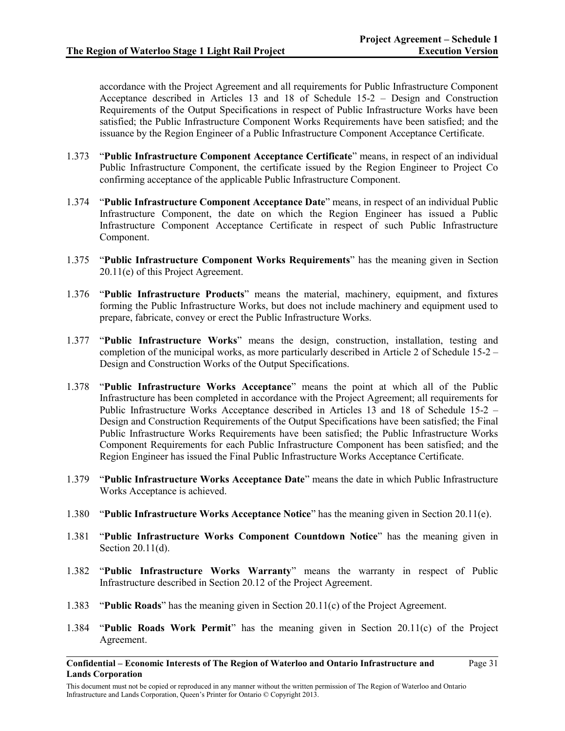accordance with the Project Agreement and all requirements for Public Infrastructure Component Acceptance described in Articles 13 and 18 of Schedule 15-2 – Design and Construction Requirements of the Output Specifications in respect of Public Infrastructure Works have been satisfied; the Public Infrastructure Component Works Requirements have been satisfied; and the issuance by the Region Engineer of a Public Infrastructure Component Acceptance Certificate.

1.373 "**Public Infrastructure Component Acceptance Certificate**" means, in respect of an individual Public Infrastructure Component, the certificate issued by the Region Engineer to Project Co confirming acceptance of the applicable Public Infrastructure Component.

1.374 "**Public Infrastructure Component Acceptance Date**" means, in respect of an individual Public Infrastructure Component, the date on which the Region Engineer has issued a Public Infrastructure Component Acceptance Certificate in respect of such Public Infrastructure Component.

1.375 "**Public Infrastructure Component Works Requirements**" has the meaning given in Section 20.11(e) of this Project Agreement.

1.376 "**Public Infrastructure Products**" means the material, machinery, equipment, and fixtures forming the Public Infrastructure Works, but does not include machinery and equipment used to prepare, fabricate, convey or erect the Public Infrastructure Works.

1.377 "**Public Infrastructure Works**" means the design, construction, installation, testing and completion of the municipal works, as more particularly described in Article 2 of Schedule 15-2 – Design and Construction Works of the Output Specifications.

1.378 "**Public Infrastructure Works Acceptance**" means the point at which all of the Public Infrastructure has been completed in accordance with the Project Agreement; all requirements for Public Infrastructure Works Acceptance described in Articles 13 and 18 of Schedule 15-2 – Design and Construction Requirements of the Output Specifications have been satisfied; the Final Public Infrastructure Works Requirements have been satisfied; the Public Infrastructure Works Component Requirements for each Public Infrastructure Component has been satisfied; and the Region Engineer has issued the Final Public Infrastructure Works Acceptance Certificate.

1.379 "**Public Infrastructure Works Acceptance Date**" means the date in which Public Infrastructure Works Acceptance is achieved.

1.380 "**Public Infrastructure Works Acceptance Notice**" has the meaning given in Section 20.11(e).

1.381 "**Public Infrastructure Works Component Countdown Notice**" has the meaning given in Section 20.11(d).

1.382 "**Public Infrastructure Works Warranty**" means the warranty in respect of Public Infrastructure described in Section 20.12 of the Project Agreement.

1.383 "**Public Roads**" has the meaning given in Section 20.11(c) of the Project Agreement.

1.384 "**Public Roads Work Permit**" has the meaning given in Section 20.11(c) of the Project Agreement.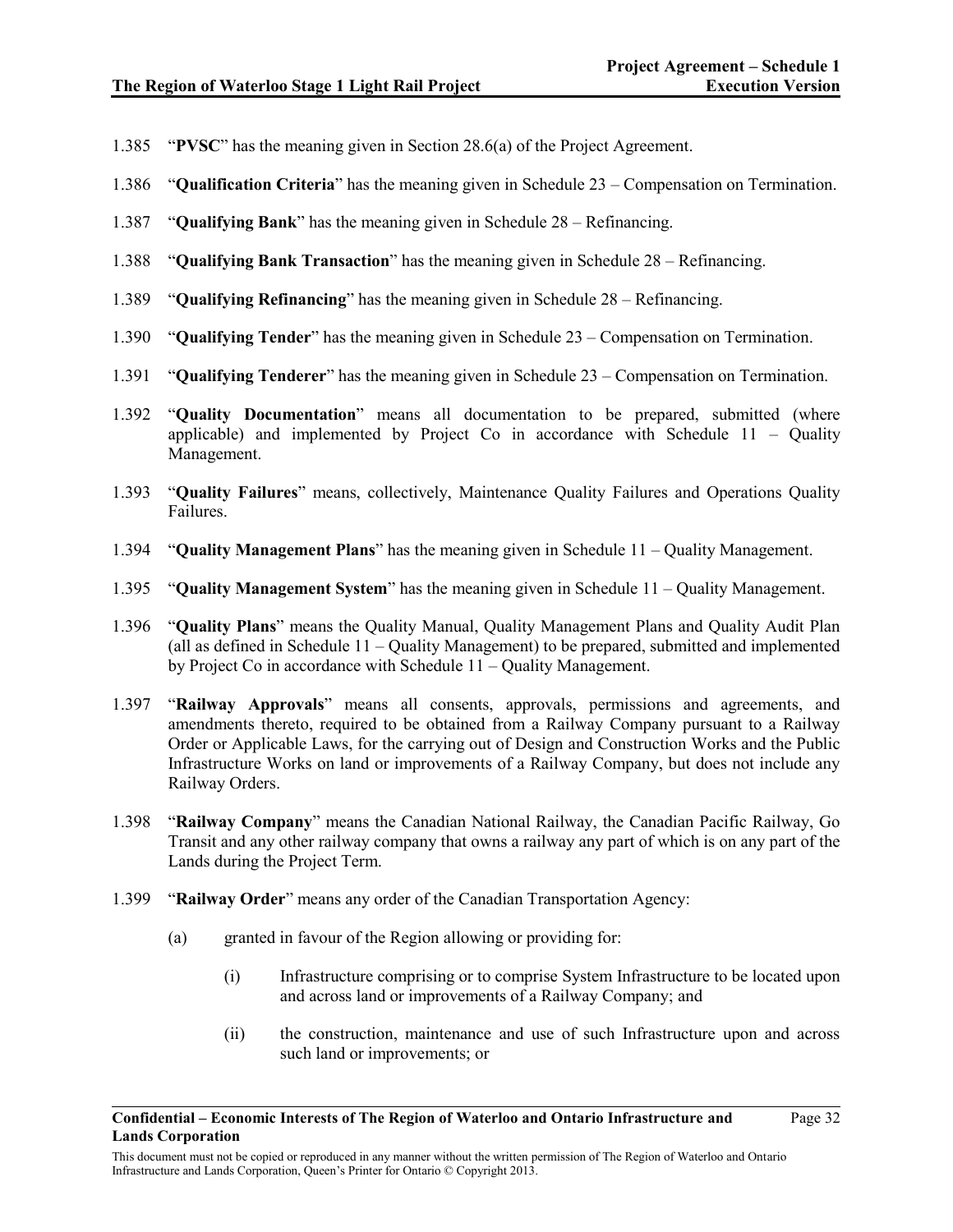1.385 "**PVSC**" has the meaning given in Section 28.6(a) of the Project Agreement.

1.386 "**Qualification Criteria**" has the meaning given in Schedule 23 – Compensation on Termination.

1.387 "**Qualifying Bank**" has the meaning given in Schedule 28 – Refinancing.

1.388 "**Qualifying Bank Transaction**" has the meaning given in Schedule 28 – Refinancing.

1.389 "**Qualifying Refinancing**" has the meaning given in Schedule 28 – Refinancing.

1.390 "**Qualifying Tender**" has the meaning given in Schedule 23 – Compensation on Termination.

1.391 "**Qualifying Tenderer**" has the meaning given in Schedule 23 – Compensation on Termination.

1.392 "**Quality Documentation**" means all documentation to be prepared, submitted (where applicable) and implemented by Project Co in accordance with Schedule 11 – Quality Management.

1.393 "**Quality Failures**" means, collectively, Maintenance Quality Failures and Operations Quality Failures.

1.394 "**Quality Management Plans**" has the meaning given in Schedule 11 – Quality Management.

1.395 "**Quality Management System**" has the meaning given in Schedule 11 – Quality Management.

1.396 "**Quality Plans**" means the Quality Manual, Quality Management Plans and Quality Audit Plan (all as defined in Schedule 11 – Quality Management) to be prepared, submitted and implemented by Project Co in accordance with Schedule 11 – Quality Management.

1.397 "**Railway Approvals**" means all consents, approvals, permissions and agreements, and amendments thereto, required to be obtained from a Railway Company pursuant to a Railway Order or Applicable Laws, for the carrying out of Design and Construction Works and the Public Infrastructure Works on land or improvements of a Railway Company, but does not include any Railway Orders.

1.398 "**Railway Company**" means the Canadian National Railway, the Canadian Pacific Railway, Go Transit and any other railway company that owns a railway any part of which is on any part of the Lands during the Project Term.

1.399 "**Railway Order**" means any order of the Canadian Transportation Agency:

(a) granted in favour of the Region allowing or providing for:

(i) Infrastructure comprising or to comprise System Infrastructure to be located upon and across land or improvements of a Railway Company; and

(ii) the construction, maintenance and use of such Infrastructure upon and across such land or improvements; or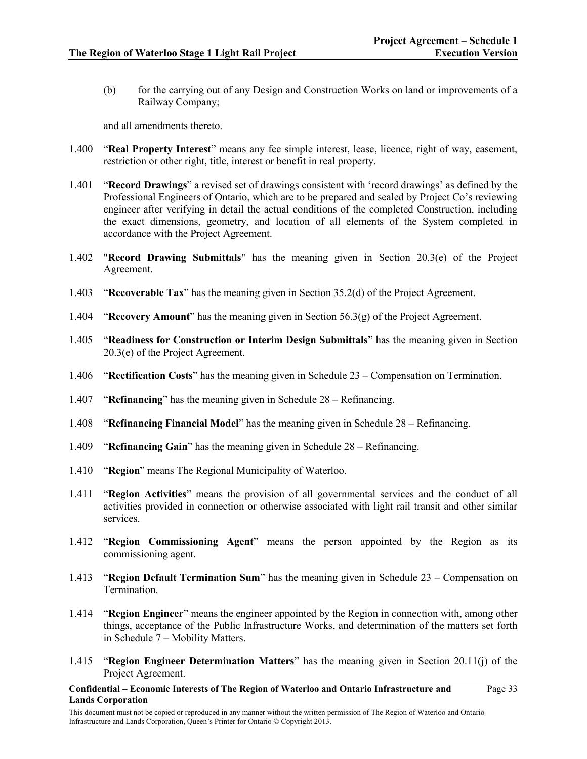(b) for the carrying out of any Design and Construction Works on land or improvements of a Railway Company;

and all amendments thereto.

1.400 "**Real Property Interest**" means any fee simple interest, lease, licence, right of way, easement, restriction or other right, title, interest or benefit in real property.

1.401 "**Record Drawings**" a revised set of drawings consistent with 'record drawings' as defined by the Professional Engineers of Ontario, which are to be prepared and sealed by Project Co's reviewing engineer after verifying in detail the actual conditions of the completed Construction, including the exact dimensions, geometry, and location of all elements of the System completed in accordance with the Project Agreement.

1.402 "**Record Drawing Submittals**" has the meaning given in Section 20.3(e) of the Project Agreement.

1.403 "**Recoverable Tax**" has the meaning given in Section 35.2(d) of the Project Agreement.

1.404 "**Recovery Amount**" has the meaning given in Section 56.3(g) of the Project Agreement.

1.405 "**Readiness for Construction or Interim Design Submittals**" has the meaning given in Section 20.3(e) of the Project Agreement.

1.406 "**Rectification Costs**" has the meaning given in Schedule 23 – Compensation on Termination.

1.407 "**Refinancing**" has the meaning given in Schedule 28 – Refinancing.

1.408 "**Refinancing Financial Model**" has the meaning given in Schedule 28 – Refinancing.

1.409 "**Refinancing Gain**" has the meaning given in Schedule 28 – Refinancing.

1.410 "**Region**" means The Regional Municipality of Waterloo.

1.411 "**Region Activities**" means the provision of all governmental services and the conduct of all activities provided in connection or otherwise associated with light rail transit and other similar services.

1.412 "**Region Commissioning Agent**" means the person appointed by the Region as its commissioning agent.

1.413 "**Region Default Termination Sum**" has the meaning given in Schedule 23 – Compensation on Termination.

1.414 "**Region Engineer**" means the engineer appointed by the Region in connection with, among other things, acceptance of the Public Infrastructure Works, and determination of the matters set forth in Schedule 7 – Mobility Matters.

1.415 "**Region Engineer Determination Matters**" has the meaning given in Section 20.11(j) of the Project Agreement.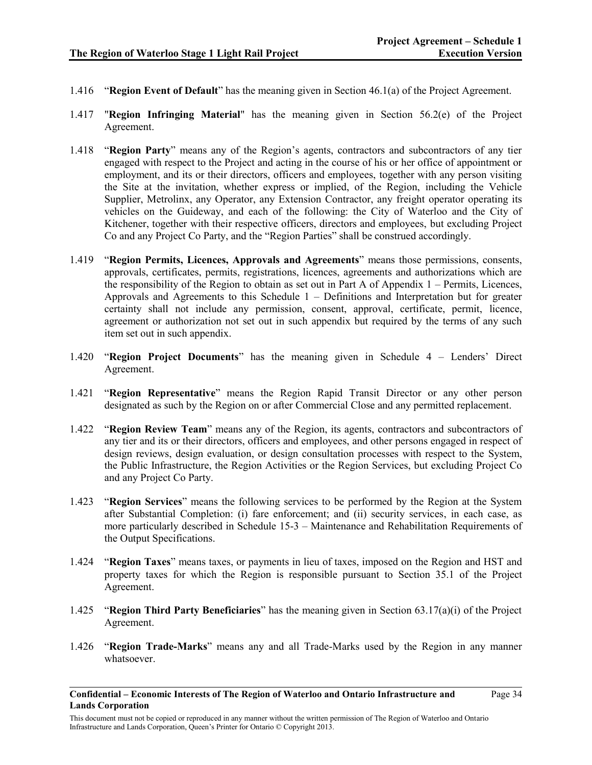1.416 "**Region Event of Default**" has the meaning given in Section 46.1(a) of the Project Agreement.

1.417 "**Region Infringing Material**" has the meaning given in Section 56.2(e) of the Project Agreement.

1.418 "**Region Party**" means any of the Region's agents, contractors and subcontractors of any tier engaged with respect to the Project and acting in the course of his or her office of appointment or employment, and its or their directors, officers and employees, together with any person visiting the Site at the invitation, whether express or implied, of the Region, including the Vehicle Supplier, Metrolinx, any Operator, any Extension Contractor, any freight operator operating its vehicles on the Guideway, and each of the following: the City of Waterloo and the City of Kitchener, together with their respective officers, directors and employees, but excluding Project Co and any Project Co Party, and the "Region Parties" shall be construed accordingly.

1.419 "**Region Permits, Licences, Approvals and Agreements**" means those permissions, consents, approvals, certificates, permits, registrations, licences, agreements and authorizations which are the responsibility of the Region to obtain as set out in Part A of Appendix 1 – Permits, Licences, Approvals and Agreements to this Schedule 1 – Definitions and Interpretation but for greater certainty shall not include any permission, consent, approval, certificate, permit, licence, agreement or authorization not set out in such appendix but required by the terms of any such item set out in such appendix.

1.420 "**Region Project Documents**" has the meaning given in Schedule 4 – Lenders' Direct Agreement.

1.421 "**Region Representative**" means the Region Rapid Transit Director or any other person designated as such by the Region on or after Commercial Close and any permitted replacement.

1.422 "**Region Review Team**" means any of the Region, its agents, contractors and subcontractors of any tier and its or their directors, officers and employees, and other persons engaged in respect of design reviews, design evaluation, or design consultation processes with respect to the System, the Public Infrastructure, the Region Activities or the Region Services, but excluding Project Co and any Project Co Party.

1.423 "**Region Services**" means the following services to be performed by the Region at the System after Substantial Completion: (i) fare enforcement; and (ii) security services, in each case, as more particularly described in Schedule 15-3 – Maintenance and Rehabilitation Requirements of the Output Specifications.

1.424 "**Region Taxes**" means taxes, or payments in lieu of taxes, imposed on the Region and HST and property taxes for which the Region is responsible pursuant to Section 35.1 of the Project Agreement.

1.425 "**Region Third Party Beneficiaries**" has the meaning given in Section 63.17(a)(i) of the Project Agreement.

1.426 "**Region Trade-Marks**" means any and all Trade-Marks used by the Region in any manner whatsoever.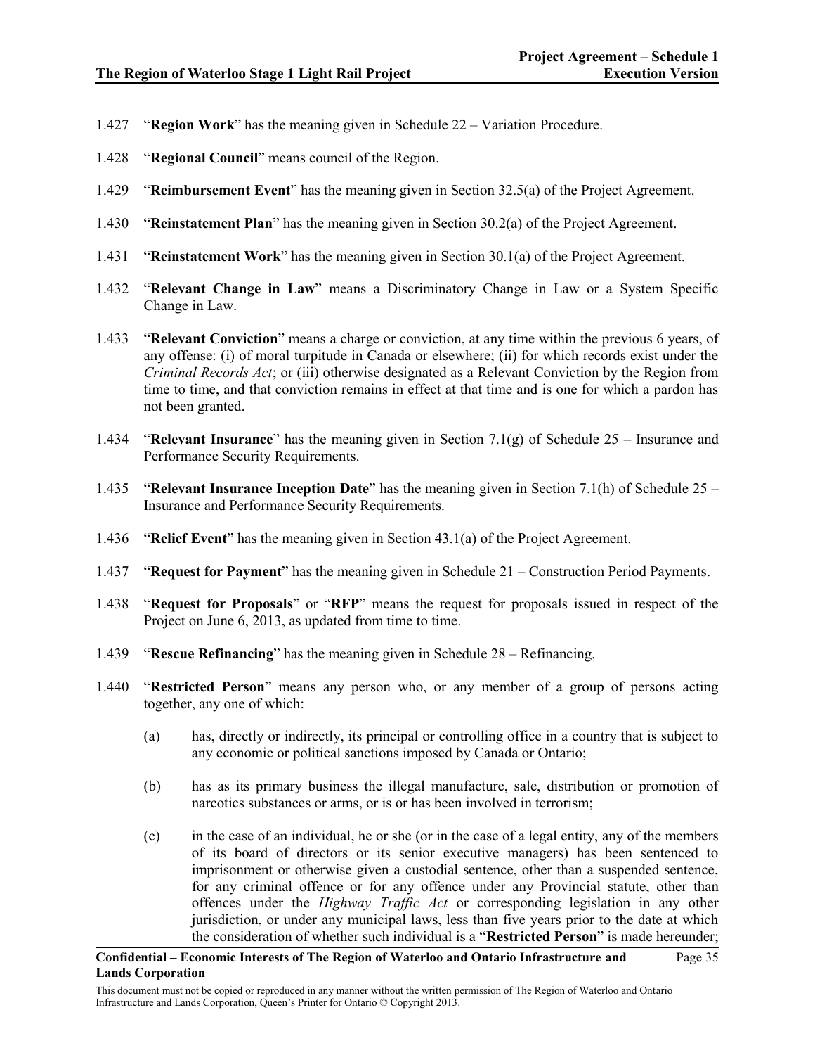1.427 "**Region Work**" has the meaning given in Schedule 22 – Variation Procedure.

1.428 "**Regional Council**" means council of the Region.

1.429 "**Reimbursement Event**" has the meaning given in Section 32.5(a) of the Project Agreement.

1.430 "**Reinstatement Plan**" has the meaning given in Section 30.2(a) of the Project Agreement.

1.431 "**Reinstatement Work**" has the meaning given in Section 30.1(a) of the Project Agreement.

1.432 "**Relevant Change in Law**" means a Discriminatory Change in Law or a System Specific Change in Law.

1.433 "**Relevant Conviction**" means a charge or conviction, at any time within the previous 6 years, of any offense: (i) of moral turpitude in Canada or elsewhere; (ii) for which records exist under the *Criminal Records Act*; or (iii) otherwise designated as a Relevant Conviction by the Region from time to time, and that conviction remains in effect at that time and is one for which a pardon has not been granted.

1.434 "**Relevant Insurance**" has the meaning given in Section 7.1(g) of Schedule 25 – Insurance and Performance Security Requirements.

1.435 "**Relevant Insurance Inception Date**" has the meaning given in Section 7.1(h) of Schedule 25 – Insurance and Performance Security Requirements.

1.436 "**Relief Event**" has the meaning given in Section 43.1(a) of the Project Agreement.

1.437 "**Request for Payment**" has the meaning given in Schedule 21 – Construction Period Payments.

1.438 "**Request for Proposals**" or "**RFP**" means the request for proposals issued in respect of the Project on June 6, 2013, as updated from time to time.

1.439 "**Rescue Refinancing**" has the meaning given in Schedule 28 – Refinancing.

1.440 "**Restricted Person**" means any person who, or any member of a group of persons acting together, any one of which:

(a) has, directly or indirectly, its principal or controlling office in a country that is subject to any economic or political sanctions imposed by Canada or Ontario;

(b) has as its primary business the illegal manufacture, sale, distribution or promotion of narcotics substances or arms, or is or has been involved in terrorism;

(c) in the case of an individual, he or she (or in the case of a legal entity, any of the members of its board of directors or its senior executive managers) has been sentenced to imprisonment or otherwise given a custodial sentence, other than a suspended sentence, for any criminal offence or for any offence under any Provincial statute, other than offences under the *Highway Traffic Act* or corresponding legislation in any other jurisdiction, or under any municipal laws, less than five years prior to the date at which the consideration of whether such individual is a "**Restricted Person**" is made hereunder;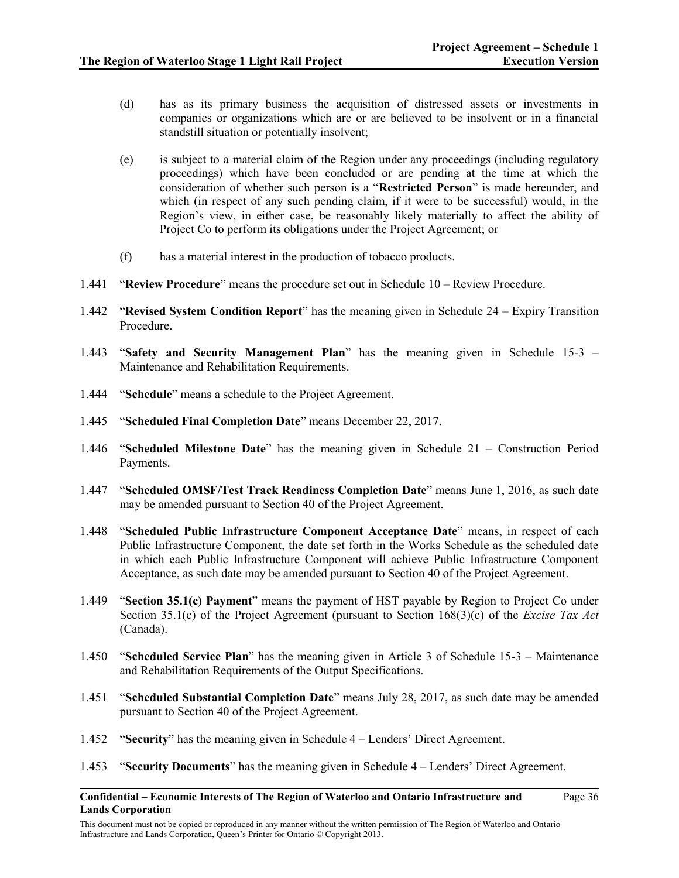(d) has as its primary business the acquisition of distressed assets or investments in companies or organizations which are or are believed to be insolvent or in a financial standstill situation or potentially insolvent;

(e) is subject to a material claim of the Region under any proceedings (including regulatory proceedings) which have been concluded or are pending at the time at which the consideration of whether such person is a "**Restricted Person**" is made hereunder, and which (in respect of any such pending claim, if it were to be successful) would, in the Region's view, in either case, be reasonably likely materially to affect the ability of Project Co to perform its obligations under the Project Agreement; or

(f) has a material interest in the production of tobacco products.

1.441 "**Review Procedure**" means the procedure set out in Schedule 10 – Review Procedure.

1.442 "**Revised System Condition Report**" has the meaning given in Schedule 24 – Expiry Transition Procedure.

1.443 "**Safety and Security Management Plan**" has the meaning given in Schedule 15-3 – Maintenance and Rehabilitation Requirements.

1.444 "**Schedule**" means a schedule to the Project Agreement.

1.445 "**Scheduled Final Completion Date**" means December 22, 2017.

1.446 "**Scheduled Milestone Date**" has the meaning given in Schedule 21 – Construction Period Payments.

1.447 "**Scheduled OMSF/Test Track Readiness Completion Date**" means June 1, 2016, as such date may be amended pursuant to Section 40 of the Project Agreement.

1.448 "**Scheduled Public Infrastructure Component Acceptance Date**" means, in respect of each Public Infrastructure Component, the date set forth in the Works Schedule as the scheduled date in which each Public Infrastructure Component will achieve Public Infrastructure Component Acceptance, as such date may be amended pursuant to Section 40 of the Project Agreement.

1.449 "**Section 35.1(c) Payment**" means the payment of HST payable by Region to Project Co under Section 35.1(c) of the Project Agreement (pursuant to Section 168(3)(c) of the *Excise Tax Act* (Canada).

1.450 "**Scheduled Service Plan**" has the meaning given in Article 3 of Schedule 15-3 – Maintenance and Rehabilitation Requirements of the Output Specifications.

1.451 "**Scheduled Substantial Completion Date**" means July 28, 2017, as such date may be amended pursuant to Section 40 of the Project Agreement.

1.452 "**Security**" has the meaning given in Schedule 4 – Lenders' Direct Agreement.

1.453 "**Security Documents**" has the meaning given in Schedule 4 – Lenders' Direct Agreement.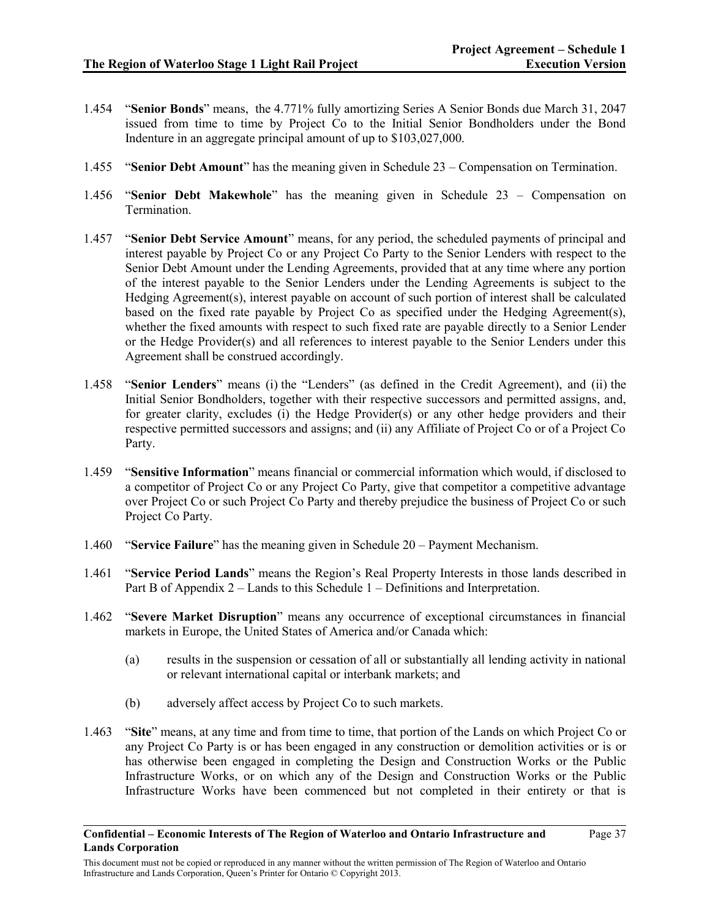1.454 "**Senior Bonds**" means, the 4.771% fully amortizing Series A Senior Bonds due March 31, 2047 issued from time to time by Project Co to the Initial Senior Bondholders under the Bond Indenture in an aggregate principal amount of up to $103,027,000.

1.455 "**Senior Debt Amount**" has the meaning given in Schedule 23 – Compensation on Termination.

1.456 "**Senior Debt Makewhole**" has the meaning given in Schedule 23 – Compensation on Termination.

1.457 "**Senior Debt Service Amount**" means, for any period, the scheduled payments of principal and interest payable by Project Co or any Project Co Party to the Senior Lenders with respect to the Senior Debt Amount under the Lending Agreements, provided that at any time where any portion of the interest payable to the Senior Lenders under the Lending Agreements is subject to the Hedging Agreement(s), interest payable on account of such portion of interest shall be calculated based on the fixed rate payable by Project Co as specified under the Hedging Agreement(s), whether the fixed amounts with respect to such fixed rate are payable directly to a Senior Lender or the Hedge Provider(s) and all references to interest payable to the Senior Lenders under this Agreement shall be construed accordingly.

1.458 "**Senior Lenders**" means (i) the "Lenders" (as defined in the Credit Agreement), and (ii) the Initial Senior Bondholders, together with their respective successors and permitted assigns, and, for greater clarity, excludes (i) the Hedge Provider(s) or any other hedge providers and their respective permitted successors and assigns; and (ii) any Affiliate of Project Co or of a Project Co Party.

1.459 "**Sensitive Information**" means financial or commercial information which would, if disclosed to a competitor of Project Co or any Project Co Party, give that competitor a competitive advantage over Project Co or such Project Co Party and thereby prejudice the business of Project Co or such Project Co Party.

1.460 "**Service Failure**" has the meaning given in Schedule 20 – Payment Mechanism.

1.461 "**Service Period Lands**" means the Region's Real Property Interests in those lands described in Part B of Appendix 2 – Lands to this Schedule 1 – Definitions and Interpretation.

1.462 "**Severe Market Disruption**" means any occurrence of exceptional circumstances in financial markets in Europe, the United States of America and/or Canada which:

   (a) results in the suspension or cessation of all or substantially all lending activity in national or relevant international capital or interbank markets; and

   (b) adversely affect access by Project Co to such markets.

1.463 "**Site**" means, at any time and from time to time, that portion of the Lands on which Project Co or any Project Co Party is or has been engaged in any construction or demolition activities or is or has otherwise been engaged in completing the Design and Construction Works or the Public Infrastructure Works, or on which any of the Design and Construction Works or the Public Infrastructure Works have been commenced but not completed in their entirety or that is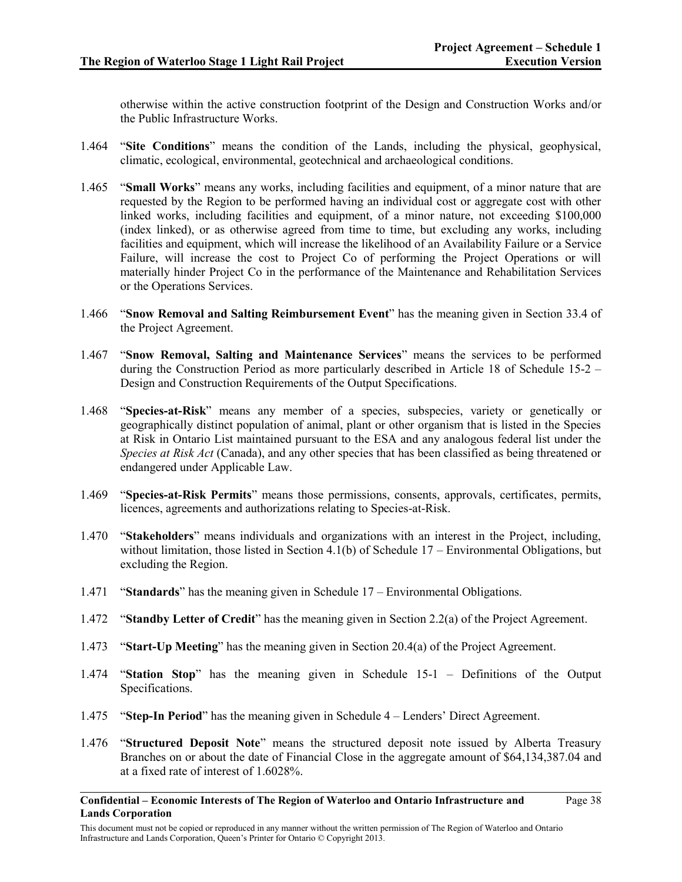otherwise within the active construction footprint of the Design and Construction Works and/or the Public Infrastructure Works.

1.464 "**Site Conditions**" means the condition of the Lands, including the physical, geophysical, climatic, ecological, environmental, geotechnical and archaeological conditions.

1.465 "**Small Works**" means any works, including facilities and equipment, of a minor nature that are requested by the Region to be performed having an individual cost or aggregate cost with other linked works, including facilities and equipment, of a minor nature, not exceeding $100,000 (index linked), or as otherwise agreed from time to time, but excluding any works, including facilities and equipment, which will increase the likelihood of an Availability Failure or a Service Failure, will increase the cost to Project Co of performing the Project Operations or will materially hinder Project Co in the performance of the Maintenance and Rehabilitation Services or the Operations Services.

1.466 "**Snow Removal and Salting Reimbursement Event**" has the meaning given in Section 33.4 of the Project Agreement.

1.467 "**Snow Removal, Salting and Maintenance Services**" means the services to be performed during the Construction Period as more particularly described in Article 18 of Schedule 15-2 – Design and Construction Requirements of the Output Specifications.

1.468 "**Species-at-Risk**" means any member of a species, subspecies, variety or genetically or geographically distinct population of animal, plant or other organism that is listed in the Species at Risk in Ontario List maintained pursuant to the ESA and any analogous federal list under the *Species at Risk Act* (Canada), and any other species that has been classified as being threatened or endangered under Applicable Law.

1.469 "**Species-at-Risk Permits**" means those permissions, consents, approvals, certificates, permits, licences, agreements and authorizations relating to Species-at-Risk.

1.470 "**Stakeholders**" means individuals and organizations with an interest in the Project, including, without limitation, those listed in Section 4.1(b) of Schedule 17 – Environmental Obligations, but excluding the Region.

1.471 "**Standards**" has the meaning given in Schedule 17 – Environmental Obligations.

1.472 "**Standby Letter of Credit**" has the meaning given in Section 2.2(a) of the Project Agreement.

1.473 "**Start-Up Meeting**" has the meaning given in Section 20.4(a) of the Project Agreement.

1.474 "**Station Stop**" has the meaning given in Schedule 15-1 – Definitions of the Output Specifications.

1.475 "**Step-In Period**" has the meaning given in Schedule 4 – Lenders' Direct Agreement.

1.476 "**Structured Deposit Note**" means the structured deposit note issued by Alberta Treasury Branches on or about the date of Financial Close in the aggregate amount of $64,134,387.04 and at a fixed rate of interest of 1.6028%.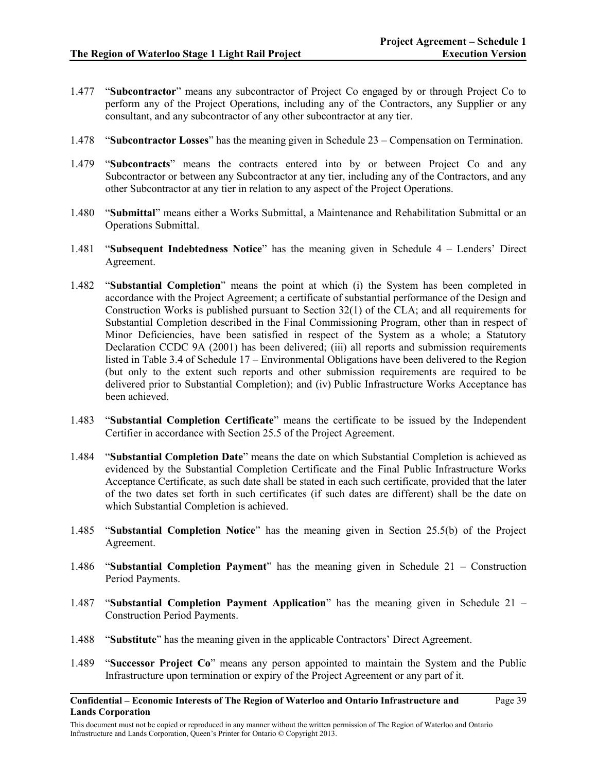1.477 "**Subcontractor**" means any subcontractor of Project Co engaged by or through Project Co to perform any of the Project Operations, including any of the Contractors, any Supplier or any consultant, and any subcontractor of any other subcontractor at any tier.

1.478 "**Subcontractor Losses**" has the meaning given in Schedule 23 – Compensation on Termination.

1.479 "**Subcontracts**" means the contracts entered into by or between Project Co and any Subcontractor or between any Subcontractor at any tier, including any of the Contractors, and any other Subcontractor at any tier in relation to any aspect of the Project Operations.

1.480 "**Submittal**" means either a Works Submittal, a Maintenance and Rehabilitation Submittal or an Operations Submittal.

1.481 "**Subsequent Indebtedness Notice**" has the meaning given in Schedule 4 – Lenders' Direct Agreement.

1.482 "**Substantial Completion**" means the point at which (i) the System has been completed in accordance with the Project Agreement; a certificate of substantial performance of the Design and Construction Works is published pursuant to Section 32(1) of the CLA; and all requirements for Substantial Completion described in the Final Commissioning Program, other than in respect of Minor Deficiencies, have been satisfied in respect of the System as a whole; a Statutory Declaration CCDC 9A (2001) has been delivered; (iii) all reports and submission requirements listed in Table 3.4 of Schedule 17 – Environmental Obligations have been delivered to the Region (but only to the extent such reports and other submission requirements are required to be delivered prior to Substantial Completion); and (iv) Public Infrastructure Works Acceptance has been achieved.

1.483 "**Substantial Completion Certificate**" means the certificate to be issued by the Independent Certifier in accordance with Section 25.5 of the Project Agreement.

1.484 "**Substantial Completion Date**" means the date on which Substantial Completion is achieved as evidenced by the Substantial Completion Certificate and the Final Public Infrastructure Works Acceptance Certificate, as such date shall be stated in each such certificate, provided that the later of the two dates set forth in such certificates (if such dates are different) shall be the date on which Substantial Completion is achieved.

1.485 "**Substantial Completion Notice**" has the meaning given in Section 25.5(b) of the Project Agreement.

1.486 "**Substantial Completion Payment**" has the meaning given in Schedule 21 – Construction Period Payments.

1.487 "**Substantial Completion Payment Application**" has the meaning given in Schedule 21 – Construction Period Payments.

1.488 "**Substitute**" has the meaning given in the applicable Contractors' Direct Agreement.

1.489 "**Successor Project Co**" means any person appointed to maintain the System and the Public Infrastructure upon termination or expiry of the Project Agreement or any part of it.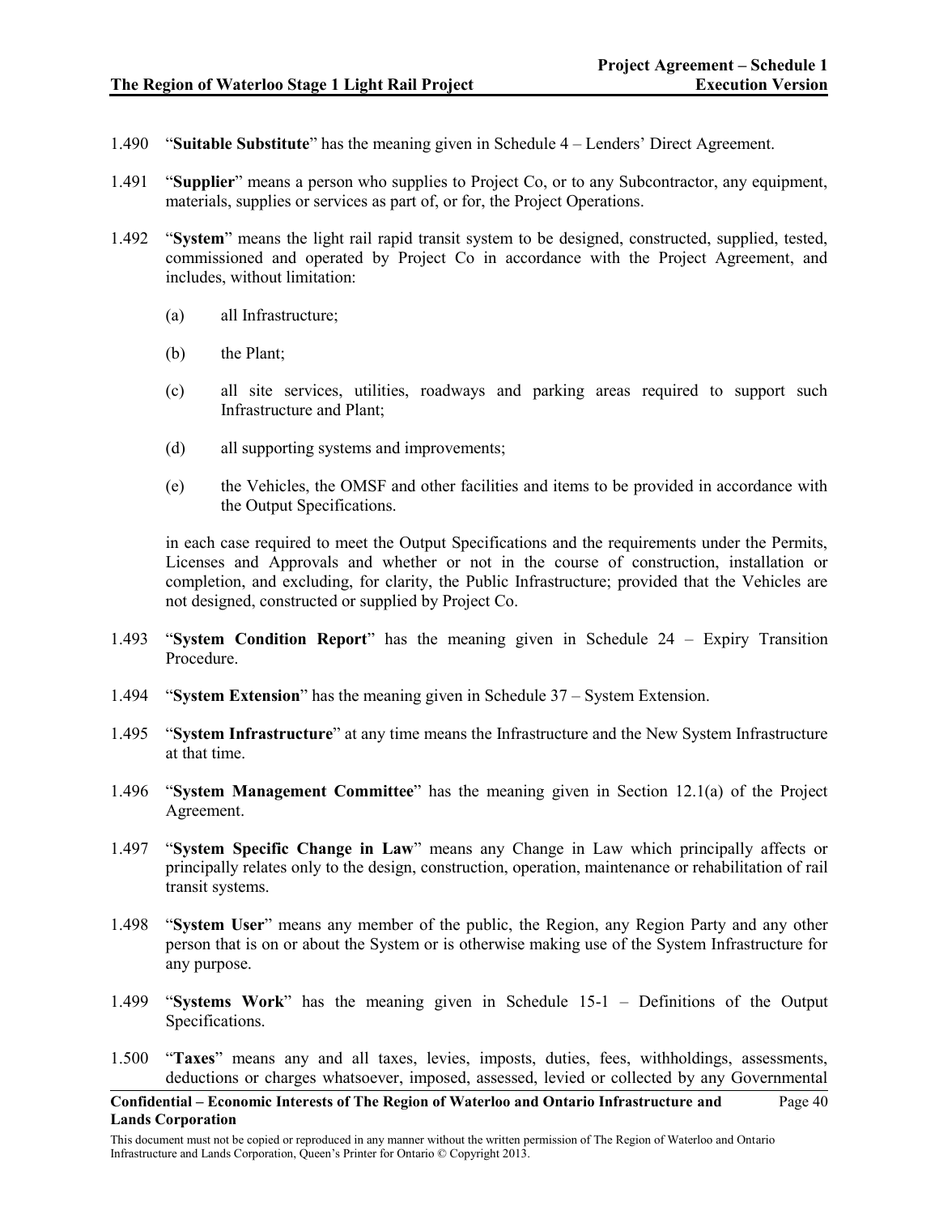1.490 "**Suitable Substitute**" has the meaning given in Schedule 4 – Lenders' Direct Agreement.

1.491 "**Supplier**" means a person who supplies to Project Co, or to any Subcontractor, any equipment, materials, supplies or services as part of, or for, the Project Operations.

1.492 "**System**" means the light rail rapid transit system to be designed, constructed, supplied, tested, commissioned and operated by Project Co in accordance with the Project Agreement, and includes, without limitation:

(a) all Infrastructure;

(b) the Plant;

(c) all site services, utilities, roadways and parking areas required to support such Infrastructure and Plant;

(d) all supporting systems and improvements;

(e) the Vehicles, the OMSF and other facilities and items to be provided in accordance with the Output Specifications.

in each case required to meet the Output Specifications and the requirements under the Permits, Licenses and Approvals and whether or not in the course of construction, installation or completion, and excluding, for clarity, the Public Infrastructure; provided that the Vehicles are not designed, constructed or supplied by Project Co.

1.493 "**System Condition Report**" has the meaning given in Schedule 24 – Expiry Transition Procedure.

1.494 "**System Extension**" has the meaning given in Schedule 37 – System Extension.

1.495 "**System Infrastructure**" at any time means the Infrastructure and the New System Infrastructure at that time.

1.496 "**System Management Committee**" has the meaning given in Section 12.1(a) of the Project Agreement.

1.497 "**System Specific Change in Law**" means any Change in Law which principally affects or principally relates only to the design, construction, operation, maintenance or rehabilitation of rail transit systems.

1.498 "**System User**" means any member of the public, the Region, any Region Party and any other person that is on or about the System or is otherwise making use of the System Infrastructure for any purpose.

1.499 "**Systems Work**" has the meaning given in Schedule 15-1 – Definitions of the Output Specifications.

1.500 "**Taxes**" means any and all taxes, levies, imposts, duties, fees, withholdings, assessments, deductions or charges whatsoever, imposed, assessed, levied or collected by any Governmental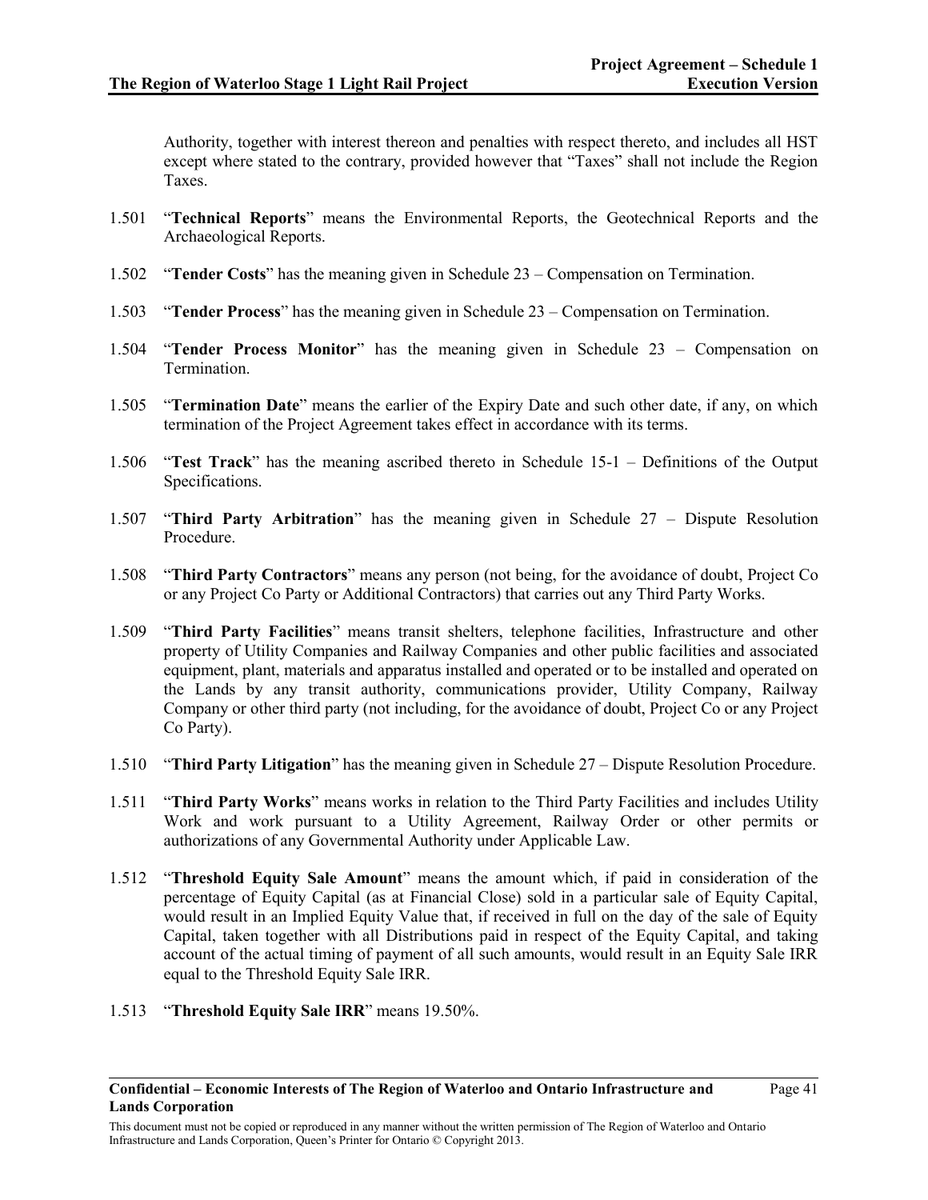Authority, together with interest thereon and penalties with respect thereto, and includes all HST except where stated to the contrary, provided however that "Taxes" shall not include the Region Taxes.

1.501 "**Technical Reports**" means the Environmental Reports, the Geotechnical Reports and the Archaeological Reports.

1.502 "**Tender Costs**" has the meaning given in Schedule 23 – Compensation on Termination.

1.503 "**Tender Process**" has the meaning given in Schedule 23 – Compensation on Termination.

1.504 "**Tender Process Monitor**" has the meaning given in Schedule 23 – Compensation on Termination.

1.505 "**Termination Date**" means the earlier of the Expiry Date and such other date, if any, on which termination of the Project Agreement takes effect in accordance with its terms.

1.506 "**Test Track**" has the meaning ascribed thereto in Schedule 15-1 – Definitions of the Output Specifications.

1.507 "**Third Party Arbitration**" has the meaning given in Schedule 27 – Dispute Resolution Procedure.

1.508 "**Third Party Contractors**" means any person (not being, for the avoidance of doubt, Project Co or any Project Co Party or Additional Contractors) that carries out any Third Party Works.

1.509 "**Third Party Facilities**" means transit shelters, telephone facilities, Infrastructure and other property of Utility Companies and Railway Companies and other public facilities and associated equipment, plant, materials and apparatus installed and operated or to be installed and operated on the Lands by any transit authority, communications provider, Utility Company, Railway Company or other third party (not including, for the avoidance of doubt, Project Co or any Project Co Party).

1.510 "**Third Party Litigation**" has the meaning given in Schedule 27 – Dispute Resolution Procedure.

1.511 "**Third Party Works**" means works in relation to the Third Party Facilities and includes Utility Work and work pursuant to a Utility Agreement, Railway Order or other permits or authorizations of any Governmental Authority under Applicable Law.

1.512 "**Threshold Equity Sale Amount**" means the amount which, if paid in consideration of the percentage of Equity Capital (as at Financial Close) sold in a particular sale of Equity Capital, would result in an Implied Equity Value that, if received in full on the day of the sale of Equity Capital, taken together with all Distributions paid in respect of the Equity Capital, and taking account of the actual timing of payment of all such amounts, would result in an Equity Sale IRR equal to the Threshold Equity Sale IRR.

1.513 "**Threshold Equity Sale IRR**" means 19.50%.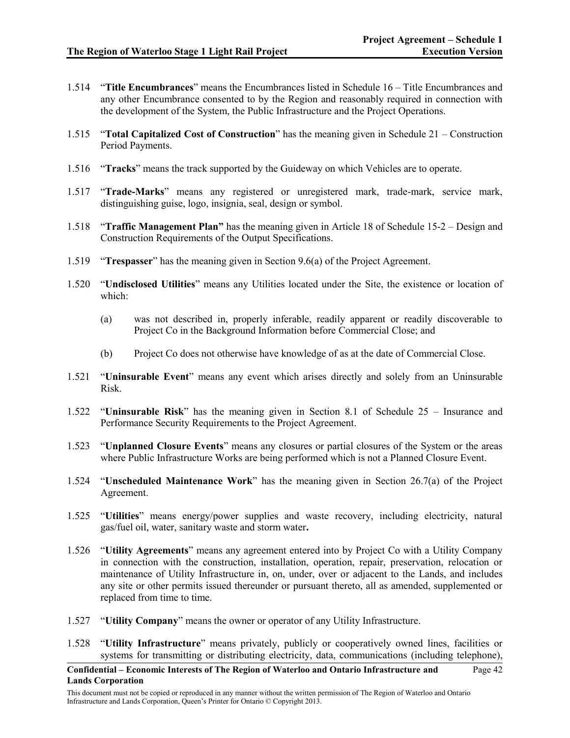1.514 "**Title Encumbrances**" means the Encumbrances listed in Schedule 16 – Title Encumbrances and any other Encumbrance consented to by the Region and reasonably required in connection with the development of the System, the Public Infrastructure and the Project Operations.

1.515 "**Total Capitalized Cost of Construction**" has the meaning given in Schedule 21 – Construction Period Payments.

1.516 "**Tracks**" means the track supported by the Guideway on which Vehicles are to operate.

1.517 "**Trade-Marks**" means any registered or unregistered mark, trade-mark, service mark, distinguishing guise, logo, insignia, seal, design or symbol.

1.518 "**Traffic Management Plan**" has the meaning given in Article 18 of Schedule 15-2 – Design and Construction Requirements of the Output Specifications.

1.519 "**Trespasser**" has the meaning given in Section 9.6(a) of the Project Agreement.

1.520 "**Undisclosed Utilities**" means any Utilities located under the Site, the existence or location of which:

(a) was not described in, properly inferable, readily apparent or readily discoverable to Project Co in the Background Information before Commercial Close; and

(b) Project Co does not otherwise have knowledge of as at the date of Commercial Close.

1.521 "**Uninsurable Event**" means any event which arises directly and solely from an Uninsurable Risk.

1.522 "**Uninsurable Risk**" has the meaning given in Section 8.1 of Schedule 25 – Insurance and Performance Security Requirements to the Project Agreement.

1.523 "**Unplanned Closure Events**" means any closures or partial closures of the System or the areas where Public Infrastructure Works are being performed which is not a Planned Closure Event.

1.524 "**Unscheduled Maintenance Work**" has the meaning given in Section 26.7(a) of the Project Agreement.

1.525 "**Utilities**" means energy/power supplies and waste recovery, including electricity, natural gas/fuel oil, water, sanitary waste and storm water**.**

1.526 "**Utility Agreements**" means any agreement entered into by Project Co with a Utility Company in connection with the construction, installation, operation, repair, preservation, relocation or maintenance of Utility Infrastructure in, on, under, over or adjacent to the Lands, and includes any site or other permits issued thereunder or pursuant thereto, all as amended, supplemented or replaced from time to time.

1.527 "**Utility Company**" means the owner or operator of any Utility Infrastructure.

1.528 "**Utility Infrastructure**" means privately, publicly or cooperatively owned lines, facilities or systems for transmitting or distributing electricity, data, communications (including telephone),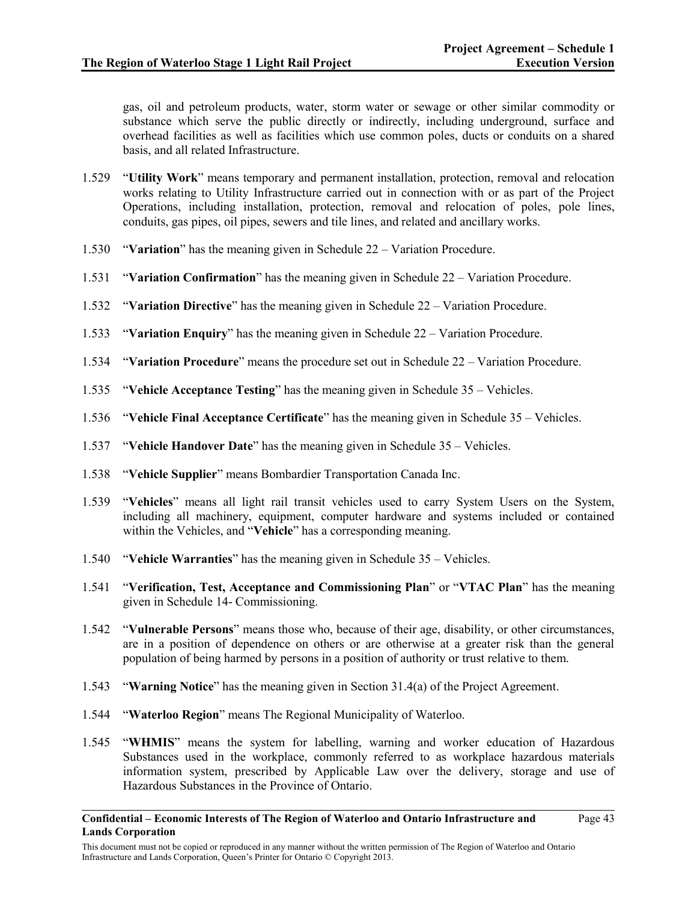gas, oil and petroleum products, water, storm water or sewage or other similar commodity or substance which serve the public directly or indirectly, including underground, surface and overhead facilities as well as facilities which use common poles, ducts or conduits on a shared basis, and all related Infrastructure.

1.529 "**Utility Work**" means temporary and permanent installation, protection, removal and relocation works relating to Utility Infrastructure carried out in connection with or as part of the Project Operations, including installation, protection, removal and relocation of poles, pole lines, conduits, gas pipes, oil pipes, sewers and tile lines, and related and ancillary works.

1.530 "**Variation**" has the meaning given in Schedule 22 – Variation Procedure.

1.531 "**Variation Confirmation**" has the meaning given in Schedule 22 – Variation Procedure.

1.532 "**Variation Directive**" has the meaning given in Schedule 22 – Variation Procedure.

1.533 "**Variation Enquiry**" has the meaning given in Schedule 22 – Variation Procedure.

1.534 "**Variation Procedure**" means the procedure set out in Schedule 22 – Variation Procedure.

1.535 "**Vehicle Acceptance Testing**" has the meaning given in Schedule 35 – Vehicles.

1.536 "**Vehicle Final Acceptance Certificate**" has the meaning given in Schedule 35 – Vehicles.

1.537 "**Vehicle Handover Date**" has the meaning given in Schedule 35 – Vehicles.

1.538 "**Vehicle Supplier**" means Bombardier Transportation Canada Inc.

1.539 "**Vehicles**" means all light rail transit vehicles used to carry System Users on the System, including all machinery, equipment, computer hardware and systems included or contained within the Vehicles, and "**Vehicle**" has a corresponding meaning.

1.540 "**Vehicle Warranties**" has the meaning given in Schedule 35 – Vehicles.

1.541 "**Verification, Test, Acceptance and Commissioning Plan**" or "**VTAC Plan**" has the meaning given in Schedule 14- Commissioning.

1.542 "**Vulnerable Persons**" means those who, because of their age, disability, or other circumstances, are in a position of dependence on others or are otherwise at a greater risk than the general population of being harmed by persons in a position of authority or trust relative to them.

1.543 "**Warning Notice**" has the meaning given in Section 31.4(a) of the Project Agreement.

1.544 "**Waterloo Region**" means The Regional Municipality of Waterloo.

1.545 "**WHMIS**" means the system for labelling, warning and worker education of Hazardous Substances used in the workplace, commonly referred to as workplace hazardous materials information system, prescribed by Applicable Law over the delivery, storage and use of Hazardous Substances in the Province of Ontario.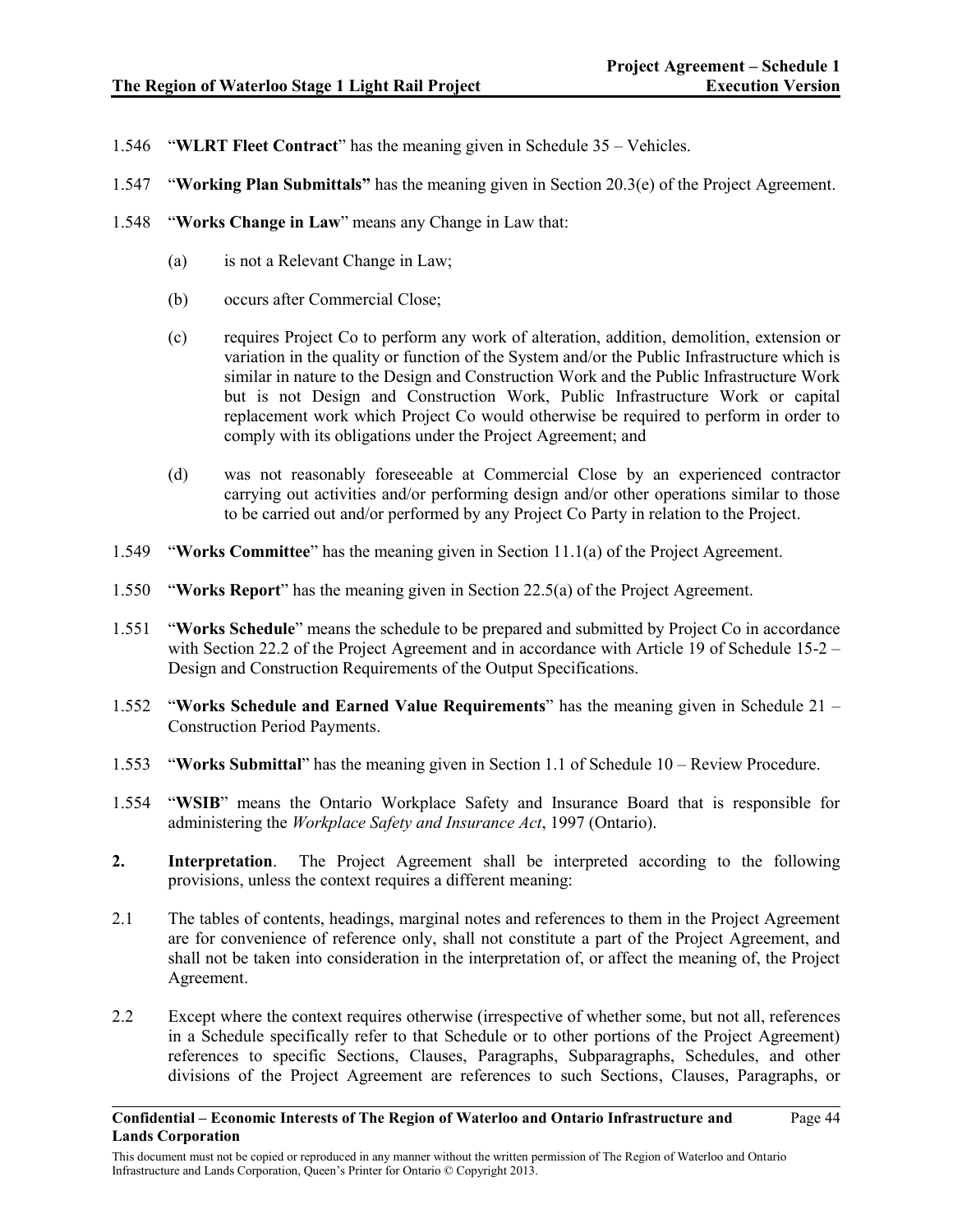1.546 "**WLRT Fleet Contract**" has the meaning given in Schedule 35 – Vehicles.

1.547 "**Working Plan Submittals"** has the meaning given in Section 20.3(e) of the Project Agreement.

1.548 "**Works Change in Law**" means any Change in Law that:

(a) is not a Relevant Change in Law;

(b) occurs after Commercial Close;

(c) requires Project Co to perform any work of alteration, addition, demolition, extension or variation in the quality or function of the System and/or the Public Infrastructure which is similar in nature to the Design and Construction Work and the Public Infrastructure Work but is not Design and Construction Work, Public Infrastructure Work or capital replacement work which Project Co would otherwise be required to perform in order to comply with its obligations under the Project Agreement; and

(d) was not reasonably foreseeable at Commercial Close by an experienced contractor carrying out activities and/or performing design and/or other operations similar to those to be carried out and/or performed by any Project Co Party in relation to the Project.

1.549 "**Works Committee**" has the meaning given in Section 11.1(a) of the Project Agreement.

1.550 "**Works Report**" has the meaning given in Section 22.5(a) of the Project Agreement.

1.551 "**Works Schedule**" means the schedule to be prepared and submitted by Project Co in accordance with Section 22.2 of the Project Agreement and in accordance with Article 19 of Schedule 15-2 – Design and Construction Requirements of the Output Specifications.

1.552 "**Works Schedule and Earned Value Requirements**" has the meaning given in Schedule 21 – Construction Period Payments.

1.553 "**Works Submittal**" has the meaning given in Section 1.1 of Schedule 10 – Review Procedure.

1.554 "**WSIB**" means the Ontario Workplace Safety and Insurance Board that is responsible for administering the *Workplace Safety and Insurance Act*, 1997 (Ontario).

**2. Interpretation**. The Project Agreement shall be interpreted according to the following provisions, unless the context requires a different meaning:

2.1 The tables of contents, headings, marginal notes and references to them in the Project Agreement are for convenience of reference only, shall not constitute a part of the Project Agreement, and shall not be taken into consideration in the interpretation of, or affect the meaning of, the Project Agreement.

2.2 Except where the context requires otherwise (irrespective of whether some, but not all, references in a Schedule specifically refer to that Schedule or to other portions of the Project Agreement) references to specific Sections, Clauses, Paragraphs, Subparagraphs, Schedules, and other divisions of the Project Agreement are references to such Sections, Clauses, Paragraphs, or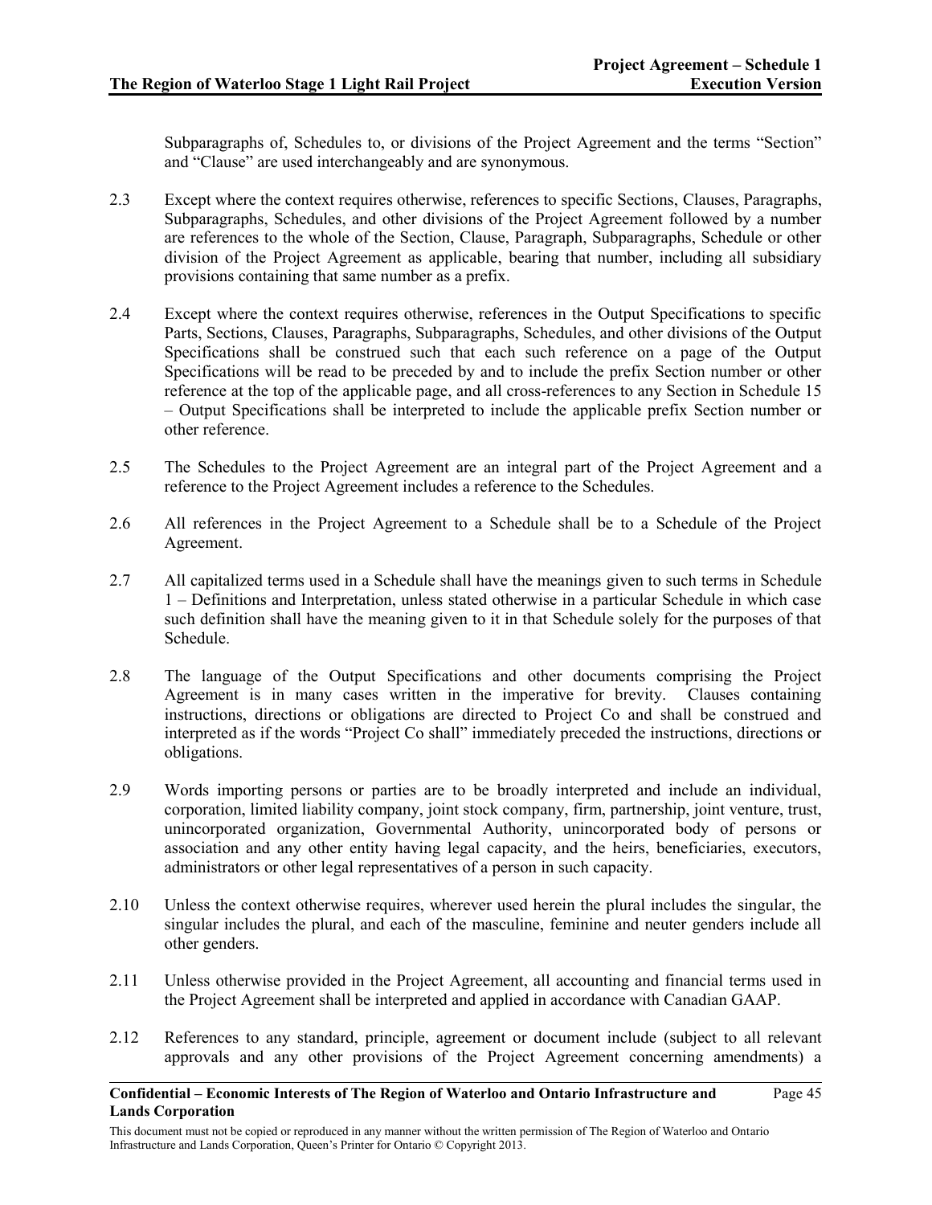Subparagraphs of, Schedules to, or divisions of the Project Agreement and the terms "Section" and "Clause" are used interchangeably and are synonymous.

2.3 Except where the context requires otherwise, references to specific Sections, Clauses, Paragraphs, Subparagraphs, Schedules, and other divisions of the Project Agreement followed by a number are references to the whole of the Section, Clause, Paragraph, Subparagraphs, Schedule or other division of the Project Agreement as applicable, bearing that number, including all subsidiary provisions containing that same number as a prefix.

2.4 Except where the context requires otherwise, references in the Output Specifications to specific Parts, Sections, Clauses, Paragraphs, Subparagraphs, Schedules, and other divisions of the Output Specifications shall be construed such that each such reference on a page of the Output Specifications will be read to be preceded by and to include the prefix Section number or other reference at the top of the applicable page, and all cross-references to any Section in Schedule 15 – Output Specifications shall be interpreted to include the applicable prefix Section number or other reference.

2.5 The Schedules to the Project Agreement are an integral part of the Project Agreement and a reference to the Project Agreement includes a reference to the Schedules.

2.6 All references in the Project Agreement to a Schedule shall be to a Schedule of the Project Agreement.

2.7 All capitalized terms used in a Schedule shall have the meanings given to such terms in Schedule 1 – Definitions and Interpretation, unless stated otherwise in a particular Schedule in which case such definition shall have the meaning given to it in that Schedule solely for the purposes of that Schedule.

2.8 The language of the Output Specifications and other documents comprising the Project Agreement is in many cases written in the imperative for brevity. Clauses containing instructions, directions or obligations are directed to Project Co and shall be construed and interpreted as if the words "Project Co shall" immediately preceded the instructions, directions or obligations.

2.9 Words importing persons or parties are to be broadly interpreted and include an individual, corporation, limited liability company, joint stock company, firm, partnership, joint venture, trust, unincorporated organization, Governmental Authority, unincorporated body of persons or association and any other entity having legal capacity, and the heirs, beneficiaries, executors, administrators or other legal representatives of a person in such capacity.

2.10 Unless the context otherwise requires, wherever used herein the plural includes the singular, the singular includes the plural, and each of the masculine, feminine and neuter genders include all other genders.

2.11 Unless otherwise provided in the Project Agreement, all accounting and financial terms used in the Project Agreement shall be interpreted and applied in accordance with Canadian GAAP.

2.12 References to any standard, principle, agreement or document include (subject to all relevant approvals and any other provisions of the Project Agreement concerning amendments) a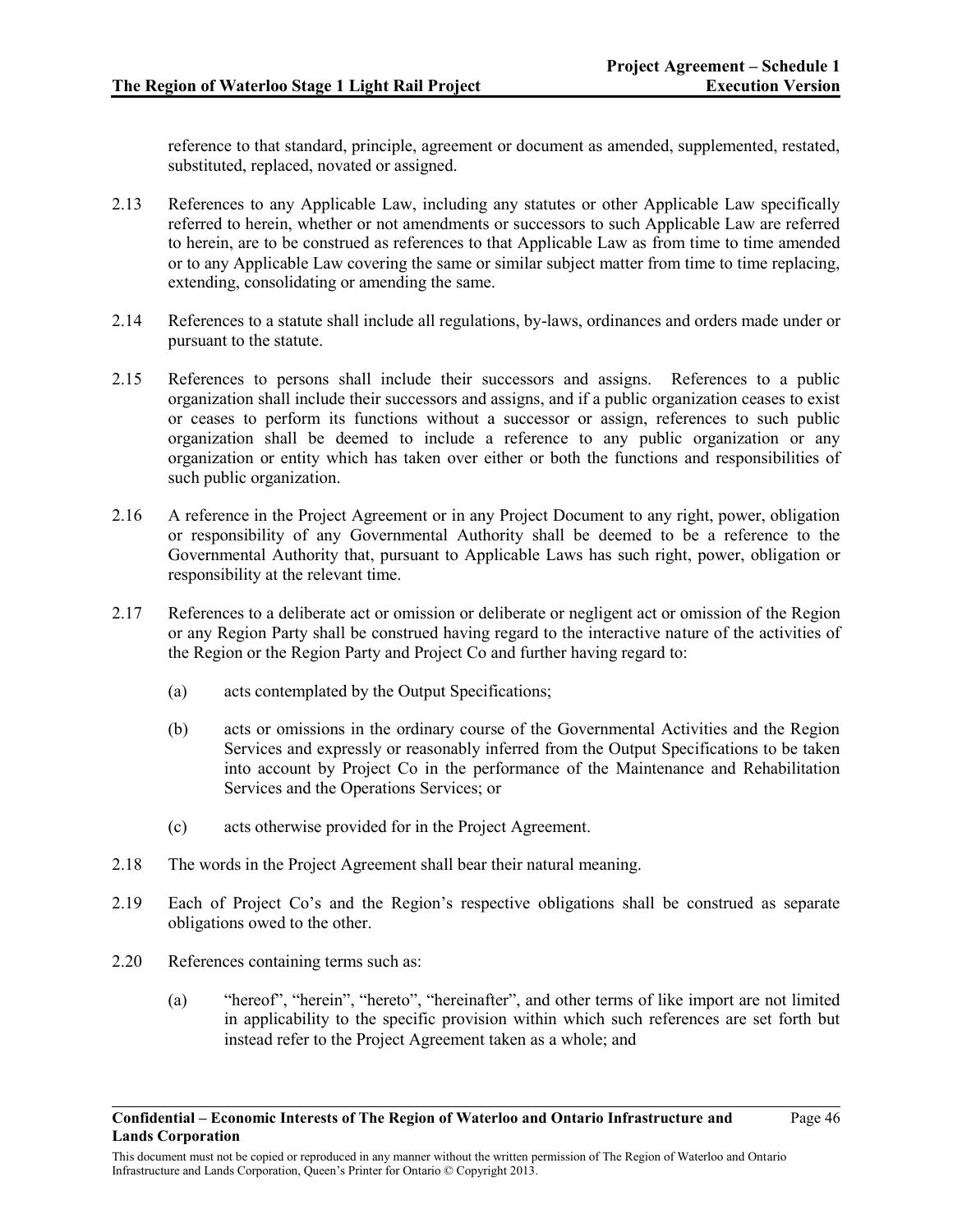reference to that standard, principle, agreement or document as amended, supplemented, restated, substituted, replaced, novated or assigned.

2.13 References to any Applicable Law, including any statutes or other Applicable Law specifically referred to herein, whether or not amendments or successors to such Applicable Law are referred to herein, are to be construed as references to that Applicable Law as from time to time amended or to any Applicable Law covering the same or similar subject matter from time to time replacing, extending, consolidating or amending the same.

2.14 References to a statute shall include all regulations, by-laws, ordinances and orders made under or pursuant to the statute.

2.15 References to persons shall include their successors and assigns. References to a public organization shall include their successors and assigns, and if a public organization ceases to exist or ceases to perform its functions without a successor or assign, references to such public organization shall be deemed to include a reference to any public organization or any organization or entity which has taken over either or both the functions and responsibilities of such public organization.

2.16 A reference in the Project Agreement or in any Project Document to any right, power, obligation or responsibility of any Governmental Authority shall be deemed to be a reference to the Governmental Authority that, pursuant to Applicable Laws has such right, power, obligation or responsibility at the relevant time.

2.17 References to a deliberate act or omission or deliberate or negligent act or omission of the Region or any Region Party shall be construed having regard to the interactive nature of the activities of the Region or the Region Party and Project Co and further having regard to:

(a) acts contemplated by the Output Specifications;

(b) acts or omissions in the ordinary course of the Governmental Activities and the Region Services and expressly or reasonably inferred from the Output Specifications to be taken into account by Project Co in the performance of the Maintenance and Rehabilitation Services and the Operations Services; or

(c) acts otherwise provided for in the Project Agreement.

2.18 The words in the Project Agreement shall bear their natural meaning.

2.19 Each of Project Co's and the Region's respective obligations shall be construed as separate obligations owed to the other.

2.20 References containing terms such as:

(a) "hereof", "herein", "hereto", "hereinafter", and other terms of like import are not limited in applicability to the specific provision within which such references are set forth but instead refer to the Project Agreement taken as a whole; and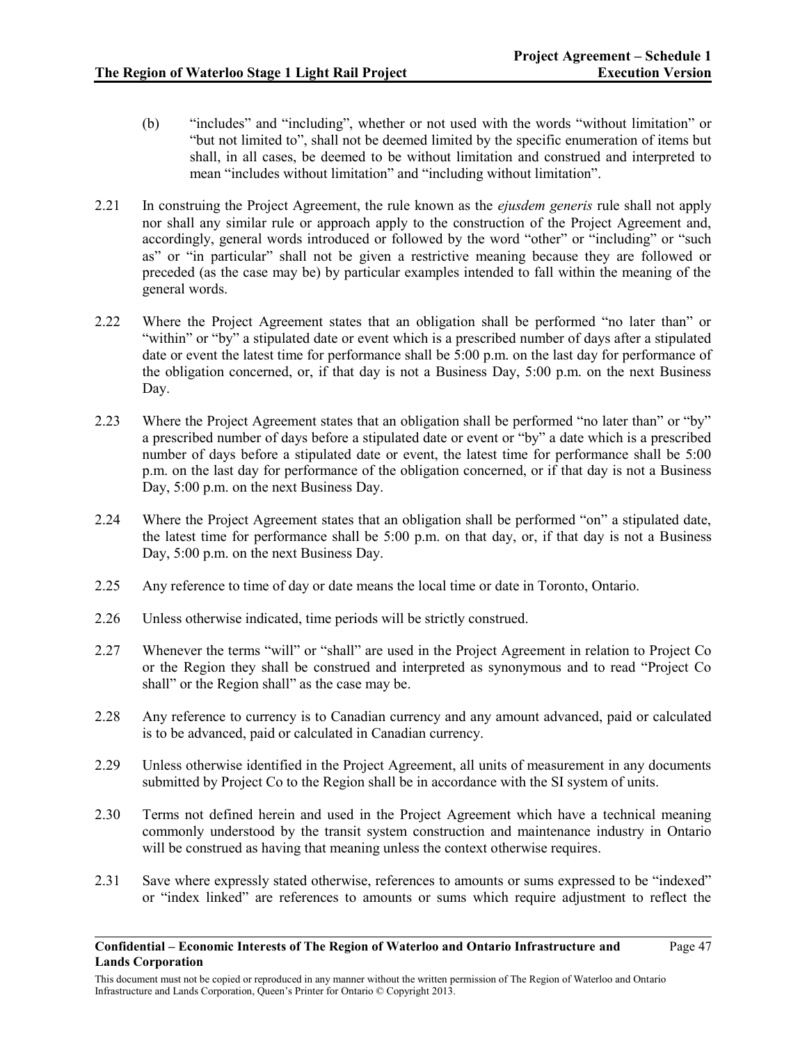(b) "includes" and "including", whether or not used with the words "without limitation" or "but not limited to", shall not be deemed limited by the specific enumeration of items but shall, in all cases, be deemed to be without limitation and construed and interpreted to mean "includes without limitation" and "including without limitation".

2.21 In construing the Project Agreement, the rule known as the *ejusdem generis* rule shall not apply nor shall any similar rule or approach apply to the construction of the Project Agreement and, accordingly, general words introduced or followed by the word "other" or "including" or "such as" or "in particular" shall not be given a restrictive meaning because they are followed or preceded (as the case may be) by particular examples intended to fall within the meaning of the general words.

2.22 Where the Project Agreement states that an obligation shall be performed "no later than" or "within" or "by" a stipulated date or event which is a prescribed number of days after a stipulated date or event the latest time for performance shall be 5:00 p.m. on the last day for performance of the obligation concerned, or, if that day is not a Business Day, 5:00 p.m. on the next Business Day.

2.23 Where the Project Agreement states that an obligation shall be performed "no later than" or "by" a prescribed number of days before a stipulated date or event or "by" a date which is a prescribed number of days before a stipulated date or event, the latest time for performance shall be 5:00 p.m. on the last day for performance of the obligation concerned, or if that day is not a Business Day, 5:00 p.m. on the next Business Day.

2.24 Where the Project Agreement states that an obligation shall be performed "on" a stipulated date, the latest time for performance shall be 5:00 p.m. on that day, or, if that day is not a Business Day, 5:00 p.m. on the next Business Day.

2.25 Any reference to time of day or date means the local time or date in Toronto, Ontario.

2.26 Unless otherwise indicated, time periods will be strictly construed.

2.27 Whenever the terms "will" or "shall" are used in the Project Agreement in relation to Project Co or the Region they shall be construed and interpreted as synonymous and to read "Project Co shall" or the Region shall" as the case may be.

2.28 Any reference to currency is to Canadian currency and any amount advanced, paid or calculated is to be advanced, paid or calculated in Canadian currency.

2.29 Unless otherwise identified in the Project Agreement, all units of measurement in any documents submitted by Project Co to the Region shall be in accordance with the SI system of units.

2.30 Terms not defined herein and used in the Project Agreement which have a technical meaning commonly understood by the transit system construction and maintenance industry in Ontario will be construed as having that meaning unless the context otherwise requires.

2.31 Save where expressly stated otherwise, references to amounts or sums expressed to be "indexed" or "index linked" are references to amounts or sums which require adjustment to reflect the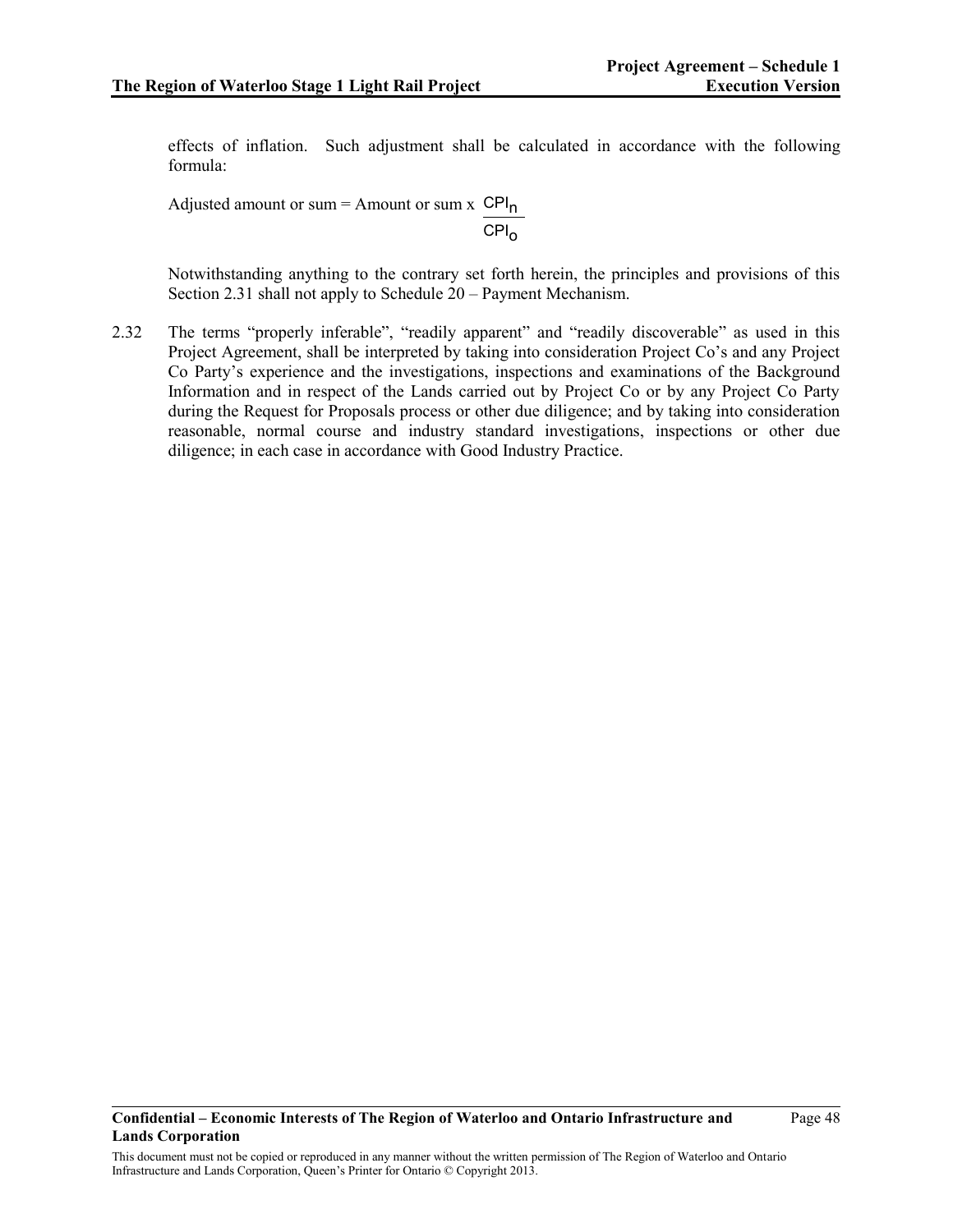effects of inflation. Such adjustment shall be calculated in accordance with the following formula:

$$\text{Adjusted amount or sum} = \text{Amount or sum} \times \frac{CPI_n}{CPI_o}$$

Notwithstanding anything to the contrary set forth herein, the principles and provisions of this Section 2.31 shall not apply to Schedule 20 – Payment Mechanism.

2.32 The terms "properly inferable", "readily apparent" and "readily discoverable" as used in this Project Agreement, shall be interpreted by taking into consideration Project Co's and any Project Co Party's experience and the investigations, inspections and examinations of the Background Information and in respect of the Lands carried out by Project Co or by any Project Co Party during the Request for Proposals process or other due diligence; and by taking into consideration reasonable, normal course and industry standard investigations, inspections or other due diligence; in each case in accordance with Good Industry Practice.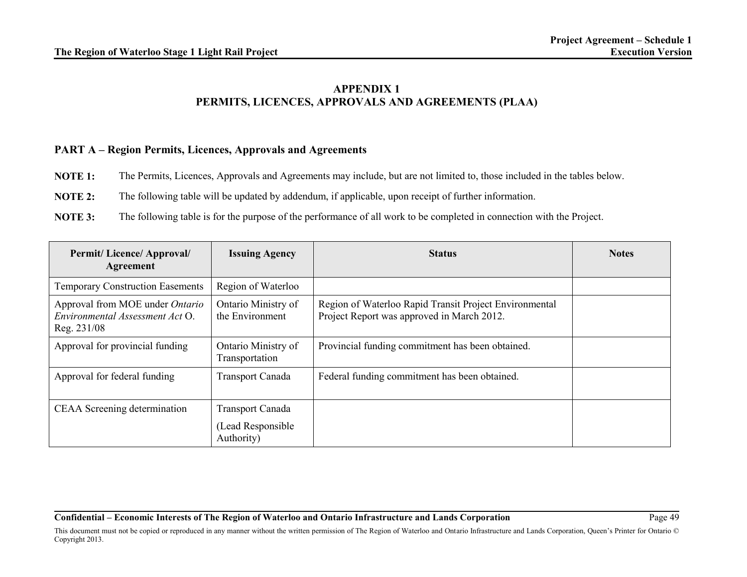# APPENDIX 1
# PERMITS, LICENCES, APPROVALS AND AGREEMENTS (PLAA)

## PART A – Region Permits, Licences, Approvals and Agreements

**NOTE 1:** The Permits, Licences, Approvals and Agreements may include, but are not limited to, those included in the tables below.

**NOTE 2:** The following table will be updated by addendum, if applicable, upon receipt of further information.

**NOTE 3:** The following table is for the purpose of the performance of all work to be completed in connection with the Project.

| Permit/ Licence/ Approval/ Agreement | Issuing Agency | Status | Notes |
|---|---|---|---|
| Temporary Construction Easements | Region of Waterloo | | |
| Approval from MOE under *Ontario Environmental Assessment Act* O. Reg. 231/08 | Ontario Ministry of the Environment | Region of Waterloo Rapid Transit Project Environmental Project Report was approved in March 2012. | |
| Approval for provincial funding | Ontario Ministry of Transportation | Provincial funding commitment has been obtained. | |
| Approval for federal funding | Transport Canada | Federal funding commitment has been obtained. | |
| CEAA Screening determination | Transport Canada (Lead Responsible Authority) | | |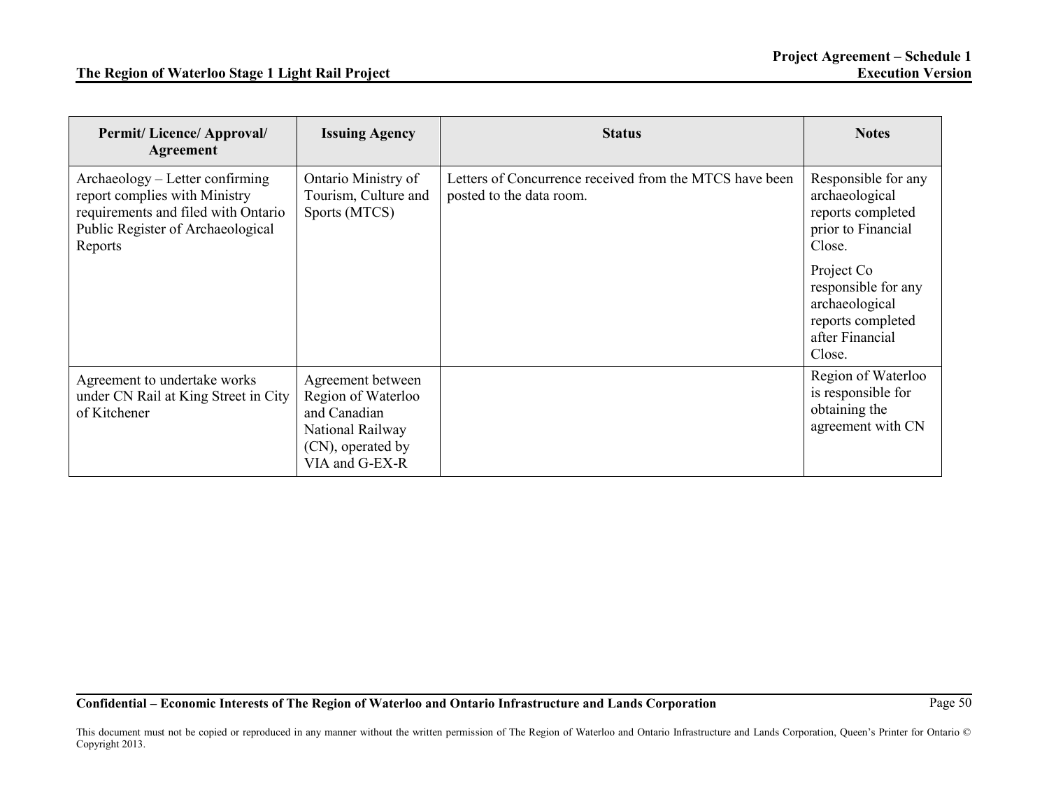| Permit/ Licence/ Approval/ Agreement | Issuing Agency | Status | Notes |
|---|---|---|---|
| Archaeology – Letter confirming report complies with Ministry requirements and filed with Ontario Public Register of Archaeological Reports | Ontario Ministry of Tourism, Culture and Sports (MTCS) | Letters of Concurrence received from the MTCS have been posted to the data room. | Responsible for any archaeological reports completed prior to Financial Close.<br><br>Project Co responsible for any archaeological reports completed after Financial Close. |
| Agreement to undertake works under CN Rail at King Street in City of Kitchener | Agreement between Region of Waterloo and Canadian National Railway (CN), operated by VIA and G-EX-R | | Region of Waterloo is responsible for obtaining the agreement with CN |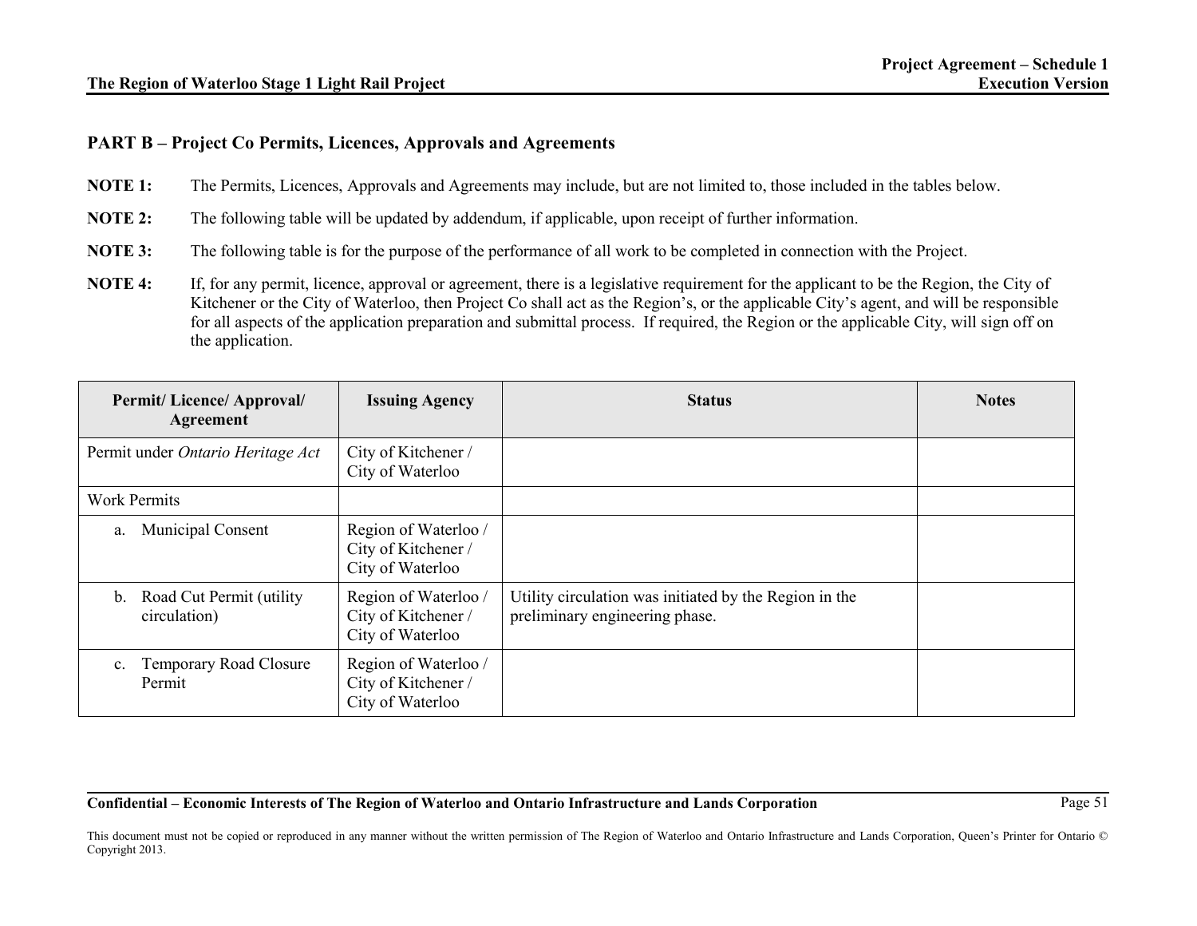## PART B – Project Co Permits, Licences, Approvals and Agreements

**NOTE 1:** The Permits, Licences, Approvals and Agreements may include, but are not limited to, those included in the tables below.

**NOTE 2:** The following table will be updated by addendum, if applicable, upon receipt of further information.

**NOTE 3:** The following table is for the purpose of the performance of all work to be completed in connection with the Project.

**NOTE 4:** If, for any permit, licence, approval or agreement, there is a legislative requirement for the applicant to be the Region, the City of Kitchener or the City of Waterloo, then Project Co shall act as the Region's, or the applicable City's agent, and will be responsible for all aspects of the application preparation and submittal process. If required, the Region or the applicable City, will sign off on the application.

| Permit/ Licence/ Approval/ Agreement | Issuing Agency | Status | Notes |
|---|---|---|---|
| Permit under *Ontario Heritage Act* | City of Kitchener / City of Waterloo | | |
| Work Permits | | | |
| a. Municipal Consent | Region of Waterloo / City of Kitchener / City of Waterloo | | |
| b. Road Cut Permit (utility circulation) | Region of Waterloo / City of Kitchener / City of Waterloo | Utility circulation was initiated by the Region in the preliminary engineering phase. | |
| c. Temporary Road Closure Permit | Region of Waterloo / City of Kitchener / City of Waterloo | | |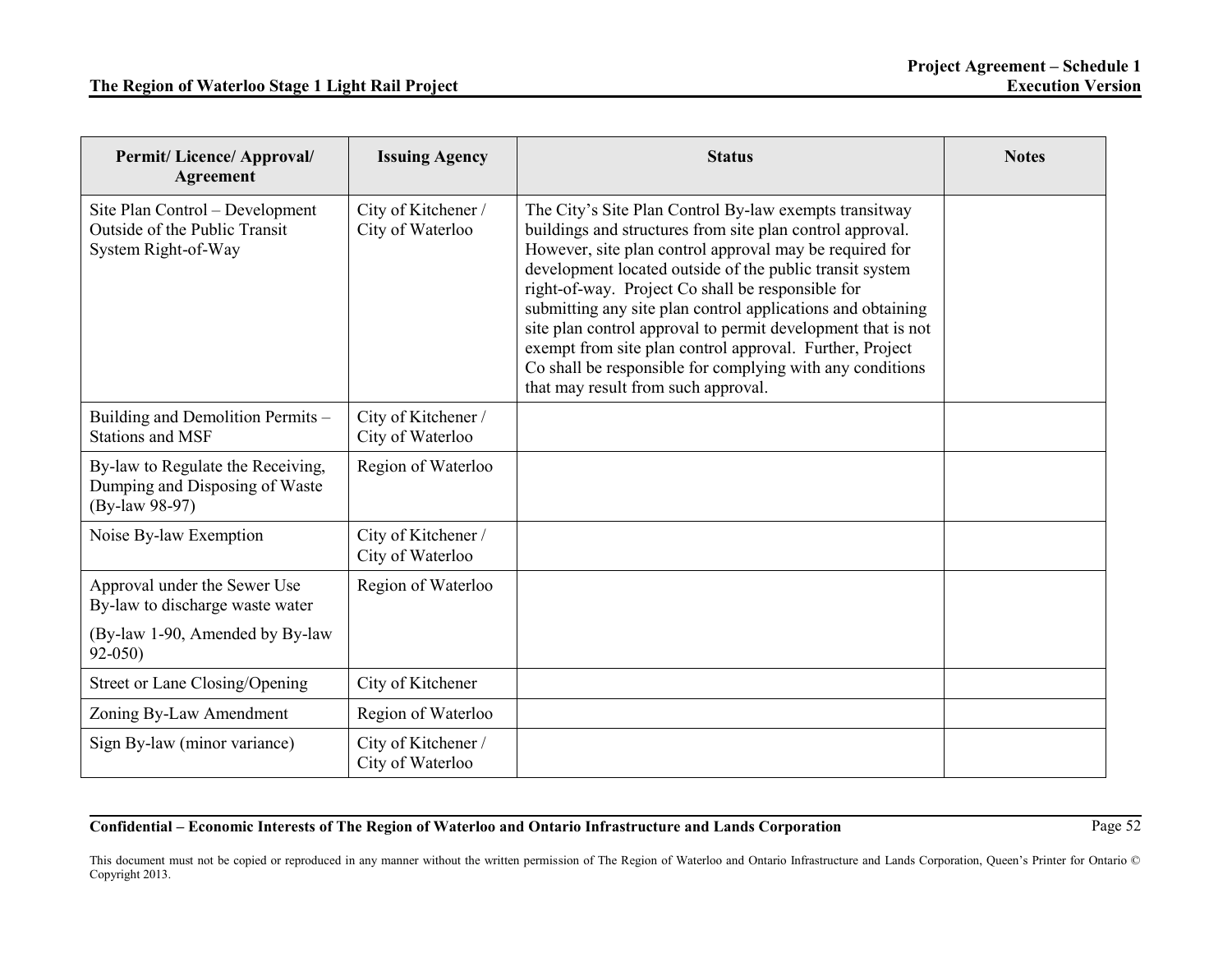| Permit/ Licence/ Approval/ Agreement | Issuing Agency | Status | Notes |
|---|---|---|---|
| Site Plan Control – Development Outside of the Public Transit System Right-of-Way | City of Kitchener / City of Waterloo | The City's Site Plan Control By-law exempts transitway buildings and structures from site plan control approval. However, site plan control approval may be required for development located outside of the public transit system right-of-way. Project Co shall be responsible for submitting any site plan control applications and obtaining site plan control approval to permit development that is not exempt from site plan control approval. Further, Project Co shall be responsible for complying with any conditions that may result from such approval. | |
| Building and Demolition Permits – Stations and MSF | City of Kitchener / City of Waterloo | | |
| By-law to Regulate the Receiving, Dumping and Disposing of Waste (By-law 98-97) | Region of Waterloo | | |
| Noise By-law Exemption | City of Kitchener / City of Waterloo | | |
| Approval under the Sewer Use By-law to discharge waste water (By-law 1-90, Amended by By-law 92-050) | Region of Waterloo | | |
| Street or Lane Closing/Opening | City of Kitchener | | |
| Zoning By-Law Amendment | Region of Waterloo | | |
| Sign By-law (minor variance) | City of Kitchener / City of Waterloo | | |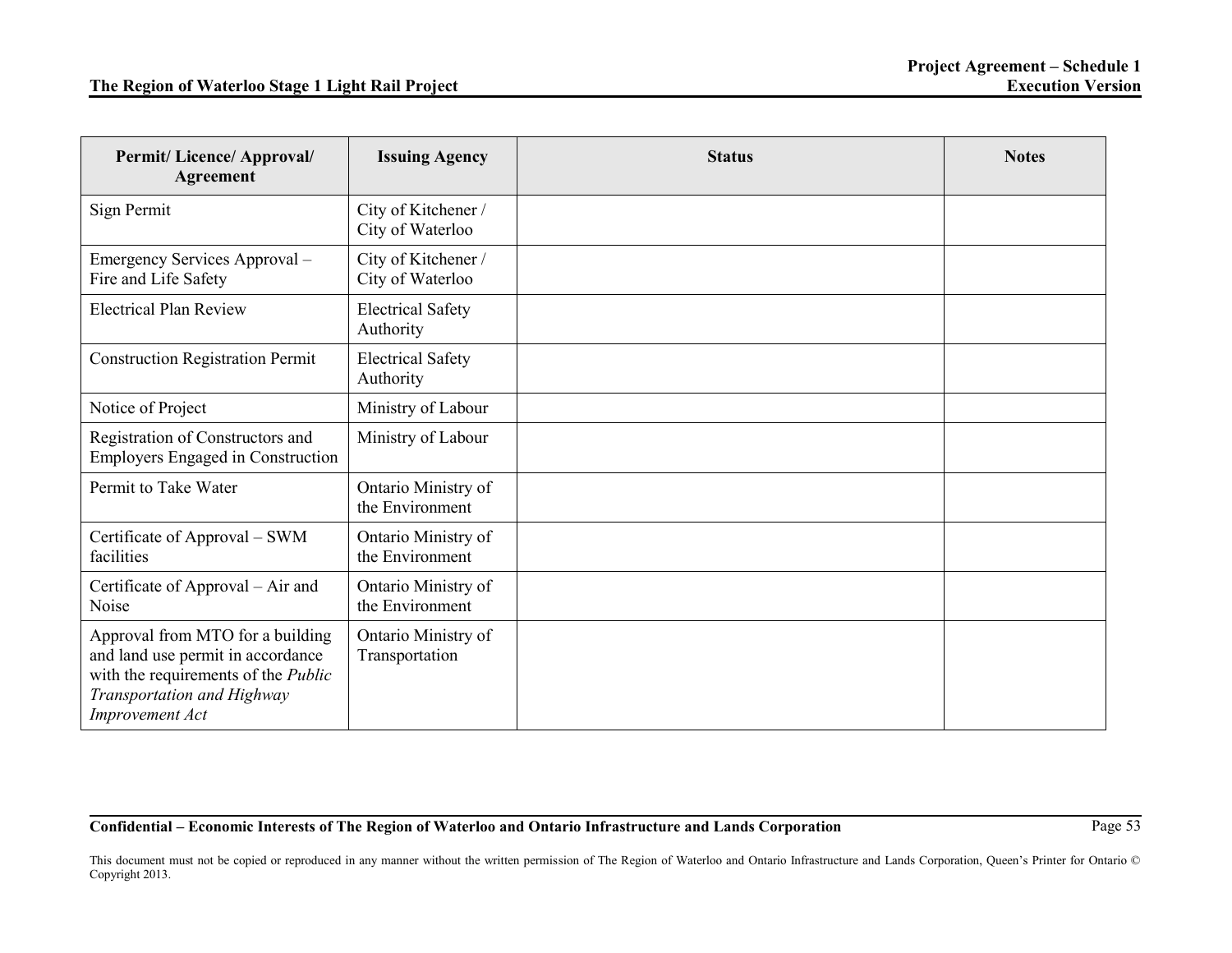| Permit/ Licence/ Approval/ Agreement | Issuing Agency | Status | Notes |
|---|---|---|---|
| Sign Permit | City of Kitchener / City of Waterloo | | |
| Emergency Services Approval – Fire and Life Safety | City of Kitchener / City of Waterloo | | |
| Electrical Plan Review | Electrical Safety Authority | | |
| Construction Registration Permit | Electrical Safety Authority | | |
| Notice of Project | Ministry of Labour | | |
| Registration of Constructors and Employers Engaged in Construction | Ministry of Labour | | |
| Permit to Take Water | Ontario Ministry of the Environment | | |
| Certificate of Approval – SWM facilities | Ontario Ministry of the Environment | | |
| Certificate of Approval – Air and Noise | Ontario Ministry of the Environment | | |
| Approval from MTO for a building and land use permit in accordance with the requirements of the *Public Transportation and Highway Improvement Act* | Ontario Ministry of Transportation | | |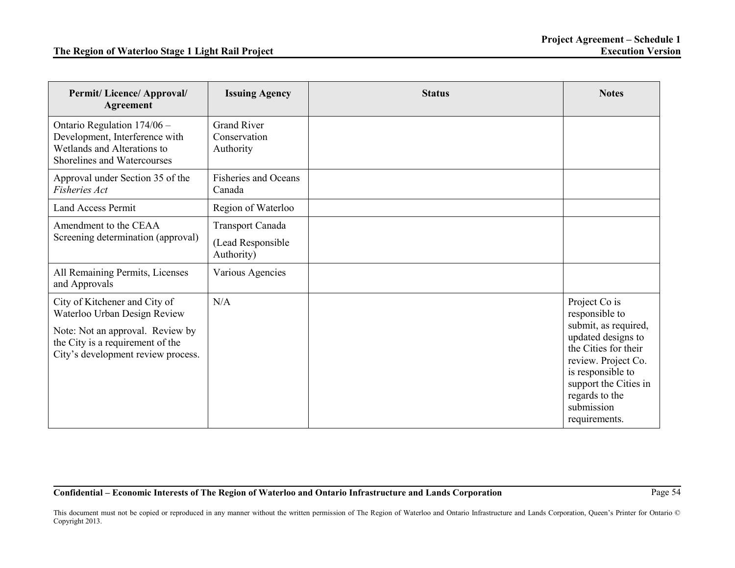| Permit/ Licence/ Approval/ Agreement | Issuing Agency | Status | Notes |
|---|---|---|---|
| Ontario Regulation 174/06 – Development, Interference with Wetlands and Alterations to Shorelines and Watercourses | Grand River Conservation Authority | | |
| Approval under Section 35 of the *Fisheries Act* | Fisheries and Oceans Canada | | |
| Land Access Permit | Region of Waterloo | | |
| Amendment to the CEAA Screening determination (approval) | Transport Canada (Lead Responsible Authority) | | |
| All Remaining Permits, Licenses and Approvals | Various Agencies | | |
| City of Kitchener and City of Waterloo Urban Design Review<br><br>Note: Not an approval. Review by the City is a requirement of the City's development review process. | N/A | | Project Co is responsible to submit, as required, updated designs to the Cities for their review. Project Co. is responsible to support the Cities in regards to the submission requirements. |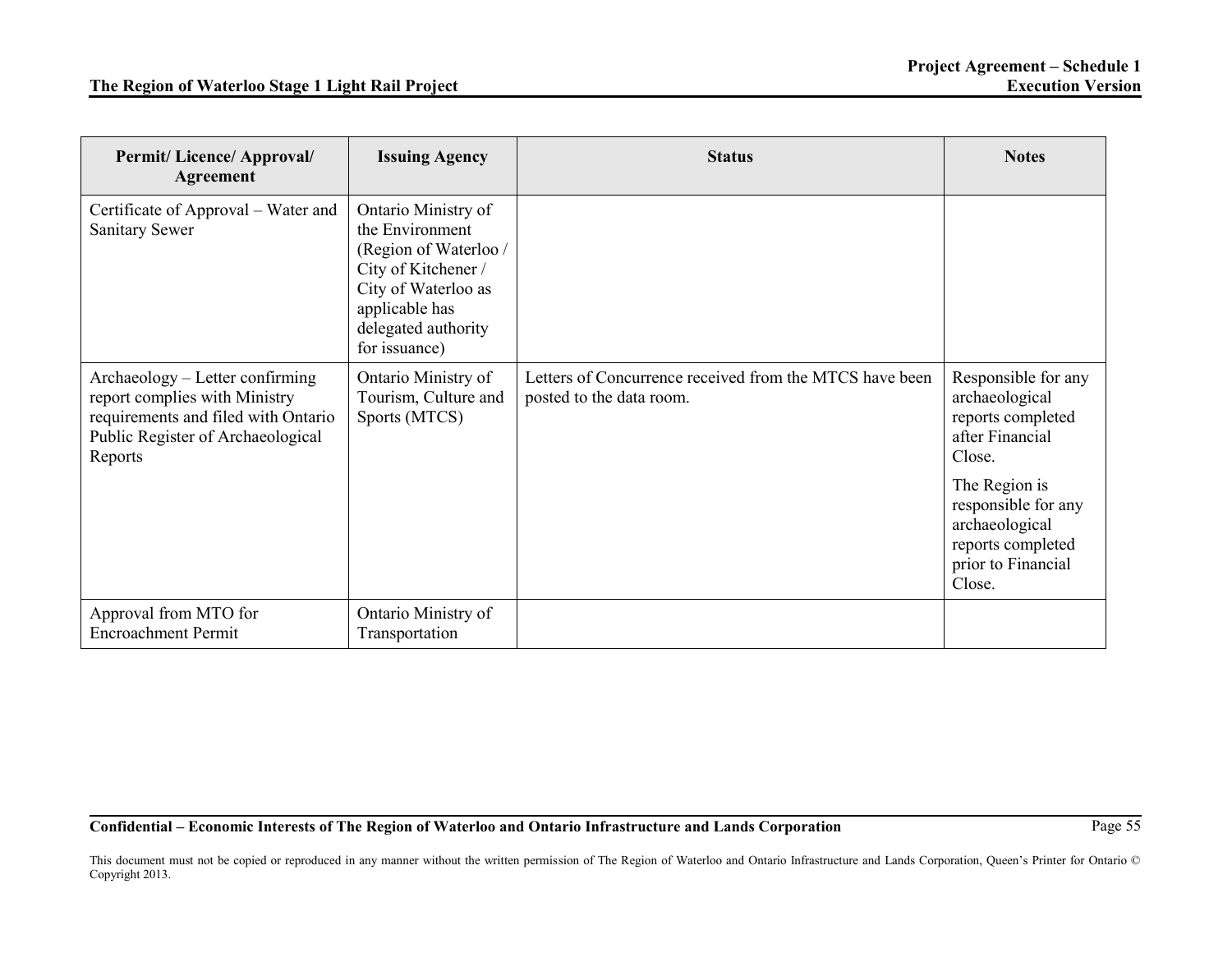| Permit/ Licence/ Approval/ Agreement | Issuing Agency | Status | Notes |
|---|---|---|---|
| Certificate of Approval – Water and Sanitary Sewer | Ontario Ministry of the Environment (Region of Waterloo / City of Kitchener / City of Waterloo as applicable has delegated authority for issuance) | | |
| Archaeology – Letter confirming report complies with Ministry requirements and filed with Ontario Public Register of Archaeological Reports | Ontario Ministry of Tourism, Culture and Sports (MTCS) | Letters of Concurrence received from the MTCS have been posted to the data room. | Responsible for any archaeological reports completed after Financial Close.<br><br>The Region is responsible for any archaeological reports completed prior to Financial Close. |
| Approval from MTO for Encroachment Permit | Ontario Ministry of Transportation | | |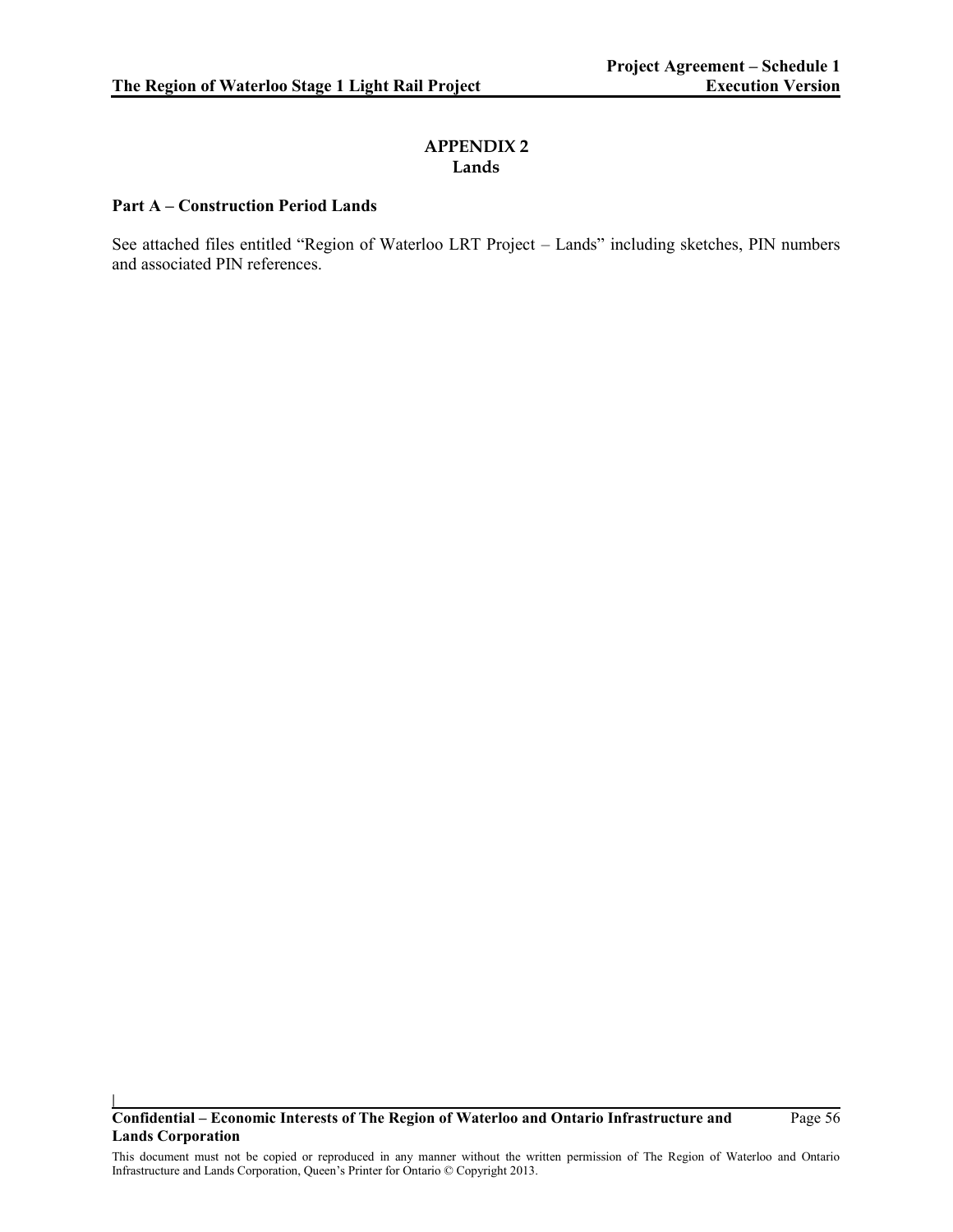## APPENDIX 2
## Lands

**Part A – Construction Period Lands**

See attached files entitled "Region of Waterloo LRT Project – Lands" including sketches, PIN numbers and associated PIN references.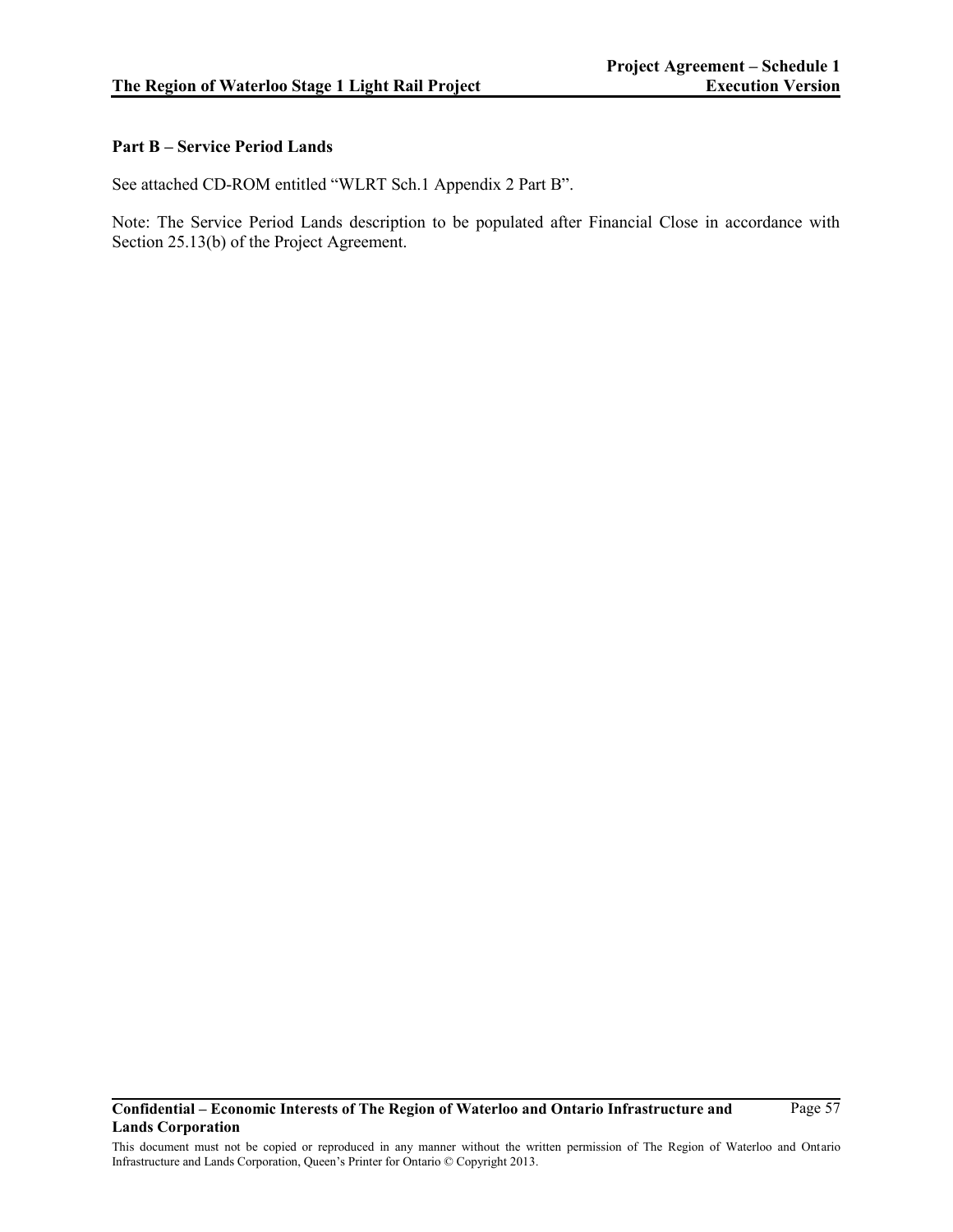**Part B – Service Period Lands**

See attached CD-ROM entitled "WLRT Sch.1 Appendix 2 Part B".

Note: The Service Period Lands description to be populated after Financial Close in accordance with Section 25.13(b) of the Project Agreement.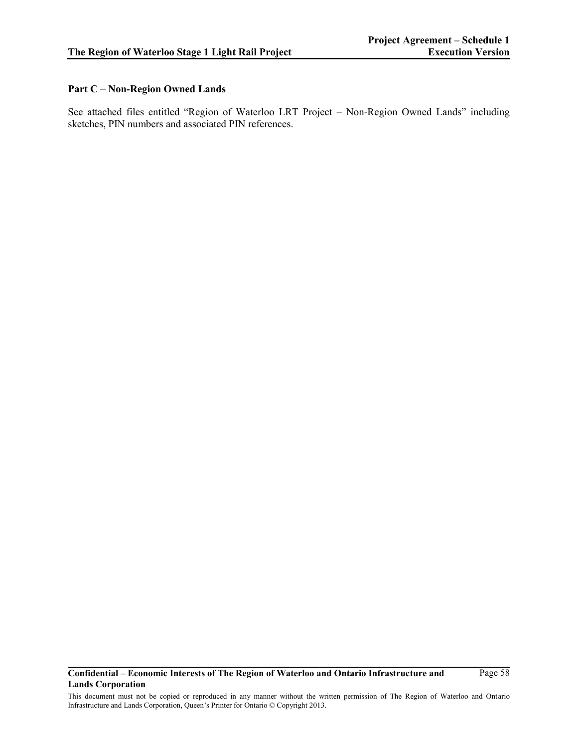### Part C – Non-Region Owned Lands

See attached files entitled "Region of Waterloo LRT Project – Non-Region Owned Lands" including sketches, PIN numbers and associated PIN references.